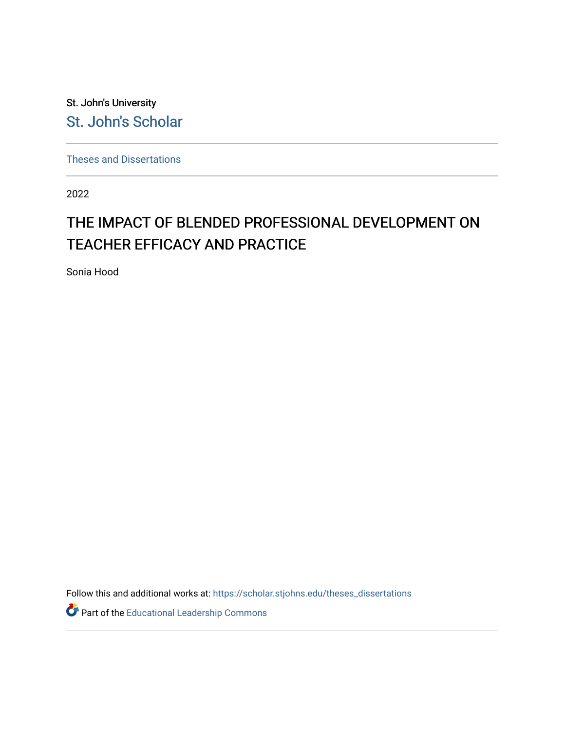St. John's University

St. John's Scholar

Theses and Dissertations

2022

# THE IMPACT OF BLENDED PROFESSIONAL DEVELOPMENT ON TEACHER EFFICACY AND PRACTICE

Sonia Hood

Follow this and additional works at: https://scholar.stjohns.edu/theses_dissertations

Part of the Educational Leadership Commons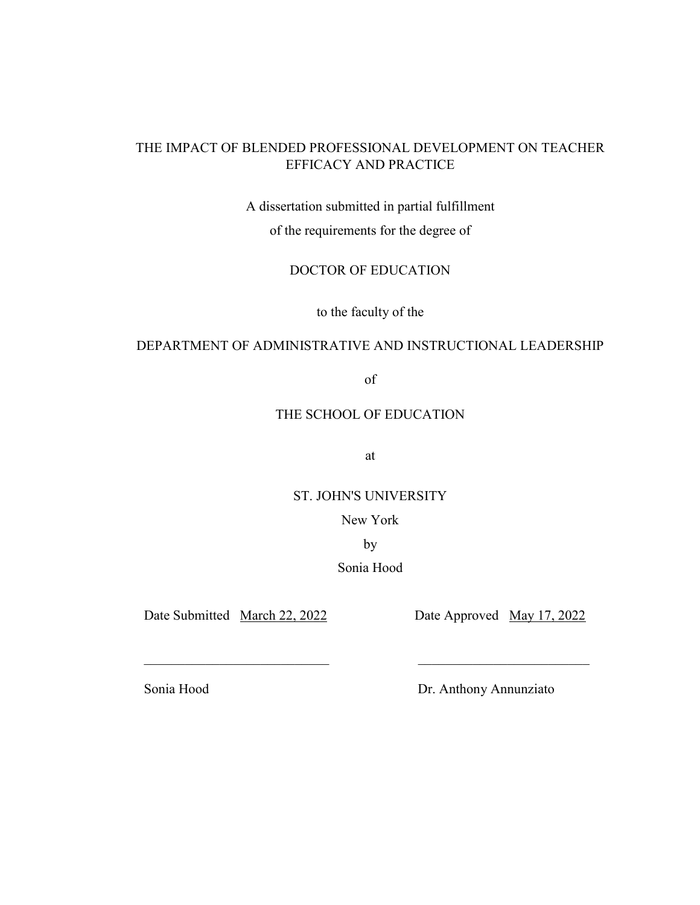THE IMPACT OF BLENDED PROFESSIONAL DEVELOPMENT ON TEACHER EFFICACY AND PRACTICE

A dissertation submitted in partial fulfillment

of the requirements for the degree of

DOCTOR OF EDUCATION

to the faculty of the

DEPARTMENT OF ADMINISTRATIVE AND INSTRUCTIONAL LEADERSHIP

of

THE SCHOOL OF EDUCATION

at

ST. JOHN'S UNIVERSITY

New York

by

Sonia Hood

Date Submitted March 22, 2022 Date Approved May 17, 2022

\_\_\_\_\_\_\_\_\_\_\_\_\_\_\_\_\_\_\_\_\_\_\_\_\_\_\_\_ \_\_\_\_\_\_\_\_\_\_\_\_\_\_\_\_\_\_\_\_\_\_\_\_\_\_\_\_

Sonia Hood Dr. Anthony Annunziato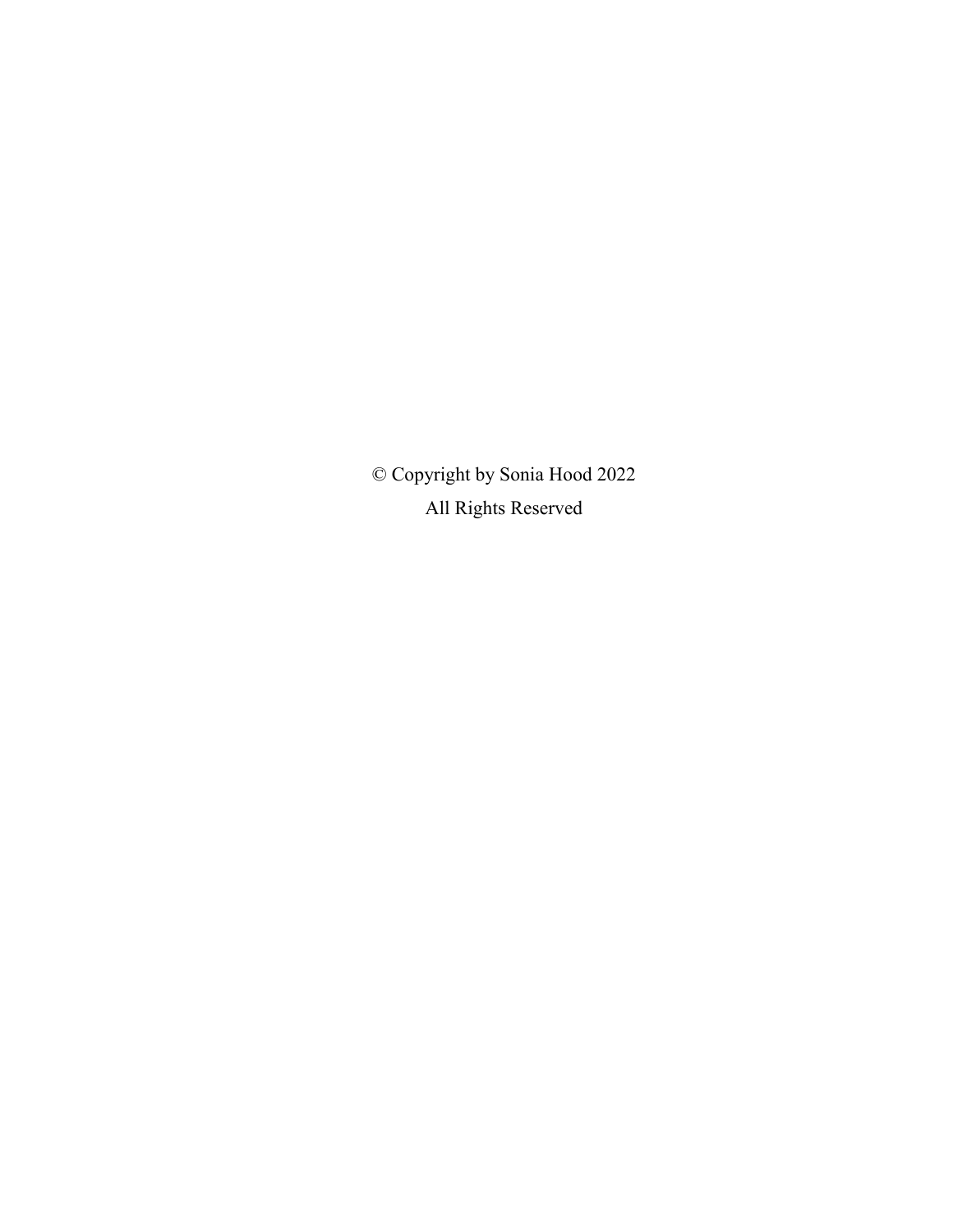© Copyright by Sonia Hood 2022

All Rights Reserved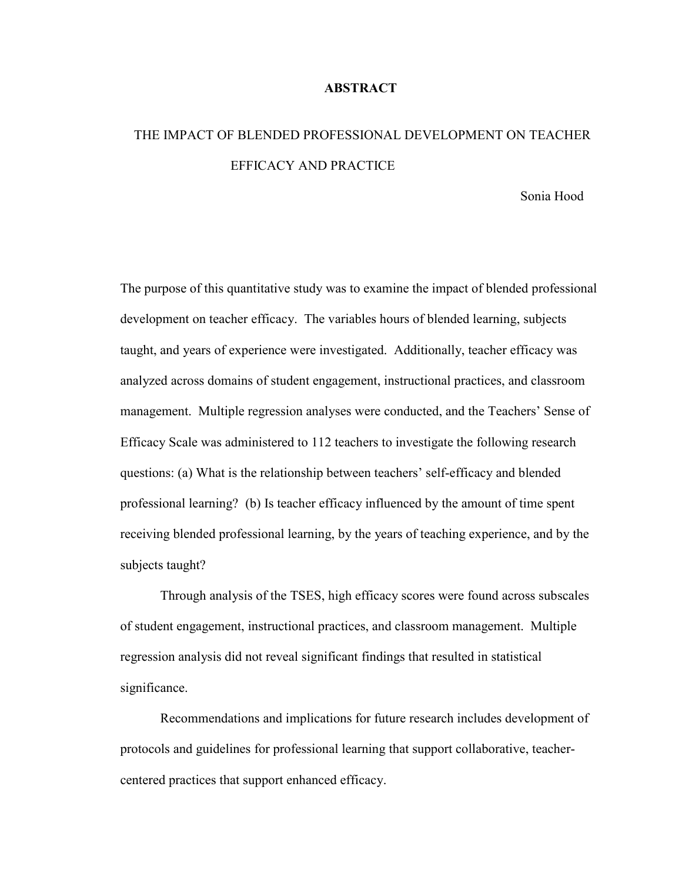# ABSTRACT

## THE IMPACT OF BLENDED PROFESSIONAL DEVELOPMENT ON TEACHER EFFICACY AND PRACTICE

Sonia Hood

The purpose of this quantitative study was to examine the impact of blended professional development on teacher efficacy. The variables hours of blended learning, subjects taught, and years of experience were investigated. Additionally, teacher efficacy was analyzed across domains of student engagement, instructional practices, and classroom management. Multiple regression analyses were conducted, and the Teachers' Sense of Efficacy Scale was administered to 112 teachers to investigate the following research questions: (a) What is the relationship between teachers' self-efficacy and blended professional learning? (b) Is teacher efficacy influenced by the amount of time spent receiving blended professional learning, by the years of teaching experience, and by the subjects taught?

Through analysis of the TSES, high efficacy scores were found across subscales of student engagement, instructional practices, and classroom management. Multiple regression analysis did not reveal significant findings that resulted in statistical significance.

Recommendations and implications for future research includes development of protocols and guidelines for professional learning that support collaborative, teacher-centered practices that support enhanced efficacy.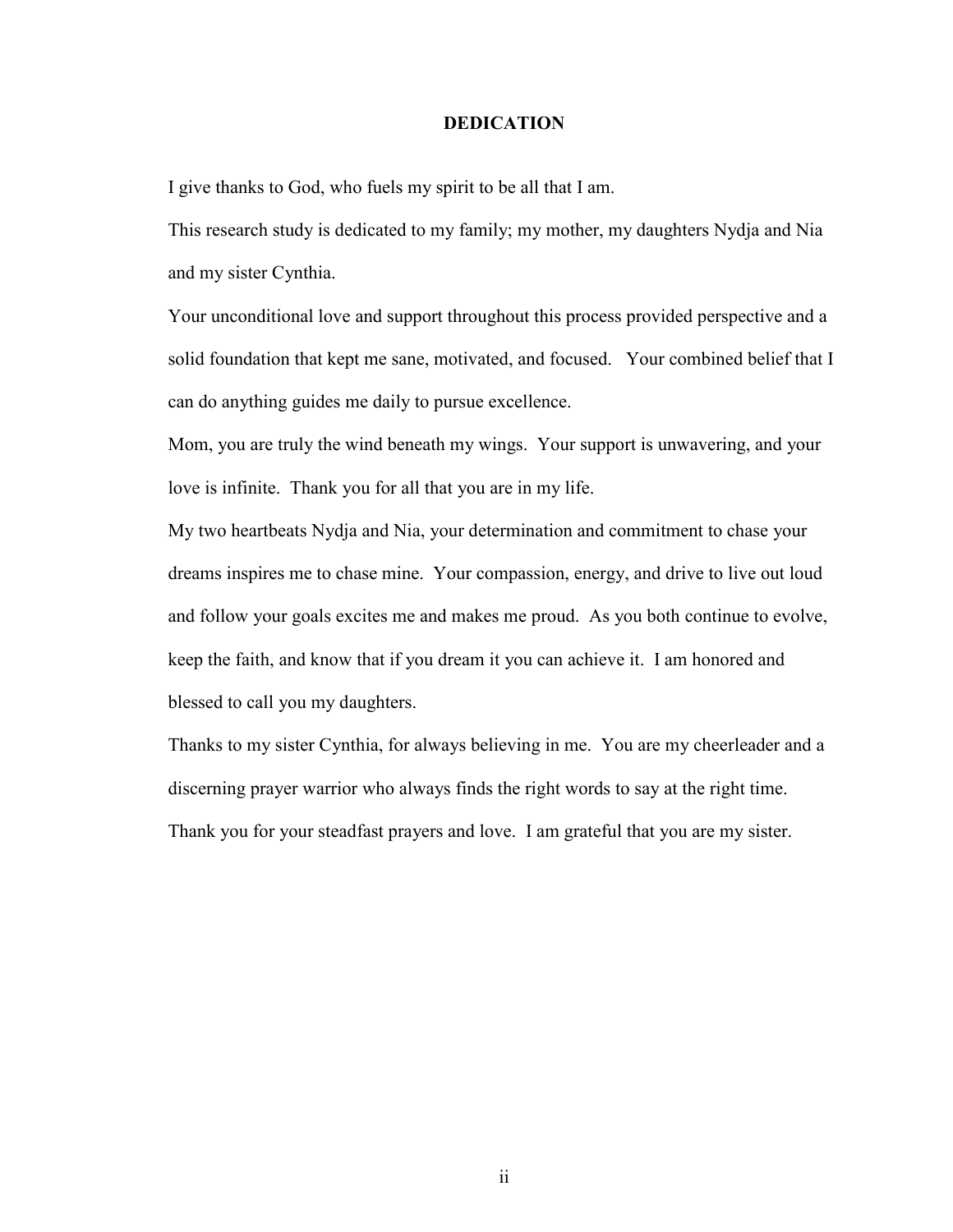# DEDICATION

I give thanks to God, who fuels my spirit to be all that I am.

This research study is dedicated to my family; my mother, my daughters Nydja and Nia and my sister Cynthia.

Your unconditional love and support throughout this process provided perspective and a solid foundation that kept me sane, motivated, and focused. Your combined belief that I can do anything guides me daily to pursue excellence.

Mom, you are truly the wind beneath my wings. Your support is unwavering, and your love is infinite. Thank you for all that you are in my life.

My two heartbeats Nydja and Nia, your determination and commitment to chase your dreams inspires me to chase mine. Your compassion, energy, and drive to live out loud and follow your goals excites me and makes me proud. As you both continue to evolve, keep the faith, and know that if you dream it you can achieve it. I am honored and blessed to call you my daughters.

Thanks to my sister Cynthia, for always believing in me. You are my cheerleader and a discerning prayer warrior who always finds the right words to say at the right time. Thank you for your steadfast prayers and love. I am grateful that you are my sister.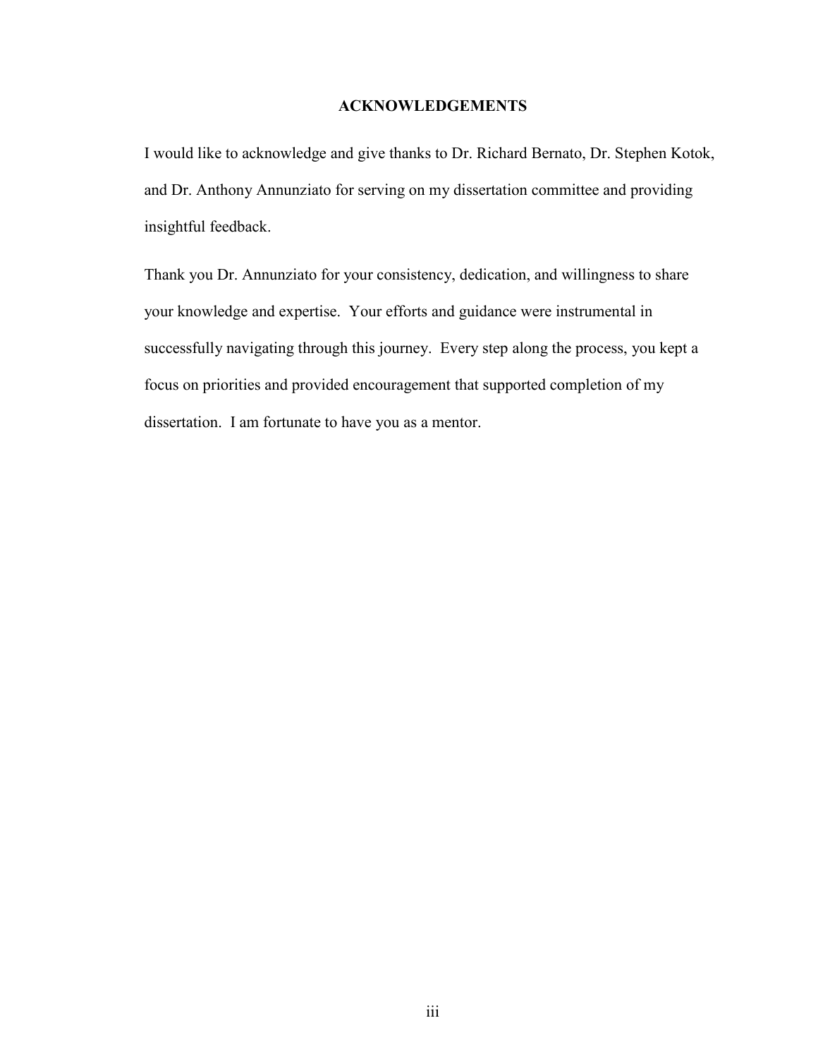## ACKNOWLEDGEMENTS

I would like to acknowledge and give thanks to Dr. Richard Bernato, Dr. Stephen Kotok, and Dr. Anthony Annunziato for serving on my dissertation committee and providing insightful feedback.

Thank you Dr. Annunziato for your consistency, dedication, and willingness to share your knowledge and expertise. Your efforts and guidance were instrumental in successfully navigating through this journey. Every step along the process, you kept a focus on priorities and provided encouragement that supported completion of my dissertation. I am fortunate to have you as a mentor.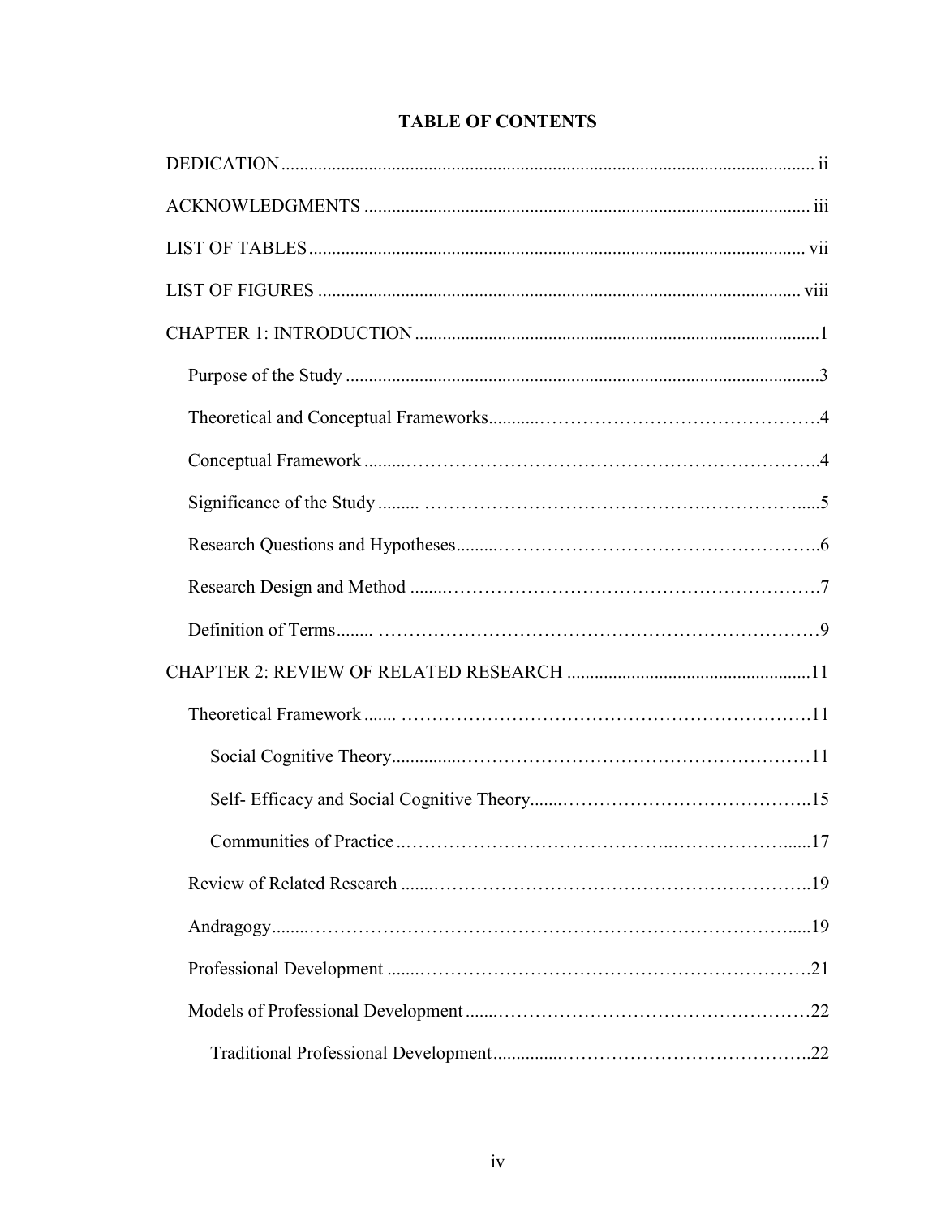# TABLE OF CONTENTS

DEDICATION ........ ii

ACKNOWLEDGMENTS ........ iii

LIST OF TABLES ........ vii

LIST OF FIGURES ........ viii

CHAPTER 1: INTRODUCTION ........ 1

- Purpose of the Study ........ 3
- Theoretical and Conceptual Frameworks ........ 4
- Conceptual Framework ........ 4
- Significance of the Study ........ 5
- Research Questions and Hypotheses ........ 6
- Research Design and Method ........ 7
- Definition of Terms ........ 9

CHAPTER 2: REVIEW OF RELATED RESEARCH ........ 11

- Theoretical Framework ........ 11
  - Social Cognitive Theory ........ 11
  - Self- Efficacy and Social Cognitive Theory ........ 15
  - Communities of Practice ........ 17
- Review of Related Research ........ 19
- Andragogy ........ 19
- Professional Development ........ 21
- Models of Professional Development ........ 22
  - Traditional Professional Development ........ 22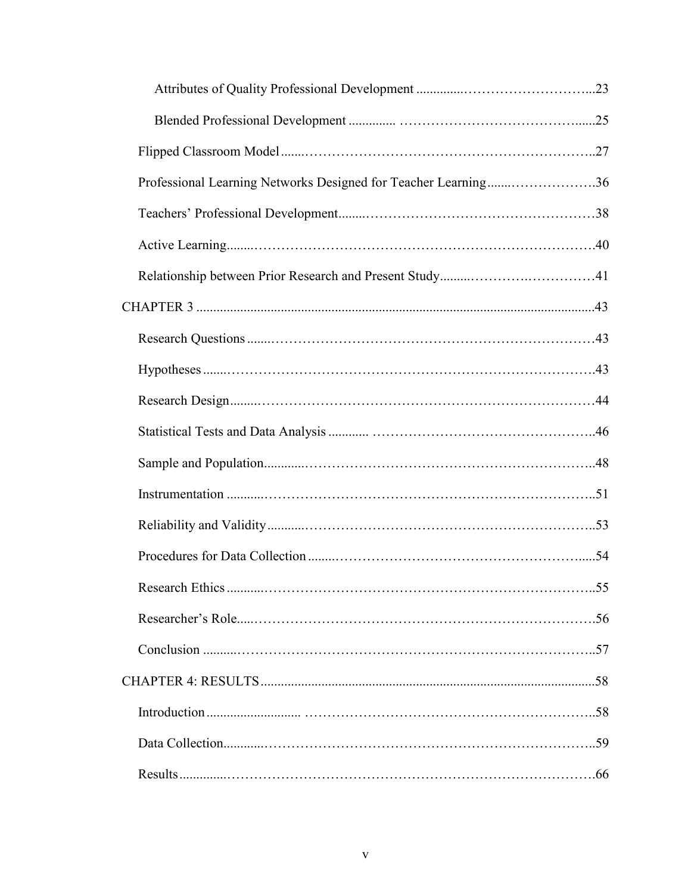Attributes of Quality Professional Development ....................................................23

Blended Professional Development ....................................................25

Flipped Classroom Model ....................................................27

Professional Learning Networks Designed for Teacher Learning ....................................................36

Teachers' Professional Development ....................................................38

Active Learning ....................................................40

Relationship between Prior Research and Present Study ....................................................41

CHAPTER 3 ....................................................43

Research Questions ....................................................43

Hypotheses ....................................................43

Research Design ....................................................44

Statistical Tests and Data Analysis ....................................................46

Sample and Population ....................................................48

Instrumentation ....................................................51

Reliability and Validity ....................................................53

Procedures for Data Collection ....................................................54

Research Ethics ....................................................55

Researcher's Role ....................................................56

Conclusion ....................................................57

CHAPTER 4: RESULTS ....................................................58

Introduction ....................................................58

Data Collection ....................................................59

Results ....................................................66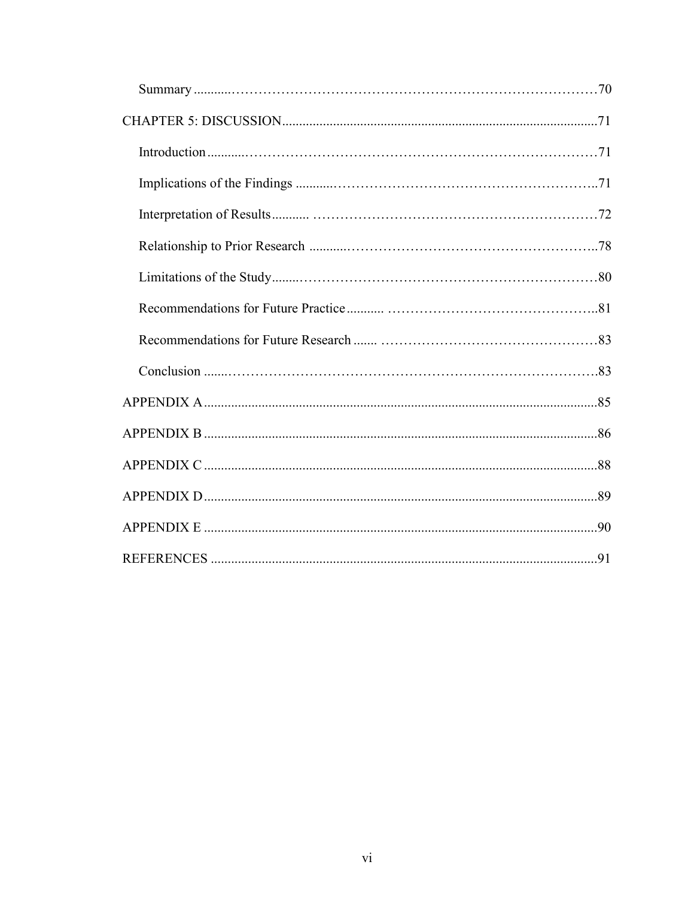Summary ........................................................................................................70

CHAPTER 5: DISCUSSION ...........................................................................................71

Introduction ....................................................................................................71

Implications of the Findings ..........................................................................71

Interpretation of Results ................................................................................72

Relationship to Prior Research .......................................................................78

Limitations of the Study .................................................................................80

Recommendations for Future Practice ...........................................................81

Recommendations for Future Research ..........................................................83

Conclusion .......................................................................................................83

APPENDIX A ..................................................................................................................85

APPENDIX B ..................................................................................................................86

APPENDIX C ..................................................................................................................88

APPENDIX D ..................................................................................................................89

APPENDIX E ..................................................................................................................90

REFERENCES ................................................................................................................91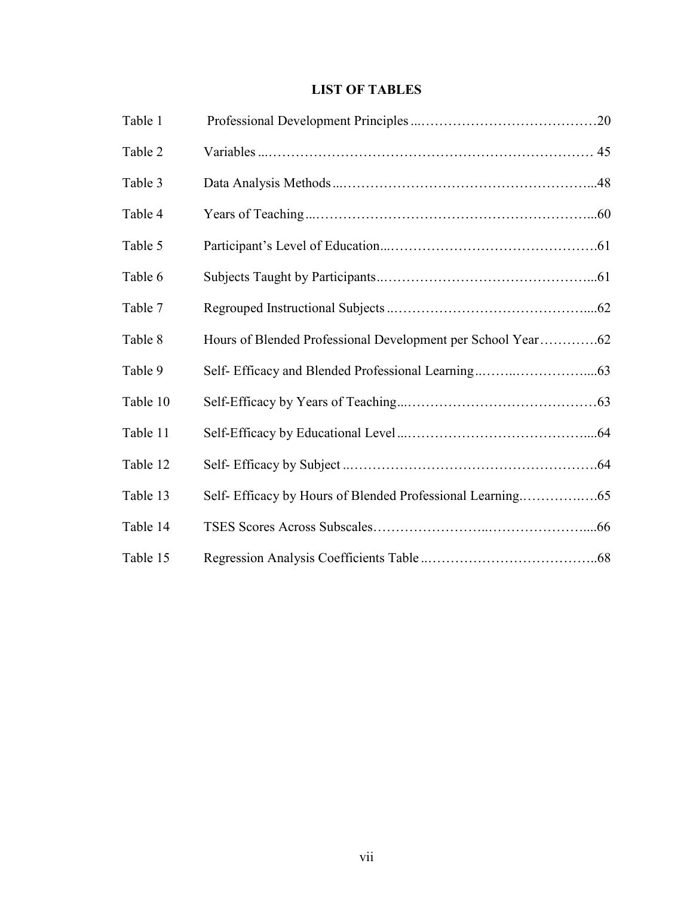## LIST OF TABLES

| | | |
|---|---|---|
| Table 1 | Professional Development Principles | 20 |
| Table 2 | Variables | 45 |
| Table 3 | Data Analysis Methods | 48 |
| Table 4 | Years of Teaching | 60 |
| Table 5 | Participant's Level of Education | 61 |
| Table 6 | Subjects Taught by Participants | 61 |
| Table 7 | Regrouped Instructional Subjects | 62 |
| Table 8 | Hours of Blended Professional Development per School Year | 62 |
| Table 9 | Self- Efficacy and Blended Professional Learning | 63 |
| Table 10 | Self-Efficacy by Years of Teaching | 63 |
| Table 11 | Self-Efficacy by Educational Level | 64 |
| Table 12 | Self- Efficacy by Subject | 64 |
| Table 13 | Self- Efficacy by Hours of Blended Professional Learning | 65 |
| Table 14 | TSES Scores Across Subscales | 66 |
| Table 15 | Regression Analysis Coefficients Table | 68 |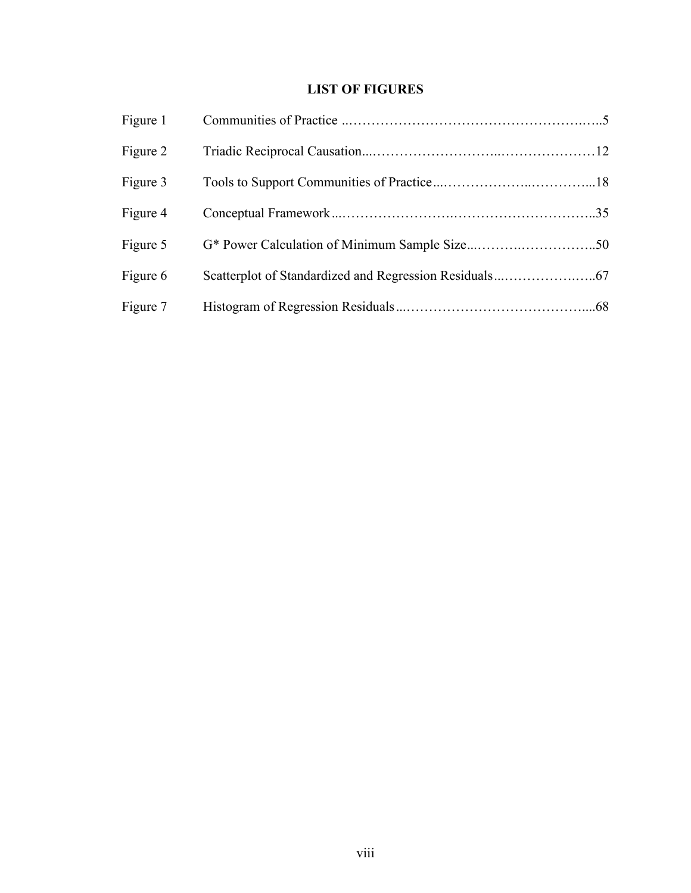# LIST OF FIGURES

| | | |
|---|---|---|
| Figure 1 | Communities of Practice | 5 |
| Figure 2 | Triadic Reciprocal Causation | 12 |
| Figure 3 | Tools to Support Communities of Practice | 18 |
| Figure 4 | Conceptual Framework | 35 |
| Figure 5 | G* Power Calculation of Minimum Sample Size | 50 |
| Figure 6 | Scatterplot of Standardized and Regression Residuals | 67 |
| Figure 7 | Histogram of Regression Residuals | 68 |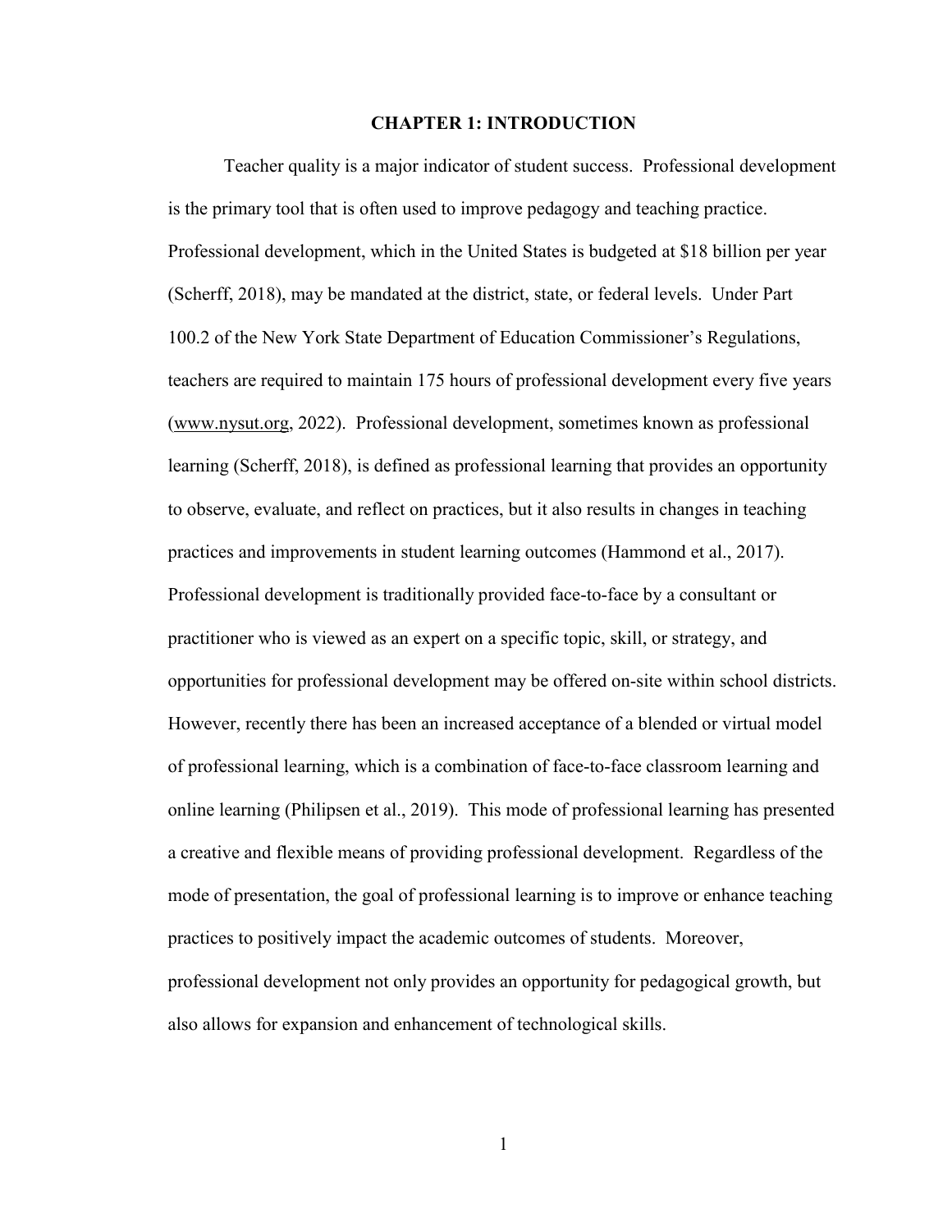# CHAPTER 1: INTRODUCTION

Teacher quality is a major indicator of student success. Professional development is the primary tool that is often used to improve pedagogy and teaching practice. Professional development, which in the United States is budgeted at $18 billion per year (Scherff, 2018), may be mandated at the district, state, or federal levels. Under Part 100.2 of the New York State Department of Education Commissioner's Regulations, teachers are required to maintain 175 hours of professional development every five years (www.nysut.org, 2022). Professional development, sometimes known as professional learning (Scherff, 2018), is defined as professional learning that provides an opportunity to observe, evaluate, and reflect on practices, but it also results in changes in teaching practices and improvements in student learning outcomes (Hammond et al., 2017). Professional development is traditionally provided face-to-face by a consultant or practitioner who is viewed as an expert on a specific topic, skill, or strategy, and opportunities for professional development may be offered on-site within school districts. However, recently there has been an increased acceptance of a blended or virtual model of professional learning, which is a combination of face-to-face classroom learning and online learning (Philipsen et al., 2019). This mode of professional learning has presented a creative and flexible means of providing professional development. Regardless of the mode of presentation, the goal of professional learning is to improve or enhance teaching practices to positively impact the academic outcomes of students. Moreover, professional development not only provides an opportunity for pedagogical growth, but also allows for expansion and enhancement of technological skills.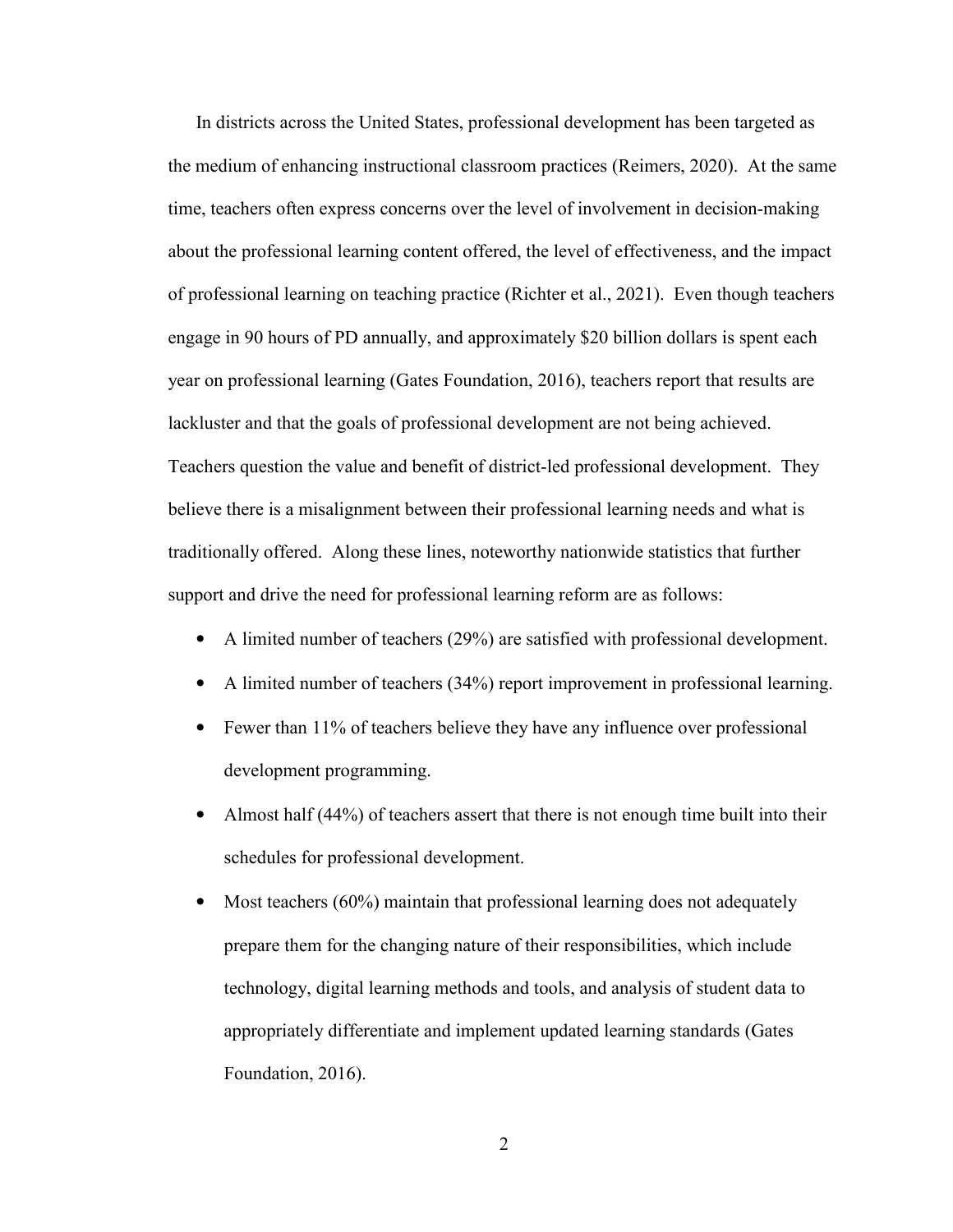In districts across the United States, professional development has been targeted as the medium of enhancing instructional classroom practices (Reimers, 2020). At the same time, teachers often express concerns over the level of involvement in decision-making about the professional learning content offered, the level of effectiveness, and the impact of professional learning on teaching practice (Richter et al., 2021). Even though teachers engage in 90 hours of PD annually, and approximately $20 billion dollars is spent each year on professional learning (Gates Foundation, 2016), teachers report that results are lackluster and that the goals of professional development are not being achieved. Teachers question the value and benefit of district-led professional development. They believe there is a misalignment between their professional learning needs and what is traditionally offered. Along these lines, noteworthy nationwide statistics that further support and drive the need for professional learning reform are as follows:

- A limited number of teachers (29%) are satisfied with professional development.
- A limited number of teachers (34%) report improvement in professional learning.
- Fewer than 11% of teachers believe they have any influence over professional development programming.
- Almost half (44%) of teachers assert that there is not enough time built into their schedules for professional development.
- Most teachers (60%) maintain that professional learning does not adequately prepare them for the changing nature of their responsibilities, which include technology, digital learning methods and tools, and analysis of student data to appropriately differentiate and implement updated learning standards (Gates Foundation, 2016).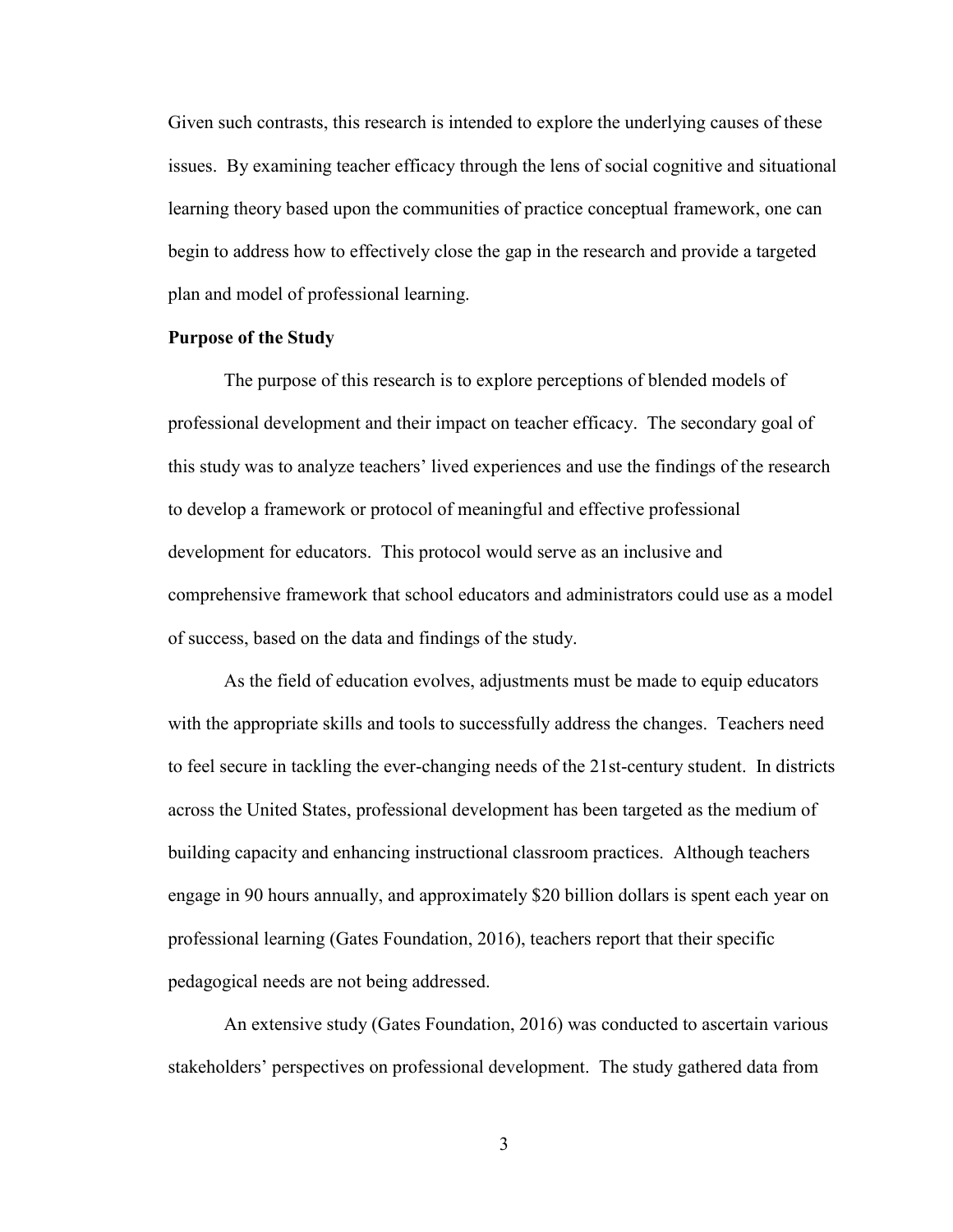Given such contrasts, this research is intended to explore the underlying causes of these issues. By examining teacher efficacy through the lens of social cognitive and situational learning theory based upon the communities of practice conceptual framework, one can begin to address how to effectively close the gap in the research and provide a targeted plan and model of professional learning.

### Purpose of the Study

The purpose of this research is to explore perceptions of blended models of professional development and their impact on teacher efficacy. The secondary goal of this study was to analyze teachers' lived experiences and use the findings of the research to develop a framework or protocol of meaningful and effective professional development for educators. This protocol would serve as an inclusive and comprehensive framework that school educators and administrators could use as a model of success, based on the data and findings of the study.

As the field of education evolves, adjustments must be made to equip educators with the appropriate skills and tools to successfully address the changes. Teachers need to feel secure in tackling the ever-changing needs of the 21st-century student. In districts across the United States, professional development has been targeted as the medium of building capacity and enhancing instructional classroom practices. Although teachers engage in 90 hours annually, and approximately $20 billion dollars is spent each year on professional learning (Gates Foundation, 2016), teachers report that their specific pedagogical needs are not being addressed.

An extensive study (Gates Foundation, 2016) was conducted to ascertain various stakeholders' perspectives on professional development. The study gathered data from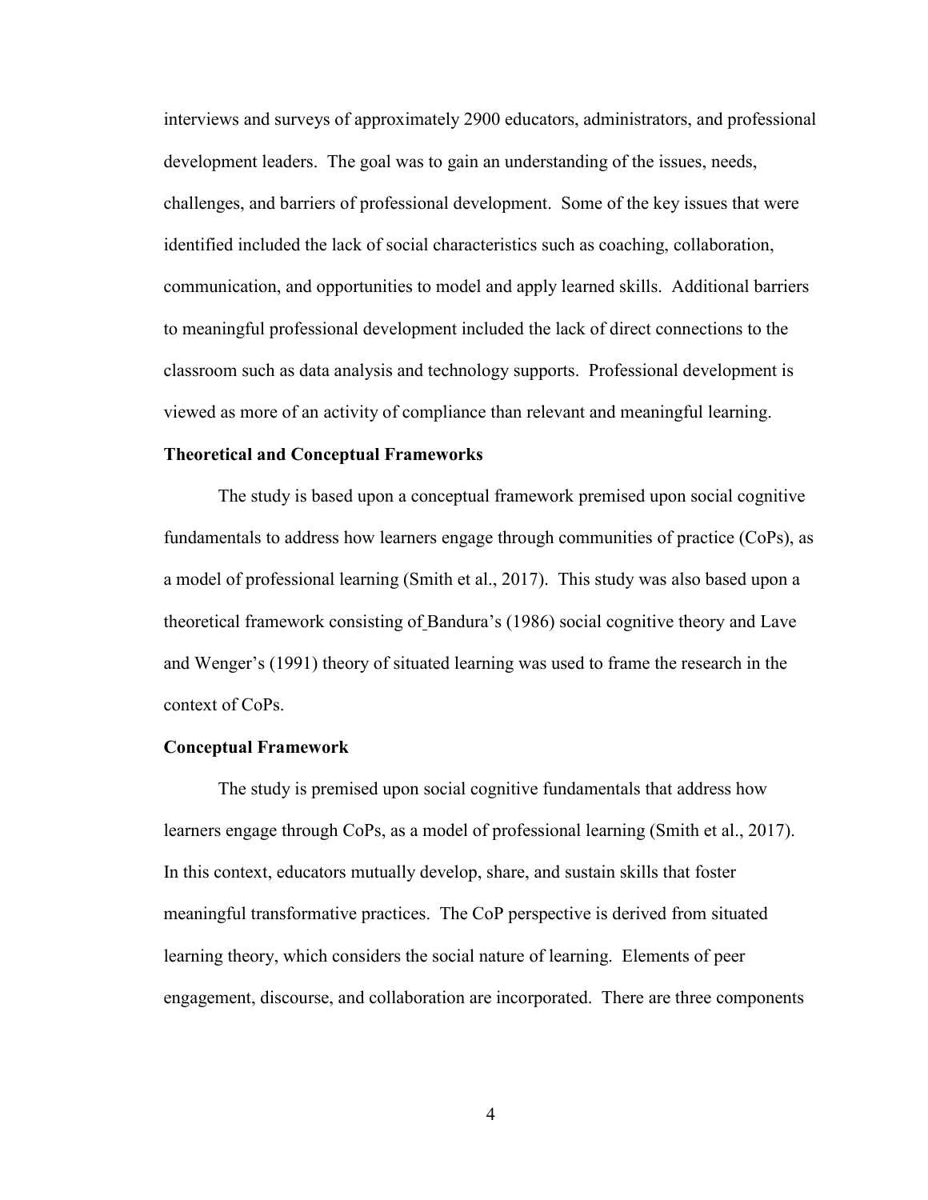interviews and surveys of approximately 2900 educators, administrators, and professional development leaders. The goal was to gain an understanding of the issues, needs, challenges, and barriers of professional development. Some of the key issues that were identified included the lack of social characteristics such as coaching, collaboration, communication, and opportunities to model and apply learned skills. Additional barriers to meaningful professional development included the lack of direct connections to the classroom such as data analysis and technology supports. Professional development is viewed as more of an activity of compliance than relevant and meaningful learning.

## Theoretical and Conceptual Frameworks

The study is based upon a conceptual framework premised upon social cognitive fundamentals to address how learners engage through communities of practice (CoPs), as a model of professional learning (Smith et al., 2017). This study was also based upon a theoretical framework consisting of Bandura's (1986) social cognitive theory and Lave and Wenger's (1991) theory of situated learning was used to frame the research in the context of CoPs.

## Conceptual Framework

The study is premised upon social cognitive fundamentals that address how learners engage through CoPs, as a model of professional learning (Smith et al., 2017). In this context, educators mutually develop, share, and sustain skills that foster meaningful transformative practices. The CoP perspective is derived from situated learning theory, which considers the social nature of learning. Elements of peer engagement, discourse, and collaboration are incorporated. There are three components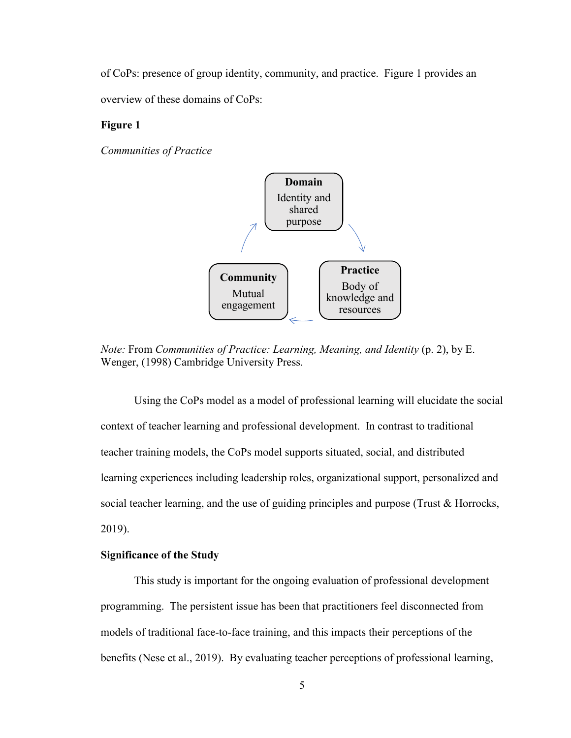of CoPs: presence of group identity, community, and practice. Figure 1 provides an overview of these domains of CoPs:

**Figure 1**

*Communities of Practice*

**Domain**
Identity and shared purpose

**Practice**
Body of knowledge and resources

**Community**
Mutual engagement

*Note:* From *Communities of Practice: Learning, Meaning, and Identity* (p. 2), by E. Wenger, (1998) Cambridge University Press.

Using the CoPs model as a model of professional learning will elucidate the social context of teacher learning and professional development. In contrast to traditional teacher training models, the CoPs model supports situated, social, and distributed learning experiences including leadership roles, organizational support, personalized and social teacher learning, and the use of guiding principles and purpose (Trust & Horrocks, 2019).

**Significance of the Study**

This study is important for the ongoing evaluation of professional development programming. The persistent issue has been that practitioners feel disconnected from models of traditional face-to-face training, and this impacts their perceptions of the benefits (Nese et al., 2019). By evaluating teacher perceptions of professional learning,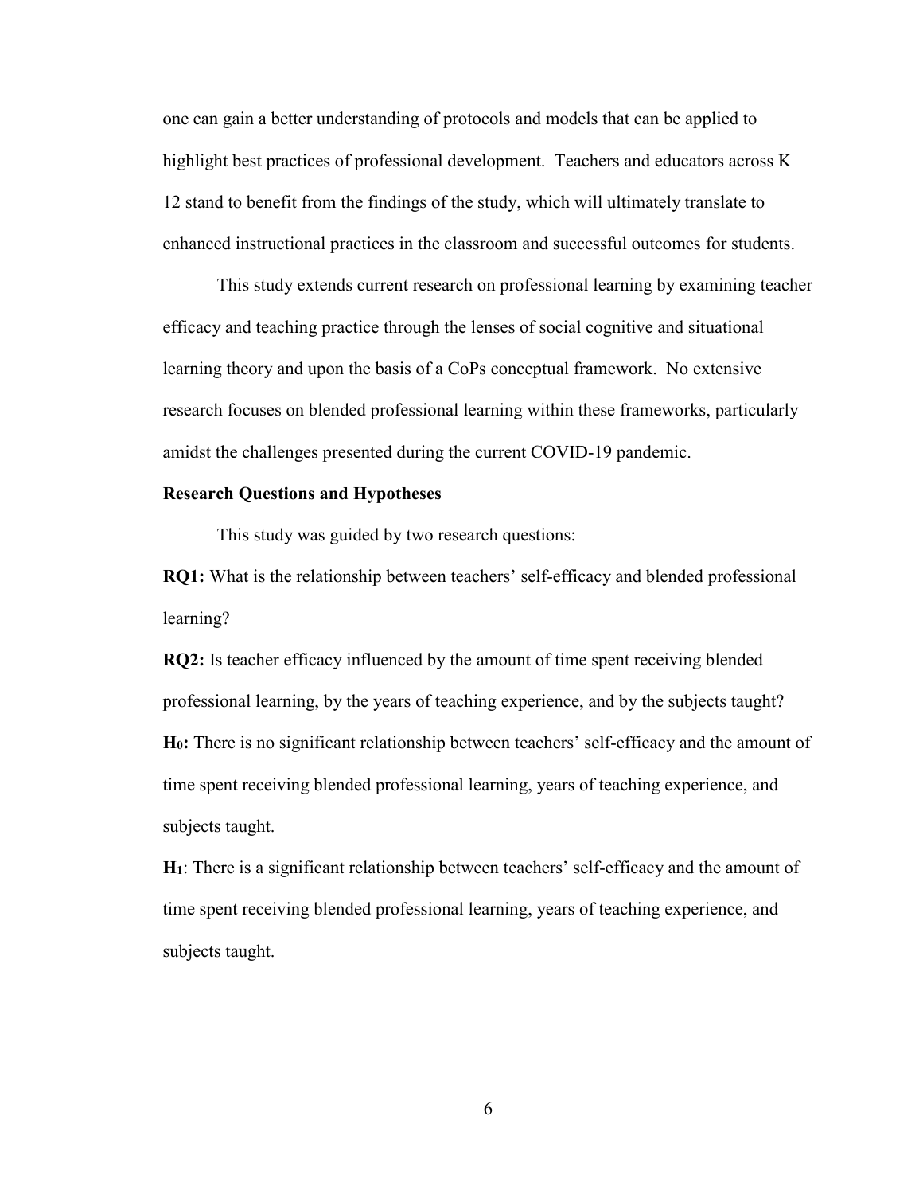one can gain a better understanding of protocols and models that can be applied to highlight best practices of professional development. Teachers and educators across K–12 stand to benefit from the findings of the study, which will ultimately translate to enhanced instructional practices in the classroom and successful outcomes for students.

This study extends current research on professional learning by examining teacher efficacy and teaching practice through the lenses of social cognitive and situational learning theory and upon the basis of a CoPs conceptual framework. No extensive research focuses on blended professional learning within these frameworks, particularly amidst the challenges presented during the current COVID-19 pandemic.

## Research Questions and Hypotheses

This study was guided by two research questions:

**RQ1:** What is the relationship between teachers' self-efficacy and blended professional learning?

**RQ2:** Is teacher efficacy influenced by the amount of time spent receiving blended professional learning, by the years of teaching experience, and by the subjects taught?

**$H_0$:** There is no significant relationship between teachers' self-efficacy and the amount of time spent receiving blended professional learning, years of teaching experience, and subjects taught.

**$H_1$**: There is a significant relationship between teachers' self-efficacy and the amount of time spent receiving blended professional learning, years of teaching experience, and subjects taught.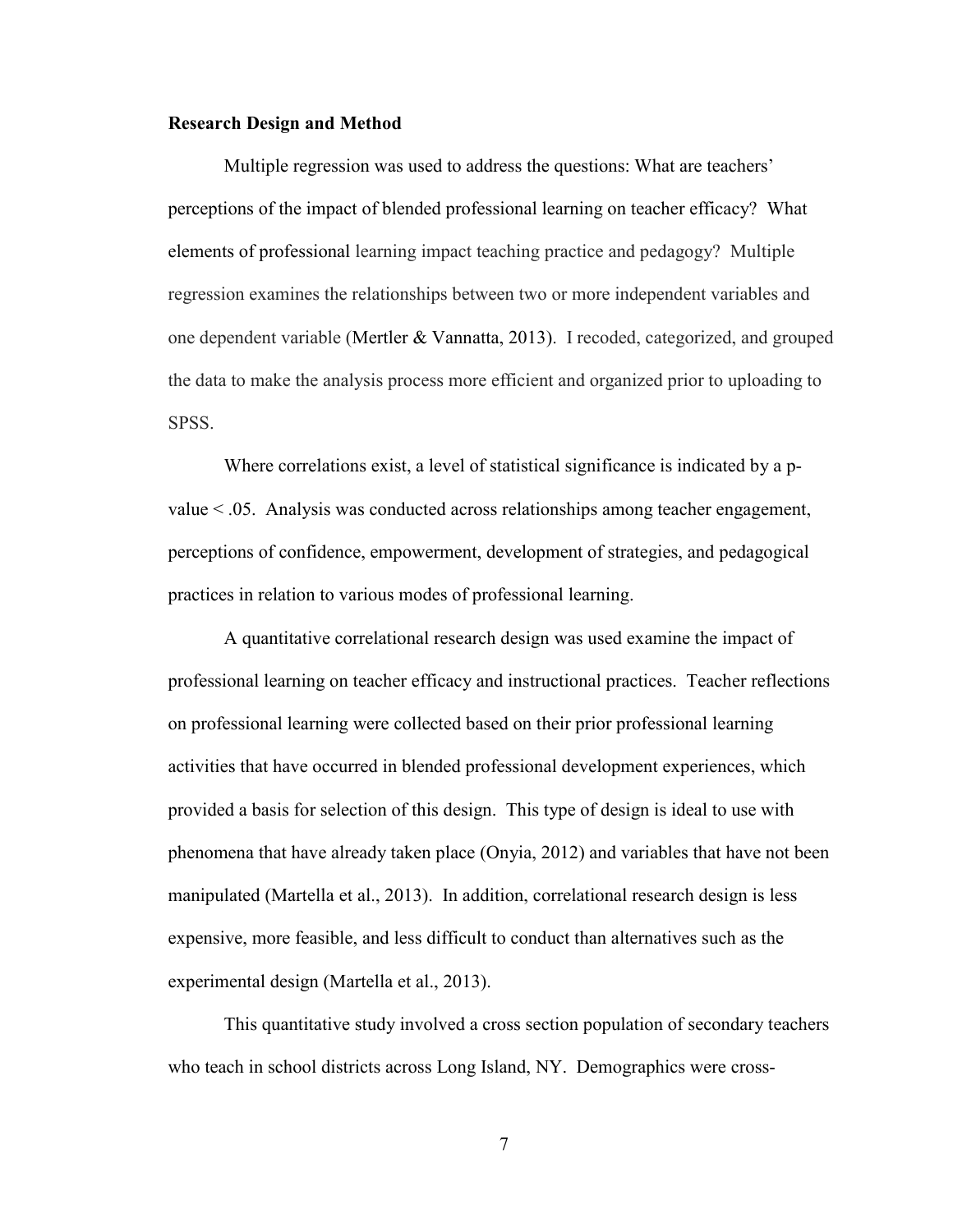**Research Design and Method**

Multiple regression was used to address the questions: What are teachers' perceptions of the impact of blended professional learning on teacher efficacy? What elements of professional learning impact teaching practice and pedagogy? Multiple regression examines the relationships between two or more independent variables and one dependent variable (Mertler & Vannatta, 2013). I recoded, categorized, and grouped the data to make the analysis process more efficient and organized prior to uploading to SPSS.

Where correlations exist, a level of statistical significance is indicated by a p-value $< .05$. Analysis was conducted across relationships among teacher engagement, perceptions of confidence, empowerment, development of strategies, and pedagogical practices in relation to various modes of professional learning.

A quantitative correlational research design was used examine the impact of professional learning on teacher efficacy and instructional practices. Teacher reflections on professional learning were collected based on their prior professional learning activities that have occurred in blended professional development experiences, which provided a basis for selection of this design. This type of design is ideal to use with phenomena that have already taken place (Onyia, 2012) and variables that have not been manipulated (Martella et al., 2013). In addition, correlational research design is less expensive, more feasible, and less difficult to conduct than alternatives such as the experimental design (Martella et al., 2013).

This quantitative study involved a cross section population of secondary teachers who teach in school districts across Long Island, NY. Demographics were cross-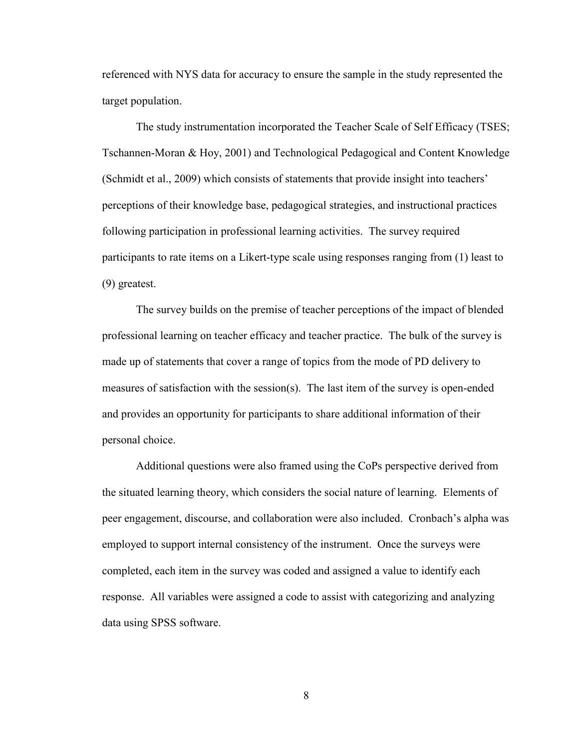referenced with NYS data for accuracy to ensure the sample in the study represented the target population.

The study instrumentation incorporated the Teacher Scale of Self Efficacy (TSES; Tschannen-Moran & Hoy, 2001) and Technological Pedagogical and Content Knowledge (Schmidt et al., 2009) which consists of statements that provide insight into teachers' perceptions of their knowledge base, pedagogical strategies, and instructional practices following participation in professional learning activities. The survey required participants to rate items on a Likert-type scale using responses ranging from (1) least to (9) greatest.

The survey builds on the premise of teacher perceptions of the impact of blended professional learning on teacher efficacy and teacher practice. The bulk of the survey is made up of statements that cover a range of topics from the mode of PD delivery to measures of satisfaction with the session(s). The last item of the survey is open-ended and provides an opportunity for participants to share additional information of their personal choice.

Additional questions were also framed using the CoPs perspective derived from the situated learning theory, which considers the social nature of learning. Elements of peer engagement, discourse, and collaboration were also included. Cronbach's alpha was employed to support internal consistency of the instrument. Once the surveys were completed, each item in the survey was coded and assigned a value to identify each response. All variables were assigned a code to assist with categorizing and analyzing data using SPSS software.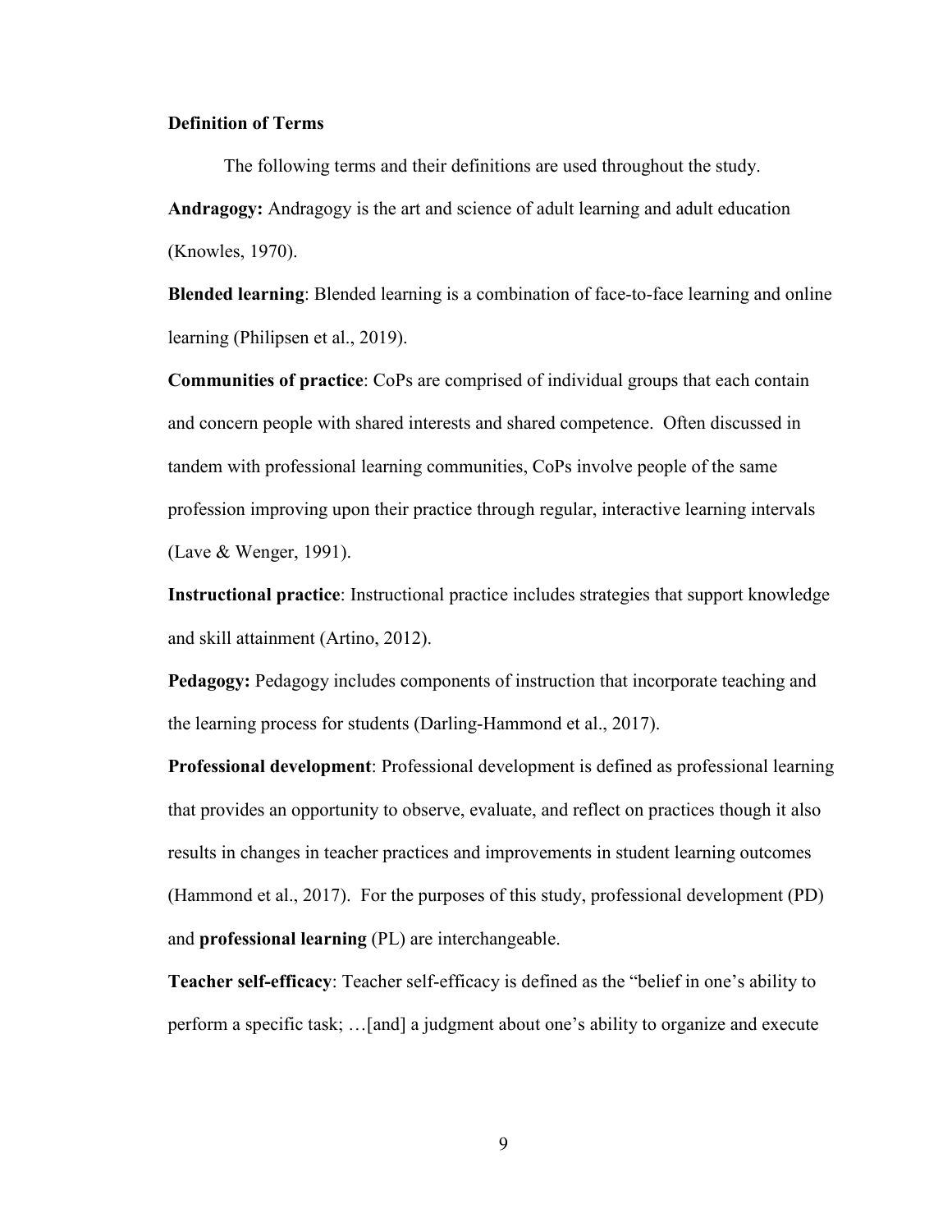**Definition of Terms**

The following terms and their definitions are used throughout the study.

**Andragogy:** Andragogy is the art and science of adult learning and adult education (Knowles, 1970).

**Blended learning**: Blended learning is a combination of face-to-face learning and online learning (Philipsen et al., 2019).

**Communities of practice**: CoPs are comprised of individual groups that each contain and concern people with shared interests and shared competence. Often discussed in tandem with professional learning communities, CoPs involve people of the same profession improving upon their practice through regular, interactive learning intervals (Lave & Wenger, 1991).

**Instructional practice**: Instructional practice includes strategies that support knowledge and skill attainment (Artino, 2012).

**Pedagogy:** Pedagogy includes components of instruction that incorporate teaching and the learning process for students (Darling-Hammond et al., 2017).

**Professional development**: Professional development is defined as professional learning that provides an opportunity to observe, evaluate, and reflect on practices though it also results in changes in teacher practices and improvements in student learning outcomes (Hammond et al., 2017). For the purposes of this study, professional development (PD) and **professional learning** (PL) are interchangeable.

**Teacher self-efficacy**: Teacher self-efficacy is defined as the "belief in one's ability to perform a specific task; …[and] a judgment about one's ability to organize and execute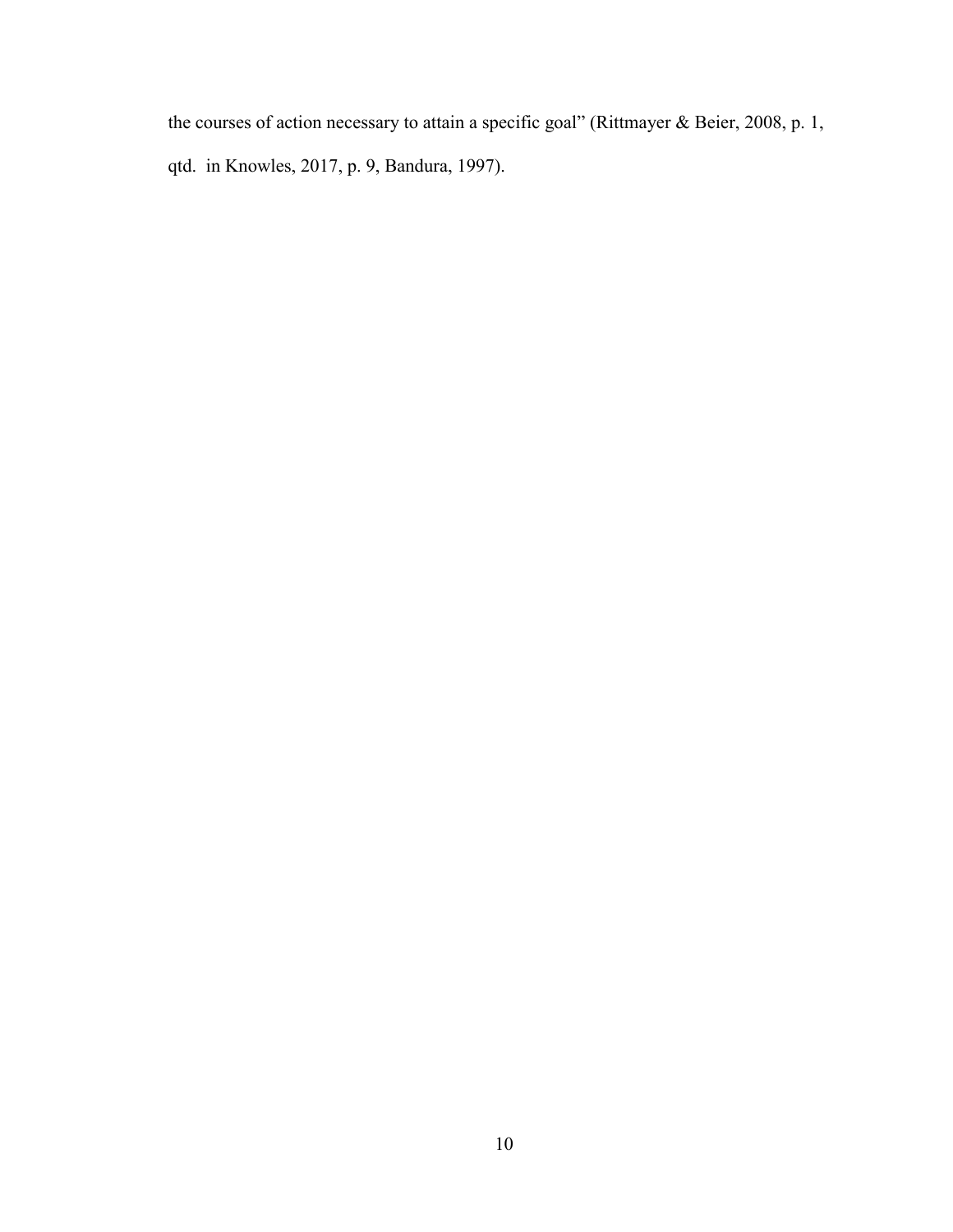the courses of action necessary to attain a specific goal" (Rittmayer & Beier, 2008, p. 1, qtd. in Knowles, 2017, p. 9, Bandura, 1997).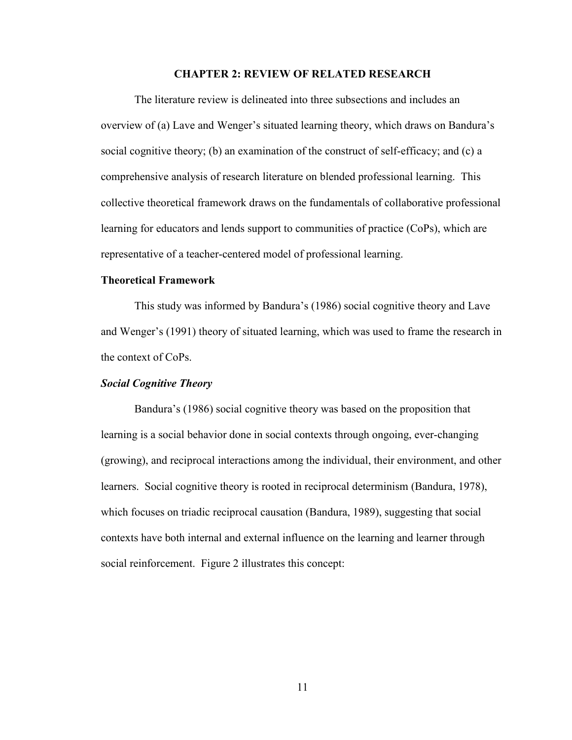# CHAPTER 2: REVIEW OF RELATED RESEARCH

The literature review is delineated into three subsections and includes an overview of (a) Lave and Wenger's situated learning theory, which draws on Bandura's social cognitive theory; (b) an examination of the construct of self-efficacy; and (c) a comprehensive analysis of research literature on blended professional learning. This collective theoretical framework draws on the fundamentals of collaborative professional learning for educators and lends support to communities of practice (CoPs), which are representative of a teacher-centered model of professional learning.

## Theoretical Framework

This study was informed by Bandura's (1986) social cognitive theory and Lave and Wenger's (1991) theory of situated learning, which was used to frame the research in the context of CoPs.

### *Social Cognitive Theory*

Bandura's (1986) social cognitive theory was based on the proposition that learning is a social behavior done in social contexts through ongoing, ever-changing (growing), and reciprocal interactions among the individual, their environment, and other learners. Social cognitive theory is rooted in reciprocal determinism (Bandura, 1978), which focuses on triadic reciprocal causation (Bandura, 1989), suggesting that social contexts have both internal and external influence on the learning and learner through social reinforcement. Figure 2 illustrates this concept: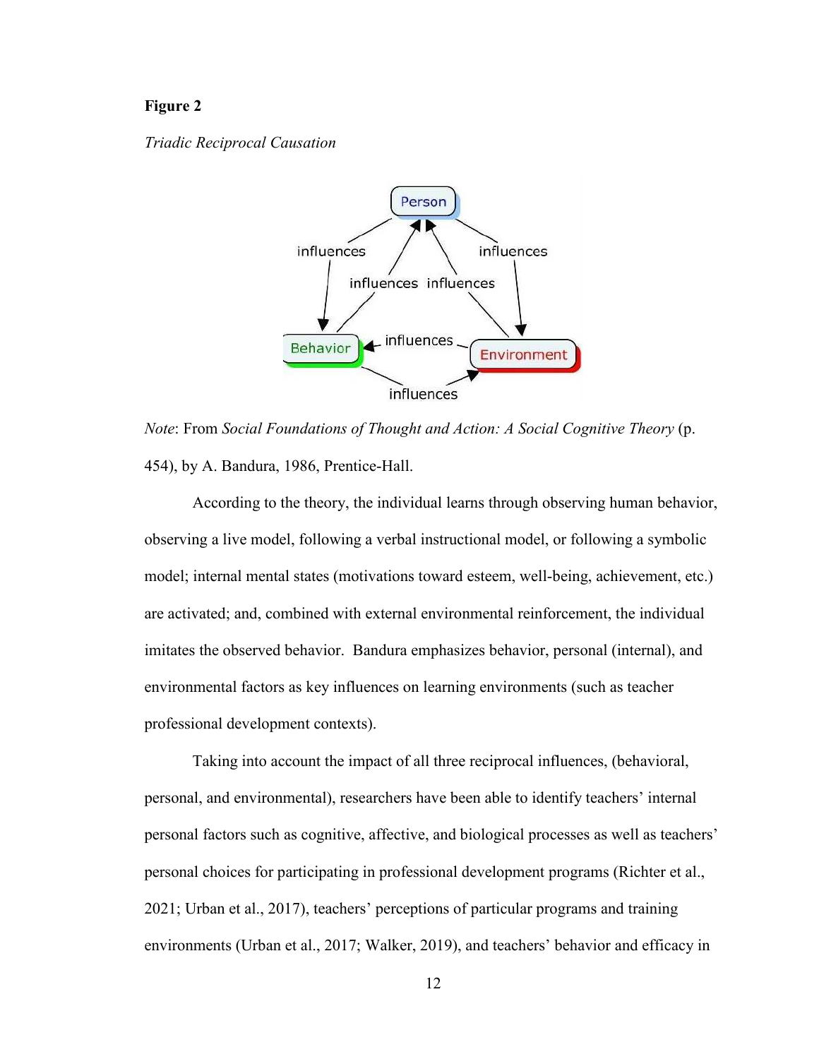**Figure 2**

*Triadic Reciprocal Causation*

*Note*: From *Social Foundations of Thought and Action: A Social Cognitive Theory* (p. 454), by A. Bandura, 1986, Prentice-Hall.

According to the theory, the individual learns through observing human behavior, observing a live model, following a verbal instructional model, or following a symbolic model; internal mental states (motivations toward esteem, well-being, achievement, etc.) are activated; and, combined with external environmental reinforcement, the individual imitates the observed behavior. Bandura emphasizes behavior, personal (internal), and environmental factors as key influences on learning environments (such as teacher professional development contexts).

Taking into account the impact of all three reciprocal influences, (behavioral, personal, and environmental), researchers have been able to identify teachers' internal personal factors such as cognitive, affective, and biological processes as well as teachers' personal choices for participating in professional development programs (Richter et al., 2021; Urban et al., 2017), teachers' perceptions of particular programs and training environments (Urban et al., 2017; Walker, 2019), and teachers' behavior and efficacy in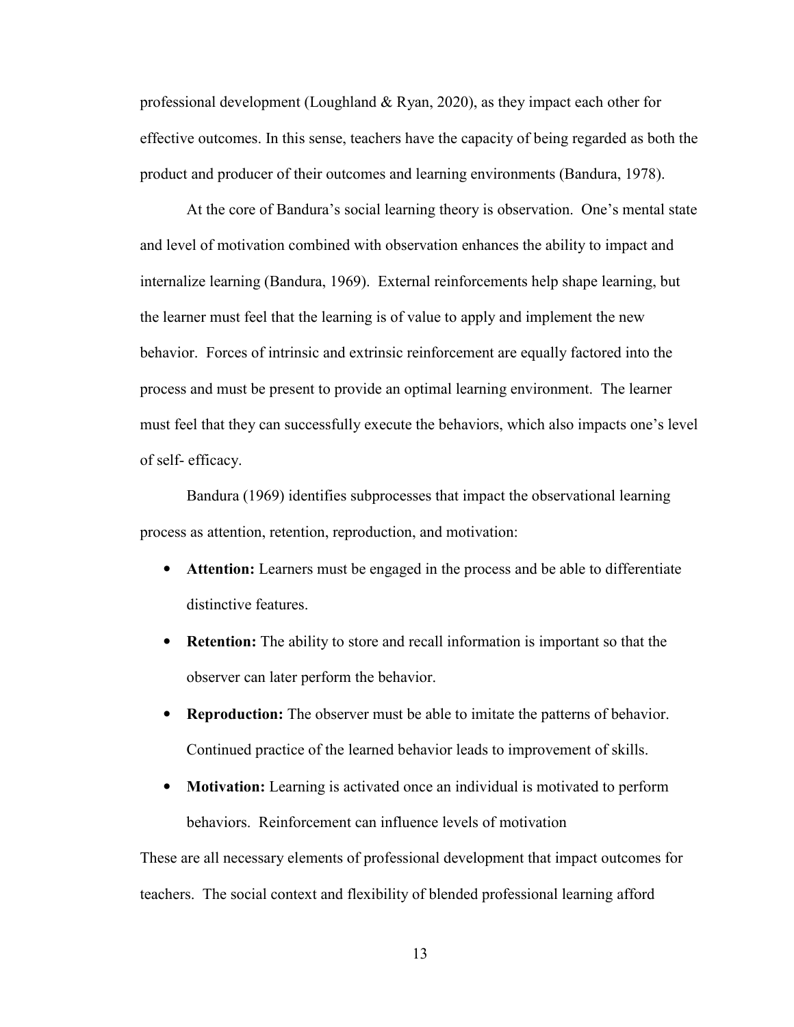professional development (Loughland & Ryan, 2020), as they impact each other for effective outcomes. In this sense, teachers have the capacity of being regarded as both the product and producer of their outcomes and learning environments (Bandura, 1978).

At the core of Bandura's social learning theory is observation. One's mental state and level of motivation combined with observation enhances the ability to impact and internalize learning (Bandura, 1969). External reinforcements help shape learning, but the learner must feel that the learning is of value to apply and implement the new behavior. Forces of intrinsic and extrinsic reinforcement are equally factored into the process and must be present to provide an optimal learning environment. The learner must feel that they can successfully execute the behaviors, which also impacts one's level of self- efficacy.

Bandura (1969) identifies subprocesses that impact the observational learning process as attention, retention, reproduction, and motivation:

- **Attention:** Learners must be engaged in the process and be able to differentiate distinctive features.
- **Retention:** The ability to store and recall information is important so that the observer can later perform the behavior.
- **Reproduction:** The observer must be able to imitate the patterns of behavior. Continued practice of the learned behavior leads to improvement of skills.
- **Motivation:** Learning is activated once an individual is motivated to perform behaviors. Reinforcement can influence levels of motivation

These are all necessary elements of professional development that impact outcomes for teachers. The social context and flexibility of blended professional learning afford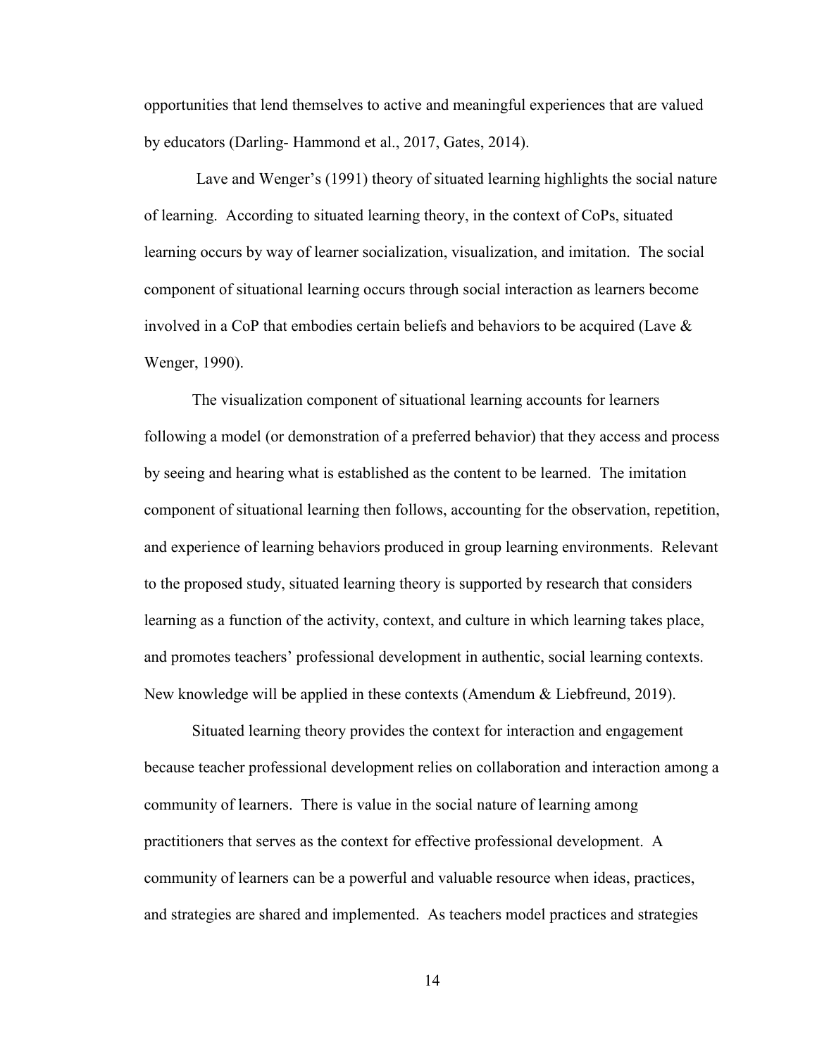opportunities that lend themselves to active and meaningful experiences that are valued by educators (Darling- Hammond et al., 2017, Gates, 2014).

Lave and Wenger's (1991) theory of situated learning highlights the social nature of learning. According to situated learning theory, in the context of CoPs, situated learning occurs by way of learner socialization, visualization, and imitation. The social component of situational learning occurs through social interaction as learners become involved in a CoP that embodies certain beliefs and behaviors to be acquired (Lave & Wenger, 1990).

The visualization component of situational learning accounts for learners following a model (or demonstration of a preferred behavior) that they access and process by seeing and hearing what is established as the content to be learned. The imitation component of situational learning then follows, accounting for the observation, repetition, and experience of learning behaviors produced in group learning environments. Relevant to the proposed study, situated learning theory is supported by research that considers learning as a function of the activity, context, and culture in which learning takes place, and promotes teachers' professional development in authentic, social learning contexts. New knowledge will be applied in these contexts (Amendum & Liebfreund, 2019).

Situated learning theory provides the context for interaction and engagement because teacher professional development relies on collaboration and interaction among a community of learners. There is value in the social nature of learning among practitioners that serves as the context for effective professional development. A community of learners can be a powerful and valuable resource when ideas, practices, and strategies are shared and implemented. As teachers model practices and strategies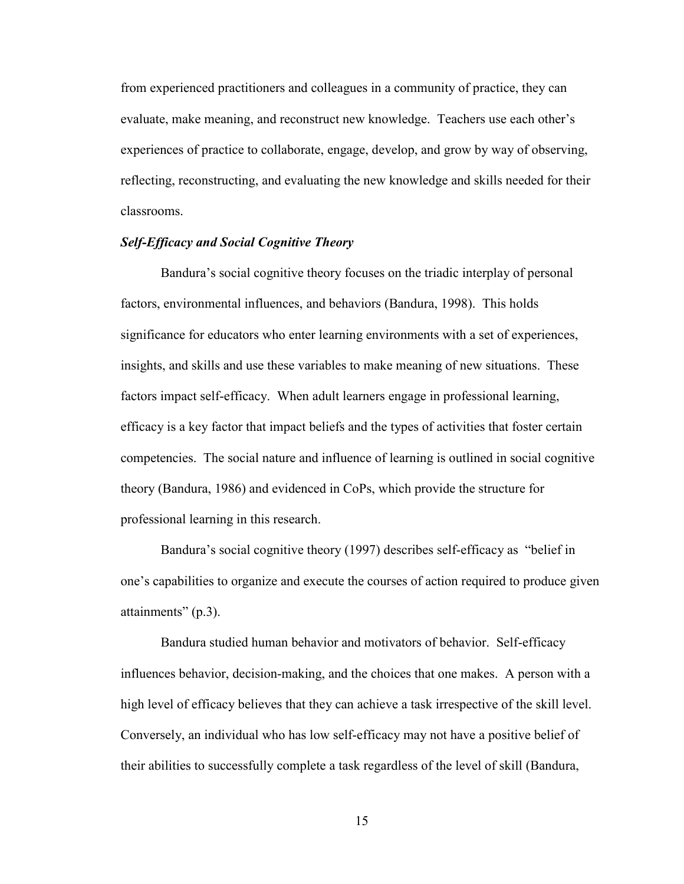from experienced practitioners and colleagues in a community of practice, they can evaluate, make meaning, and reconstruct new knowledge. Teachers use each other's experiences of practice to collaborate, engage, develop, and grow by way of observing, reflecting, reconstructing, and evaluating the new knowledge and skills needed for their classrooms.

### ***Self-Efficacy and Social Cognitive Theory***

Bandura's social cognitive theory focuses on the triadic interplay of personal factors, environmental influences, and behaviors (Bandura, 1998). This holds significance for educators who enter learning environments with a set of experiences, insights, and skills and use these variables to make meaning of new situations. These factors impact self-efficacy. When adult learners engage in professional learning, efficacy is a key factor that impact beliefs and the types of activities that foster certain competencies. The social nature and influence of learning is outlined in social cognitive theory (Bandura, 1986) and evidenced in CoPs, which provide the structure for professional learning in this research.

Bandura's social cognitive theory (1997) describes self-efficacy as "belief in one's capabilities to organize and execute the courses of action required to produce given attainments" (p.3).

Bandura studied human behavior and motivators of behavior. Self-efficacy influences behavior, decision-making, and the choices that one makes. A person with a high level of efficacy believes that they can achieve a task irrespective of the skill level. Conversely, an individual who has low self-efficacy may not have a positive belief of their abilities to successfully complete a task regardless of the level of skill (Bandura,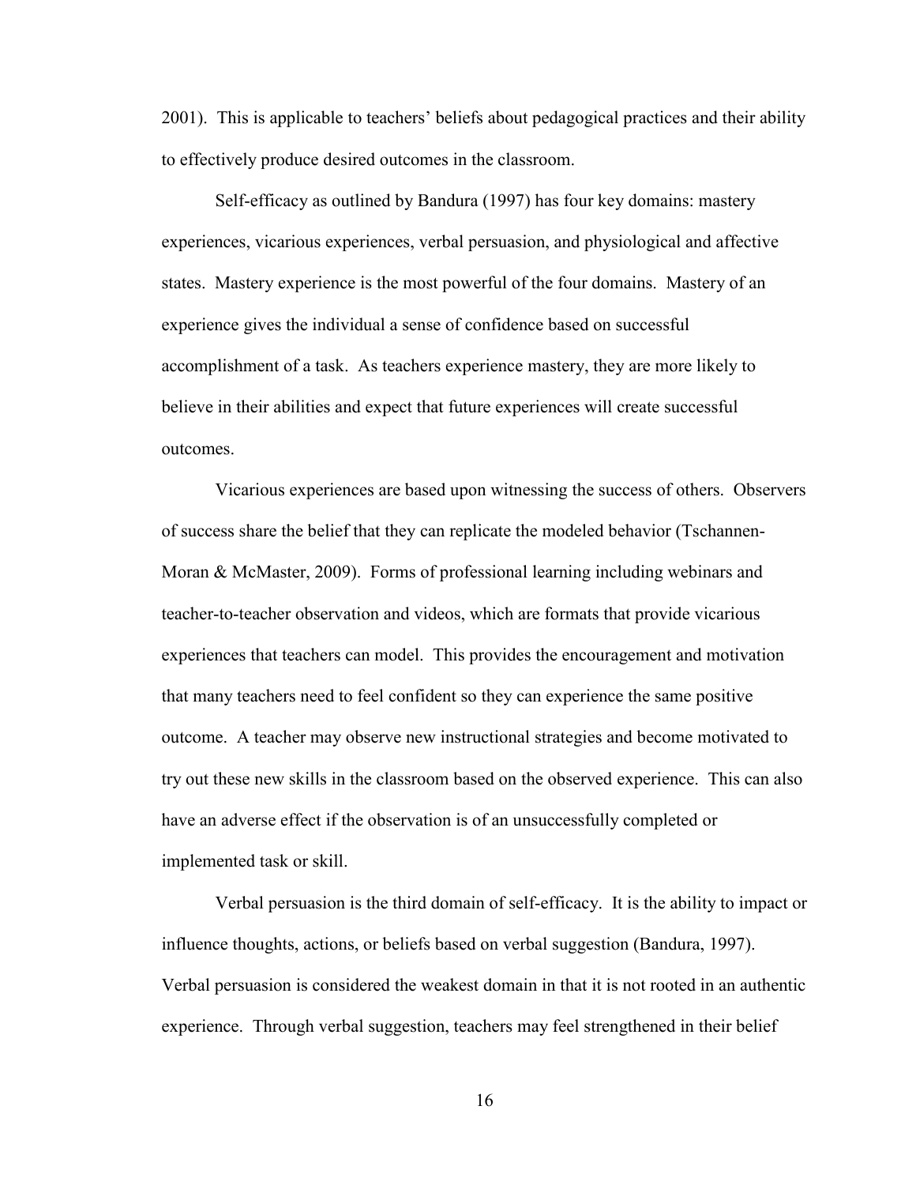2001). This is applicable to teachers' beliefs about pedagogical practices and their ability to effectively produce desired outcomes in the classroom.

Self-efficacy as outlined by Bandura (1997) has four key domains: mastery experiences, vicarious experiences, verbal persuasion, and physiological and affective states. Mastery experience is the most powerful of the four domains. Mastery of an experience gives the individual a sense of confidence based on successful accomplishment of a task. As teachers experience mastery, they are more likely to believe in their abilities and expect that future experiences will create successful outcomes.

Vicarious experiences are based upon witnessing the success of others. Observers of success share the belief that they can replicate the modeled behavior (Tschannen-Moran & McMaster, 2009). Forms of professional learning including webinars and teacher-to-teacher observation and videos, which are formats that provide vicarious experiences that teachers can model. This provides the encouragement and motivation that many teachers need to feel confident so they can experience the same positive outcome. A teacher may observe new instructional strategies and become motivated to try out these new skills in the classroom based on the observed experience. This can also have an adverse effect if the observation is of an unsuccessfully completed or implemented task or skill.

Verbal persuasion is the third domain of self-efficacy. It is the ability to impact or influence thoughts, actions, or beliefs based on verbal suggestion (Bandura, 1997). Verbal persuasion is considered the weakest domain in that it is not rooted in an authentic experience. Through verbal suggestion, teachers may feel strengthened in their belief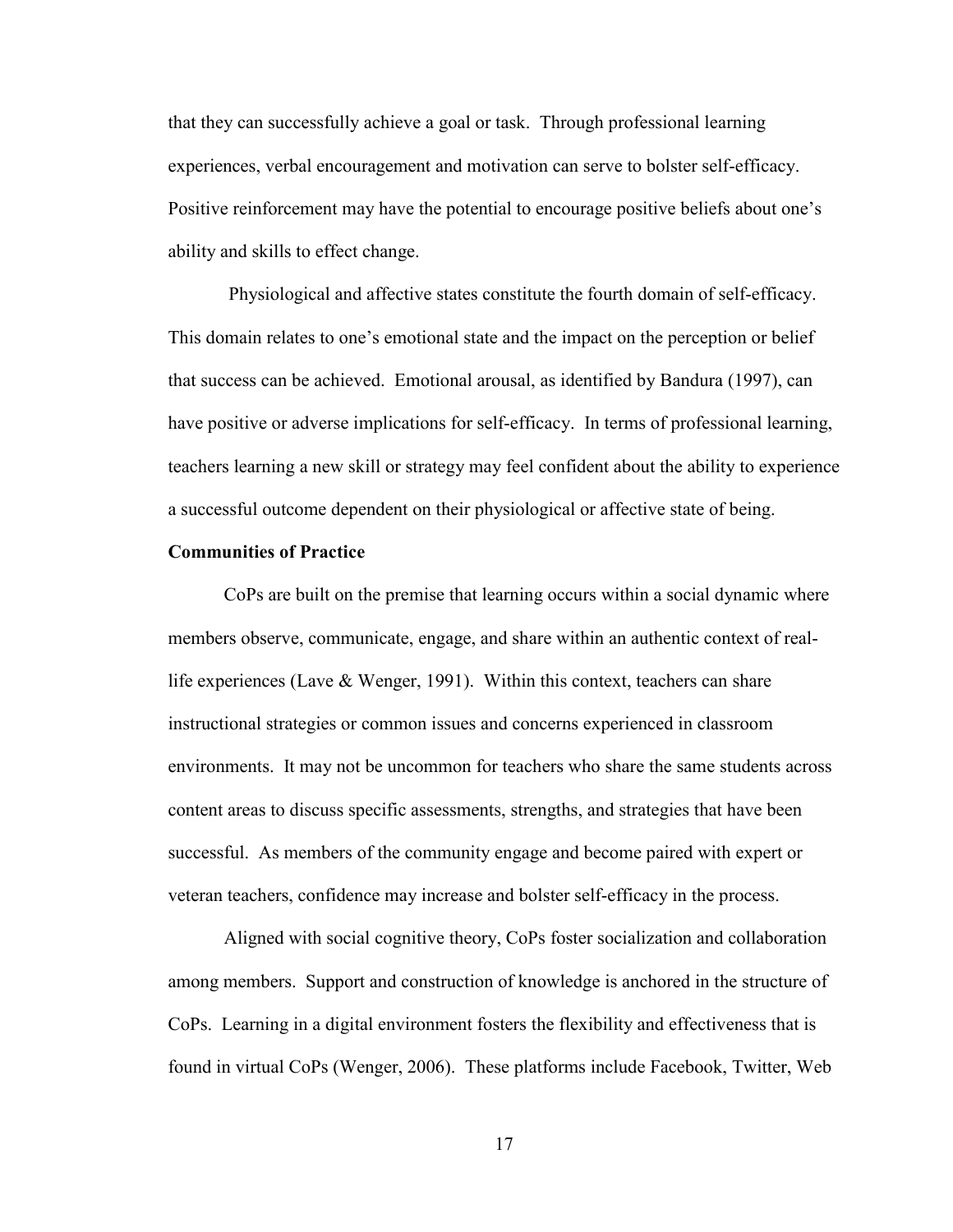that they can successfully achieve a goal or task. Through professional learning experiences, verbal encouragement and motivation can serve to bolster self-efficacy. Positive reinforcement may have the potential to encourage positive beliefs about one's ability and skills to effect change.

Physiological and affective states constitute the fourth domain of self-efficacy. This domain relates to one's emotional state and the impact on the perception or belief that success can be achieved. Emotional arousal, as identified by Bandura (1997), can have positive or adverse implications for self-efficacy. In terms of professional learning, teachers learning a new skill or strategy may feel confident about the ability to experience a successful outcome dependent on their physiological or affective state of being.

**Communities of Practice**

CoPs are built on the premise that learning occurs within a social dynamic where members observe, communicate, engage, and share within an authentic context of real-life experiences (Lave & Wenger, 1991). Within this context, teachers can share instructional strategies or common issues and concerns experienced in classroom environments. It may not be uncommon for teachers who share the same students across content areas to discuss specific assessments, strengths, and strategies that have been successful. As members of the community engage and become paired with expert or veteran teachers, confidence may increase and bolster self-efficacy in the process.

Aligned with social cognitive theory, CoPs foster socialization and collaboration among members. Support and construction of knowledge is anchored in the structure of CoPs. Learning in a digital environment fosters the flexibility and effectiveness that is found in virtual CoPs (Wenger, 2006). These platforms include Facebook, Twitter, Web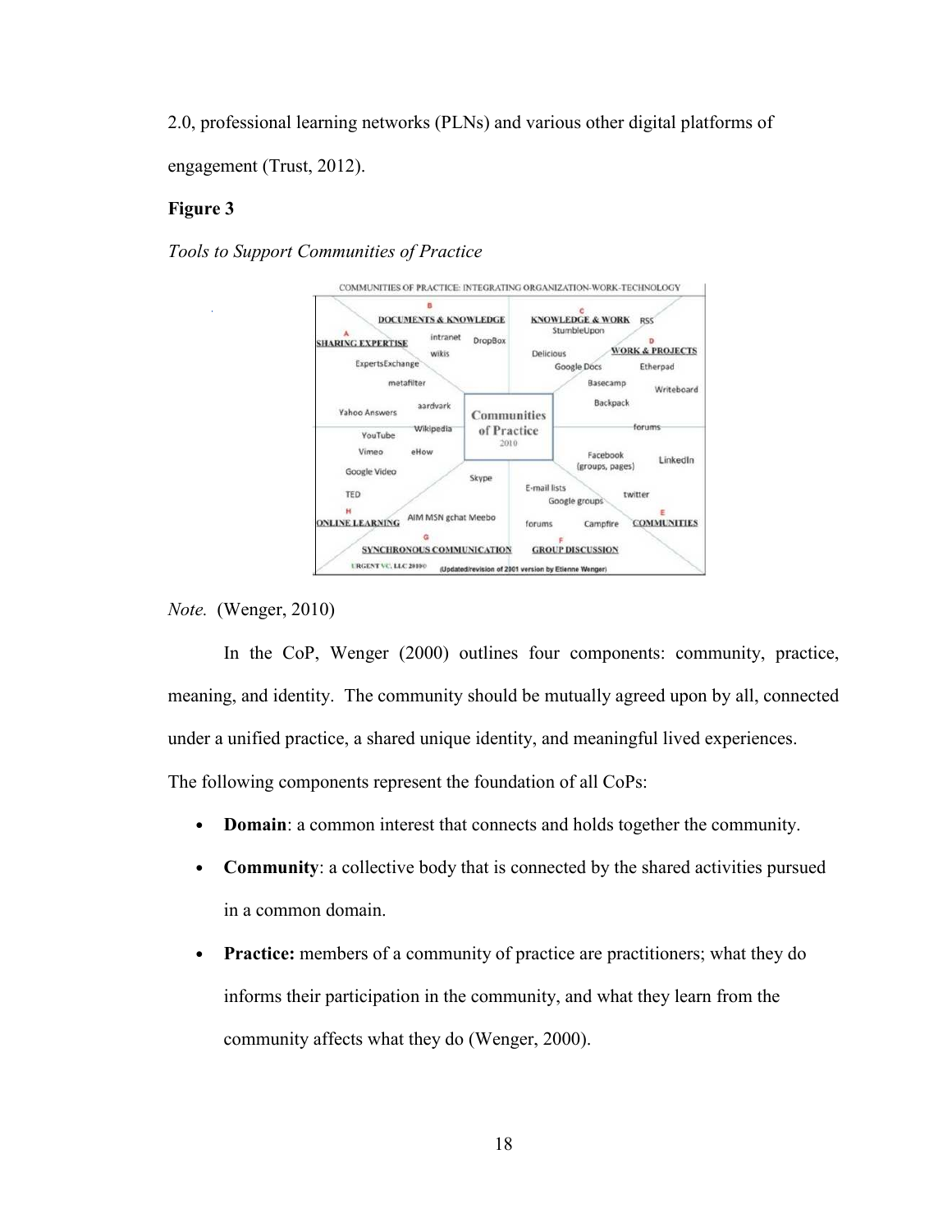2.0, professional learning networks (PLNs) and various other digital platforms of engagement (Trust, 2012).

**Figure 3**

*Tools to Support Communities of Practice*

*Note.* (Wenger, 2010)

In the CoP, Wenger (2000) outlines four components: community, practice, meaning, and identity. The community should be mutually agreed upon by all, connected under a unified practice, a shared unique identity, and meaningful lived experiences. The following components represent the foundation of all CoPs:

- **Domain**: a common interest that connects and holds together the community.
- **Community**: a collective body that is connected by the shared activities pursued in a common domain.
- **Practice:** members of a community of practice are practitioners; what they do informs their participation in the community, and what they learn from the community affects what they do (Wenger, 2000).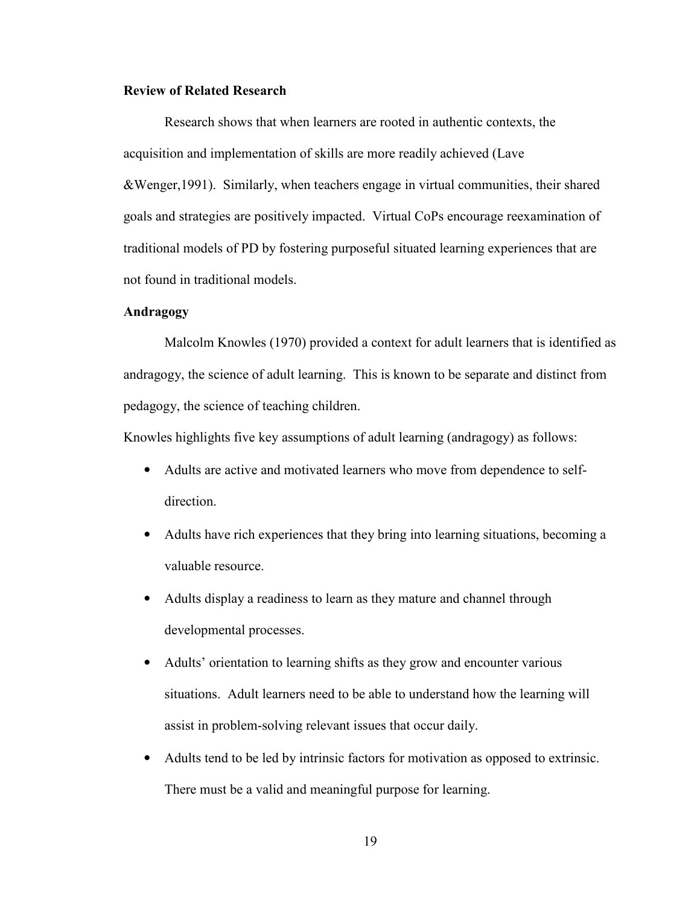**Review of Related Research**

Research shows that when learners are rooted in authentic contexts, the acquisition and implementation of skills are more readily achieved (Lave &Wenger,1991). Similarly, when teachers engage in virtual communities, their shared goals and strategies are positively impacted. Virtual CoPs encourage reexamination of traditional models of PD by fostering purposeful situated learning experiences that are not found in traditional models.

**Andragogy**

Malcolm Knowles (1970) provided a context for adult learners that is identified as andragogy, the science of adult learning. This is known to be separate and distinct from pedagogy, the science of teaching children.

Knowles highlights five key assumptions of adult learning (andragogy) as follows:

- Adults are active and motivated learners who move from dependence to self-direction.
- Adults have rich experiences that they bring into learning situations, becoming a valuable resource.
- Adults display a readiness to learn as they mature and channel through developmental processes.
- Adults' orientation to learning shifts as they grow and encounter various situations. Adult learners need to be able to understand how the learning will assist in problem-solving relevant issues that occur daily.
- Adults tend to be led by intrinsic factors for motivation as opposed to extrinsic. There must be a valid and meaningful purpose for learning.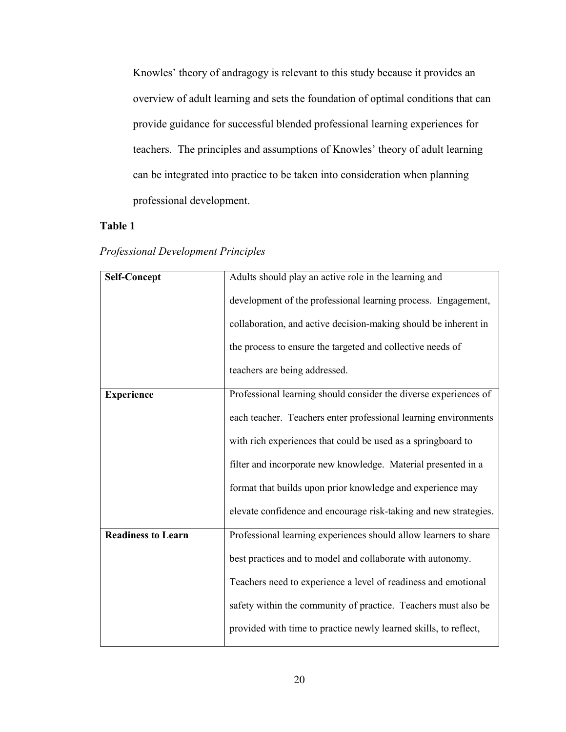Knowles' theory of andragogy is relevant to this study because it provides an overview of adult learning and sets the foundation of optimal conditions that can provide guidance for successful blended professional learning experiences for teachers. The principles and assumptions of Knowles' theory of adult learning can be integrated into practice to be taken into consideration when planning professional development.

**Table 1**

*Professional Development Principles*

| | |
|---|---|
| **Self-Concept** | Adults should play an active role in the learning and development of the professional learning process. Engagement, collaboration, and active decision-making should be inherent in the process to ensure the targeted and collective needs of teachers are being addressed. |
| **Experience** | Professional learning should consider the diverse experiences of each teacher. Teachers enter professional learning environments with rich experiences that could be used as a springboard to filter and incorporate new knowledge. Material presented in a format that builds upon prior knowledge and experience may elevate confidence and encourage risk-taking and new strategies. |
| **Readiness to Learn** | Professional learning experiences should allow learners to share best practices and to model and collaborate with autonomy. Teachers need to experience a level of readiness and emotional safety within the community of practice. Teachers must also be provided with time to practice newly learned skills, to reflect, |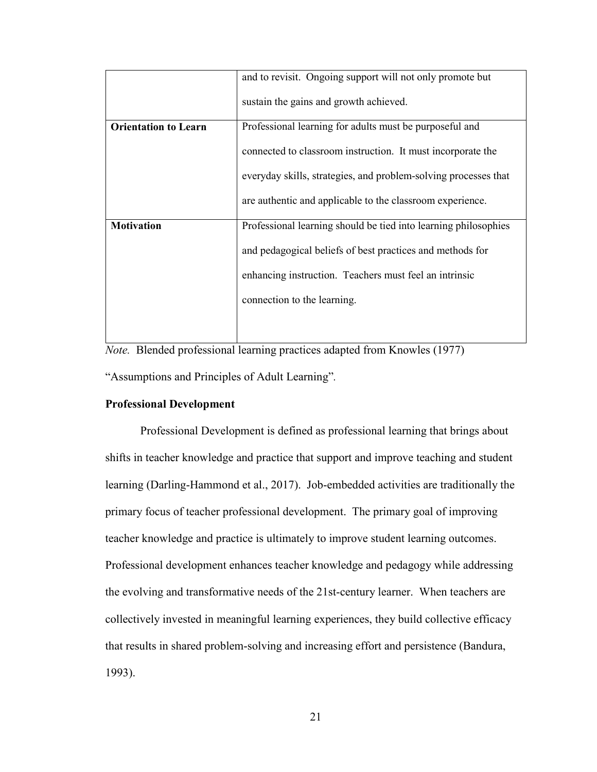| | |
|---|---|
| | and to revisit. Ongoing support will not only promote but sustain the gains and growth achieved. |
| **Orientation to Learn** | Professional learning for adults must be purposeful and connected to classroom instruction. It must incorporate the everyday skills, strategies, and problem-solving processes that are authentic and applicable to the classroom experience. |
| **Motivation** | Professional learning should be tied into learning philosophies and pedagogical beliefs of best practices and methods for enhancing instruction. Teachers must feel an intrinsic connection to the learning. |

*Note.* Blended professional learning practices adapted from Knowles (1977) "Assumptions and Principles of Adult Learning".

**Professional Development**

Professional Development is defined as professional learning that brings about shifts in teacher knowledge and practice that support and improve teaching and student learning (Darling-Hammond et al., 2017). Job-embedded activities are traditionally the primary focus of teacher professional development. The primary goal of improving teacher knowledge and practice is ultimately to improve student learning outcomes. Professional development enhances teacher knowledge and pedagogy while addressing the evolving and transformative needs of the 21st-century learner. When teachers are collectively invested in meaningful learning experiences, they build collective efficacy that results in shared problem-solving and increasing effort and persistence (Bandura, 1993).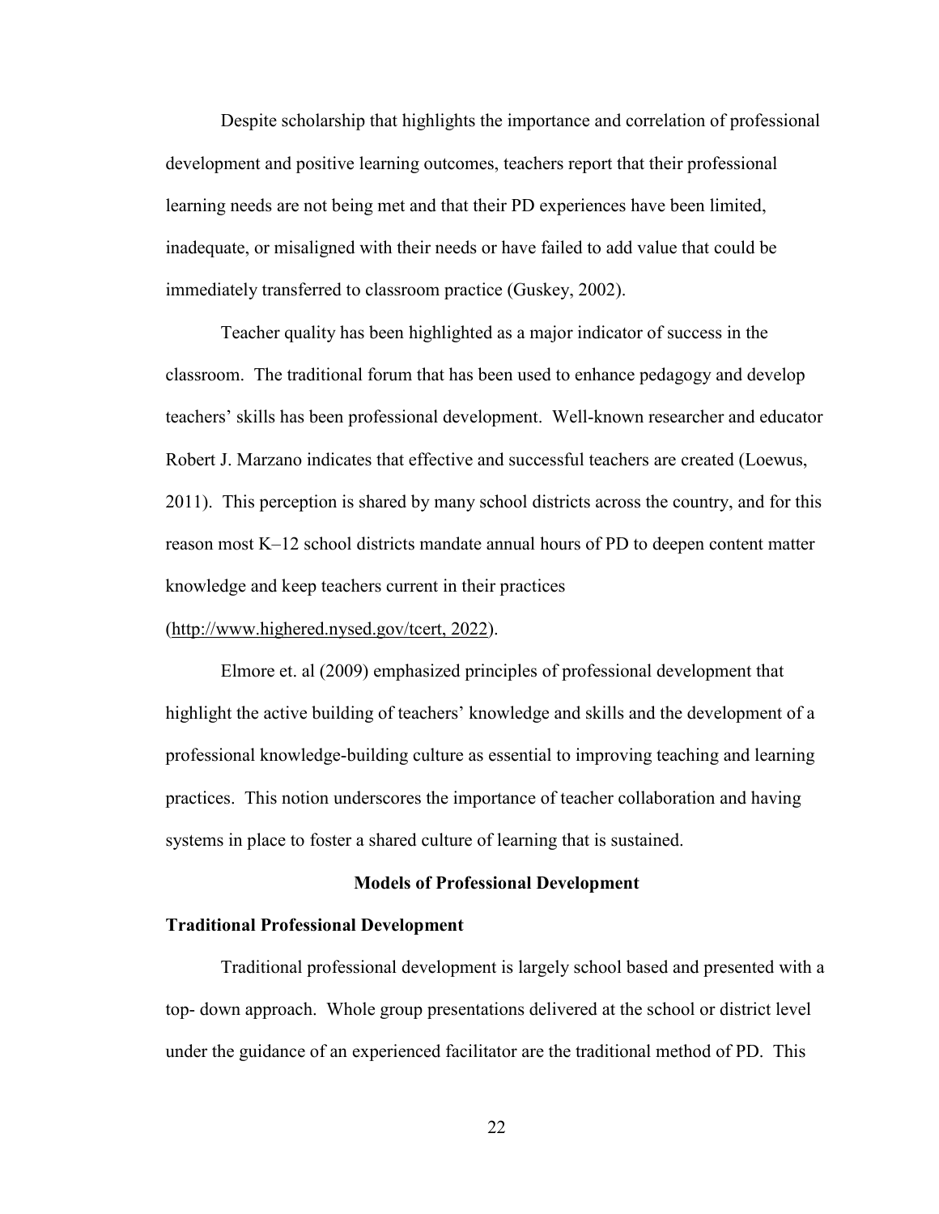Despite scholarship that highlights the importance and correlation of professional development and positive learning outcomes, teachers report that their professional learning needs are not being met and that their PD experiences have been limited, inadequate, or misaligned with their needs or have failed to add value that could be immediately transferred to classroom practice (Guskey, 2002).

Teacher quality has been highlighted as a major indicator of success in the classroom. The traditional forum that has been used to enhance pedagogy and develop teachers' skills has been professional development. Well-known researcher and educator Robert J. Marzano indicates that effective and successful teachers are created (Loewus, 2011). This perception is shared by many school districts across the country, and for this reason most K–12 school districts mandate annual hours of PD to deepen content matter knowledge and keep teachers current in their practices (http://www.highered.nysed.gov/tcert, 2022).

Elmore et. al (2009) emphasized principles of professional development that highlight the active building of teachers' knowledge and skills and the development of a professional knowledge-building culture as essential to improving teaching and learning practices. This notion underscores the importance of teacher collaboration and having systems in place to foster a shared culture of learning that is sustained.

## Models of Professional Development

### Traditional Professional Development

Traditional professional development is largely school based and presented with a top- down approach. Whole group presentations delivered at the school or district level under the guidance of an experienced facilitator are the traditional method of PD. This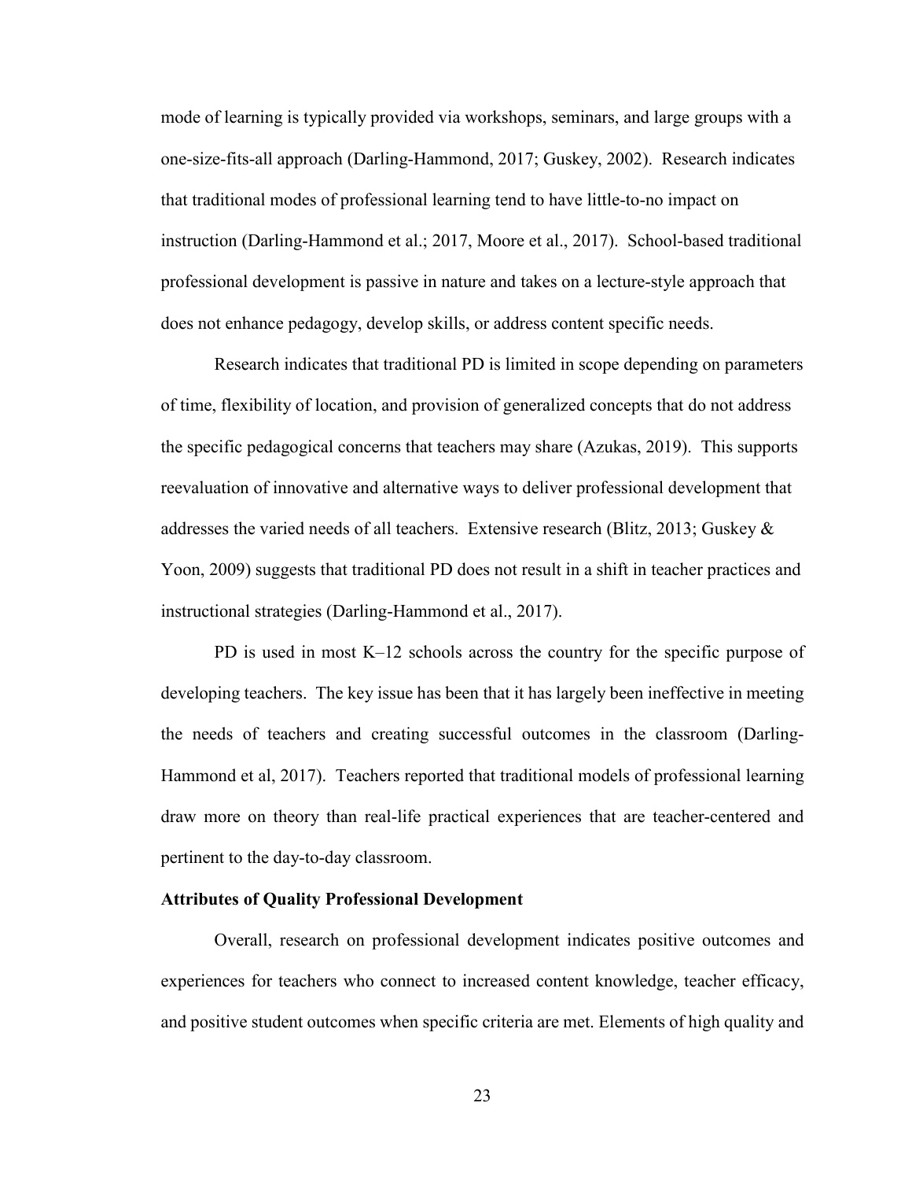mode of learning is typically provided via workshops, seminars, and large groups with a one-size-fits-all approach (Darling-Hammond, 2017; Guskey, 2002). Research indicates that traditional modes of professional learning tend to have little-to-no impact on instruction (Darling-Hammond et al.; 2017, Moore et al., 2017). School-based traditional professional development is passive in nature and takes on a lecture-style approach that does not enhance pedagogy, develop skills, or address content specific needs.

Research indicates that traditional PD is limited in scope depending on parameters of time, flexibility of location, and provision of generalized concepts that do not address the specific pedagogical concerns that teachers may share (Azukas, 2019). This supports reevaluation of innovative and alternative ways to deliver professional development that addresses the varied needs of all teachers. Extensive research (Blitz, 2013; Guskey & Yoon, 2009) suggests that traditional PD does not result in a shift in teacher practices and instructional strategies (Darling-Hammond et al., 2017).

PD is used in most K–12 schools across the country for the specific purpose of developing teachers. The key issue has been that it has largely been ineffective in meeting the needs of teachers and creating successful outcomes in the classroom (Darling-Hammond et al, 2017). Teachers reported that traditional models of professional learning draw more on theory than real-life practical experiences that are teacher-centered and pertinent to the day-to-day classroom.

**Attributes of Quality Professional Development**

Overall, research on professional development indicates positive outcomes and experiences for teachers who connect to increased content knowledge, teacher efficacy, and positive student outcomes when specific criteria are met. Elements of high quality and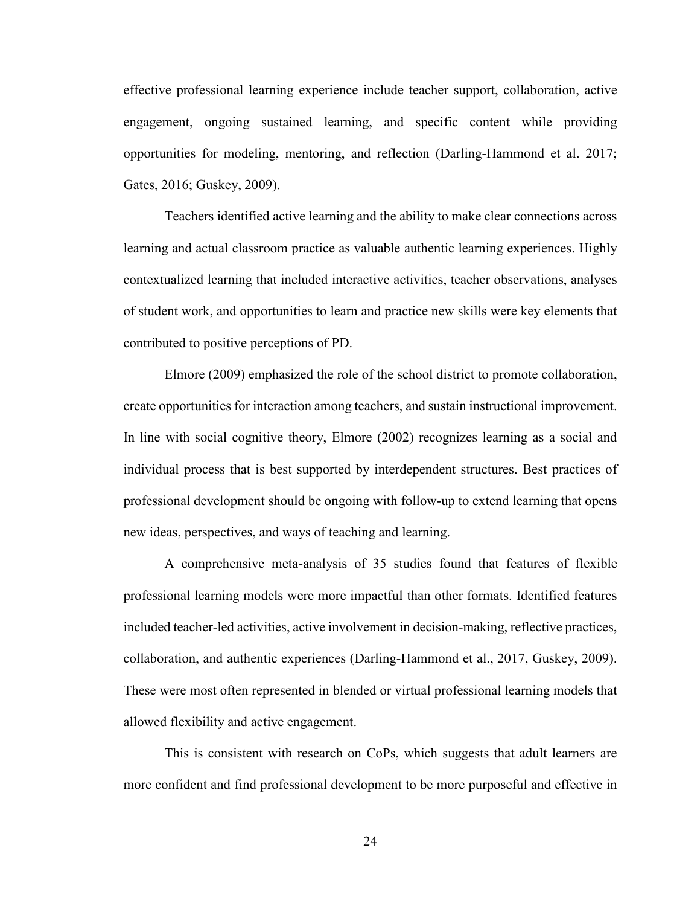effective professional learning experience include teacher support, collaboration, active engagement, ongoing sustained learning, and specific content while providing opportunities for modeling, mentoring, and reflection (Darling-Hammond et al. 2017; Gates, 2016; Guskey, 2009).

Teachers identified active learning and the ability to make clear connections across learning and actual classroom practice as valuable authentic learning experiences. Highly contextualized learning that included interactive activities, teacher observations, analyses of student work, and opportunities to learn and practice new skills were key elements that contributed to positive perceptions of PD.

Elmore (2009) emphasized the role of the school district to promote collaboration, create opportunities for interaction among teachers, and sustain instructional improvement. In line with social cognitive theory, Elmore (2002) recognizes learning as a social and individual process that is best supported by interdependent structures. Best practices of professional development should be ongoing with follow-up to extend learning that opens new ideas, perspectives, and ways of teaching and learning.

A comprehensive meta-analysis of 35 studies found that features of flexible professional learning models were more impactful than other formats. Identified features included teacher-led activities, active involvement in decision-making, reflective practices, collaboration, and authentic experiences (Darling-Hammond et al., 2017, Guskey, 2009). These were most often represented in blended or virtual professional learning models that allowed flexibility and active engagement.

This is consistent with research on CoPs, which suggests that adult learners are more confident and find professional development to be more purposeful and effective in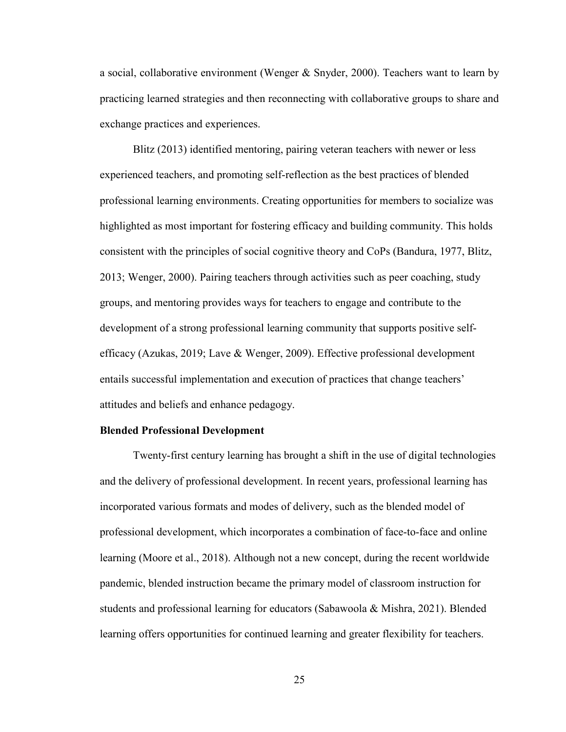a social, collaborative environment (Wenger & Snyder, 2000). Teachers want to learn by practicing learned strategies and then reconnecting with collaborative groups to share and exchange practices and experiences.

Blitz (2013) identified mentoring, pairing veteran teachers with newer or less experienced teachers, and promoting self-reflection as the best practices of blended professional learning environments. Creating opportunities for members to socialize was highlighted as most important for fostering efficacy and building community. This holds consistent with the principles of social cognitive theory and CoPs (Bandura, 1977, Blitz, 2013; Wenger, 2000). Pairing teachers through activities such as peer coaching, study groups, and mentoring provides ways for teachers to engage and contribute to the development of a strong professional learning community that supports positive self-efficacy (Azukas, 2019; Lave & Wenger, 2009). Effective professional development entails successful implementation and execution of practices that change teachers' attitudes and beliefs and enhance pedagogy.

**Blended Professional Development**

Twenty-first century learning has brought a shift in the use of digital technologies and the delivery of professional development. In recent years, professional learning has incorporated various formats and modes of delivery, such as the blended model of professional development, which incorporates a combination of face-to-face and online learning (Moore et al., 2018). Although not a new concept, during the recent worldwide pandemic, blended instruction became the primary model of classroom instruction for students and professional learning for educators (Sabawoola & Mishra, 2021). Blended learning offers opportunities for continued learning and greater flexibility for teachers.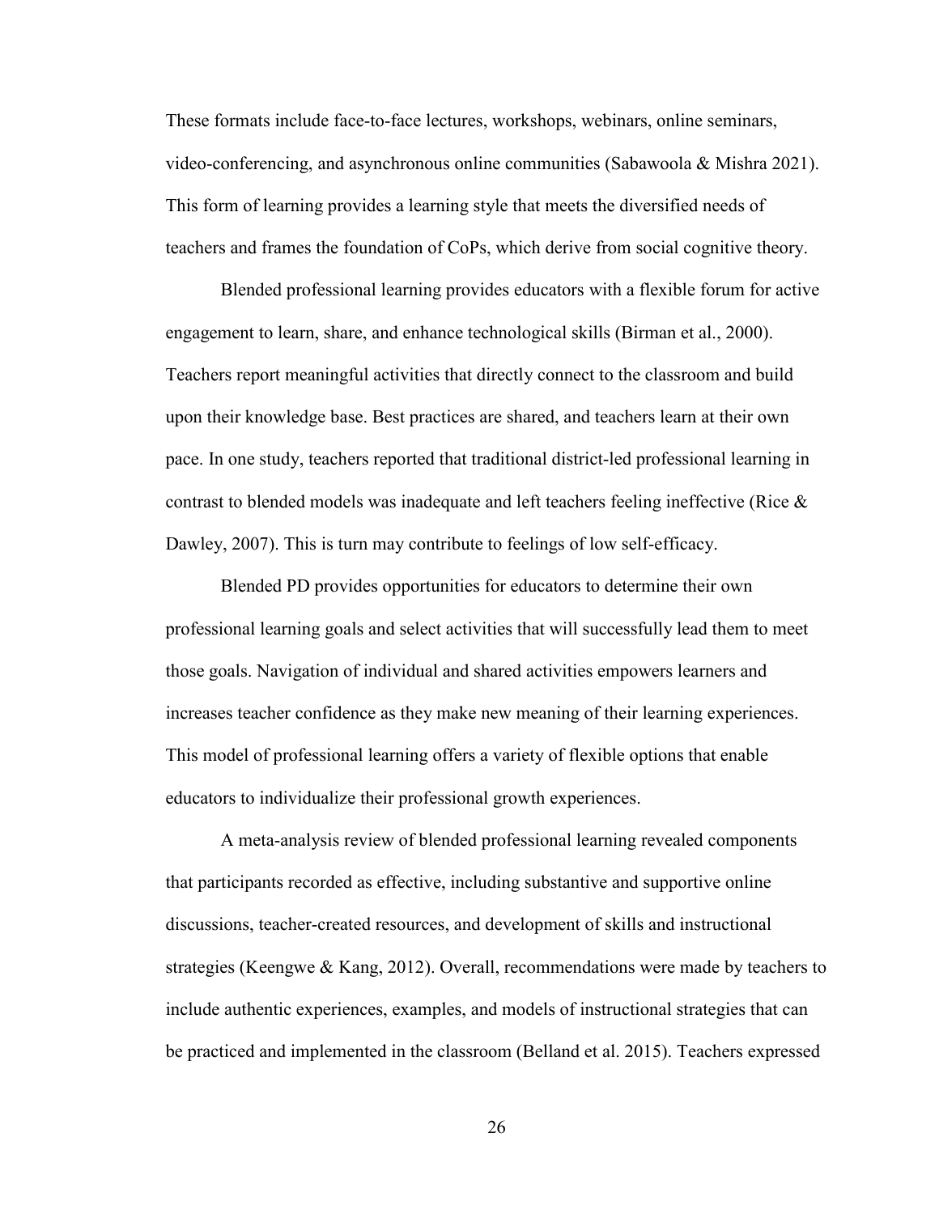These formats include face-to-face lectures, workshops, webinars, online seminars, video-conferencing, and asynchronous online communities (Sabawoola & Mishra 2021). This form of learning provides a learning style that meets the diversified needs of teachers and frames the foundation of CoPs, which derive from social cognitive theory.

Blended professional learning provides educators with a flexible forum for active engagement to learn, share, and enhance technological skills (Birman et al., 2000). Teachers report meaningful activities that directly connect to the classroom and build upon their knowledge base. Best practices are shared, and teachers learn at their own pace. In one study, teachers reported that traditional district-led professional learning in contrast to blended models was inadequate and left teachers feeling ineffective (Rice & Dawley, 2007). This is turn may contribute to feelings of low self-efficacy.

Blended PD provides opportunities for educators to determine their own professional learning goals and select activities that will successfully lead them to meet those goals. Navigation of individual and shared activities empowers learners and increases teacher confidence as they make new meaning of their learning experiences. This model of professional learning offers a variety of flexible options that enable educators to individualize their professional growth experiences.

A meta-analysis review of blended professional learning revealed components that participants recorded as effective, including substantive and supportive online discussions, teacher-created resources, and development of skills and instructional strategies (Keengwe & Kang, 2012). Overall, recommendations were made by teachers to include authentic experiences, examples, and models of instructional strategies that can be practiced and implemented in the classroom (Belland et al. 2015). Teachers expressed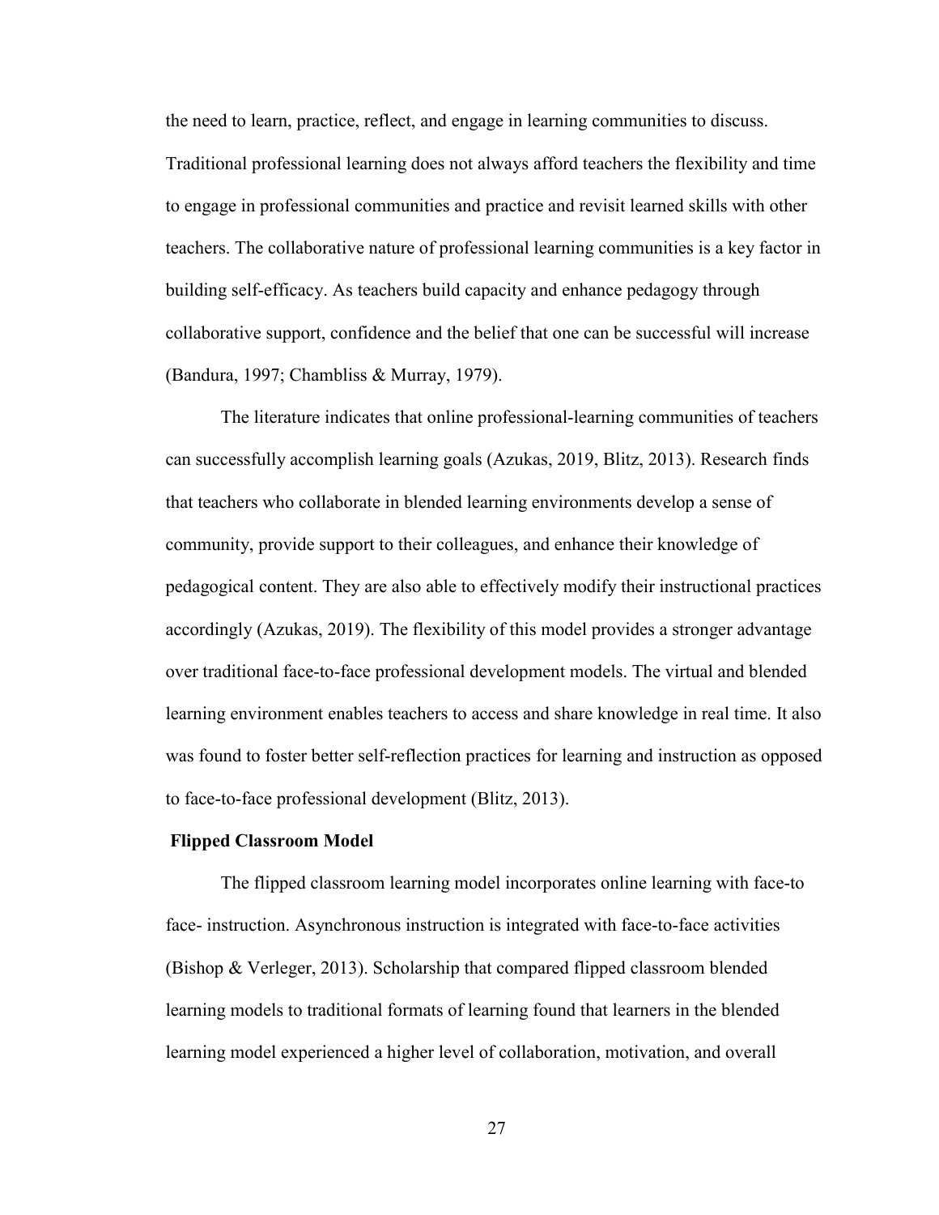the need to learn, practice, reflect, and engage in learning communities to discuss. Traditional professional learning does not always afford teachers the flexibility and time to engage in professional communities and practice and revisit learned skills with other teachers. The collaborative nature of professional learning communities is a key factor in building self-efficacy. As teachers build capacity and enhance pedagogy through collaborative support, confidence and the belief that one can be successful will increase (Bandura, 1997; Chambliss & Murray, 1979).

The literature indicates that online professional-learning communities of teachers can successfully accomplish learning goals (Azukas, 2019, Blitz, 2013). Research finds that teachers who collaborate in blended learning environments develop a sense of community, provide support to their colleagues, and enhance their knowledge of pedagogical content. They are also able to effectively modify their instructional practices accordingly (Azukas, 2019). The flexibility of this model provides a stronger advantage over traditional face-to-face professional development models. The virtual and blended learning environment enables teachers to access and share knowledge in real time. It also was found to foster better self-reflection practices for learning and instruction as opposed to face-to-face professional development (Blitz, 2013).

**Flipped Classroom Model**

The flipped classroom learning model incorporates online learning with face-to face- instruction. Asynchronous instruction is integrated with face-to-face activities (Bishop & Verleger, 2013). Scholarship that compared flipped classroom blended learning models to traditional formats of learning found that learners in the blended learning model experienced a higher level of collaboration, motivation, and overall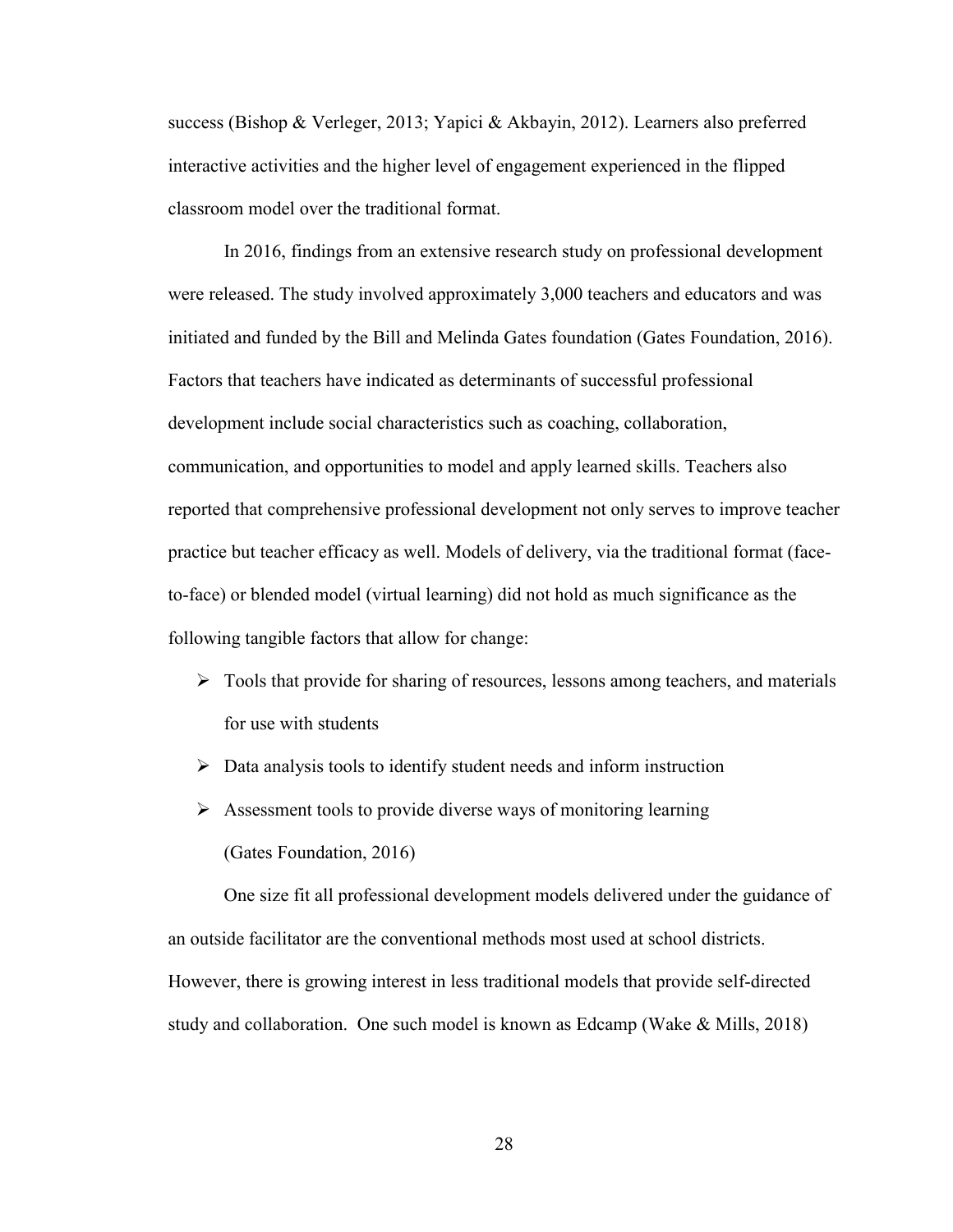success (Bishop & Verleger, 2013; Yapici & Akbayin, 2012). Learners also preferred interactive activities and the higher level of engagement experienced in the flipped classroom model over the traditional format.

In 2016, findings from an extensive research study on professional development were released. The study involved approximately 3,000 teachers and educators and was initiated and funded by the Bill and Melinda Gates foundation (Gates Foundation, 2016). Factors that teachers have indicated as determinants of successful professional development include social characteristics such as coaching, collaboration, communication, and opportunities to model and apply learned skills. Teachers also reported that comprehensive professional development not only serves to improve teacher practice but teacher efficacy as well. Models of delivery, via the traditional format (face-to-face) or blended model (virtual learning) did not hold as much significance as the following tangible factors that allow for change:

- Tools that provide for sharing of resources, lessons among teachers, and materials for use with students
- Data analysis tools to identify student needs and inform instruction
- Assessment tools to provide diverse ways of monitoring learning (Gates Foundation, 2016)

One size fit all professional development models delivered under the guidance of an outside facilitator are the conventional methods most used at school districts. However, there is growing interest in less traditional models that provide self-directed study and collaboration. One such model is known as Edcamp (Wake & Mills, 2018)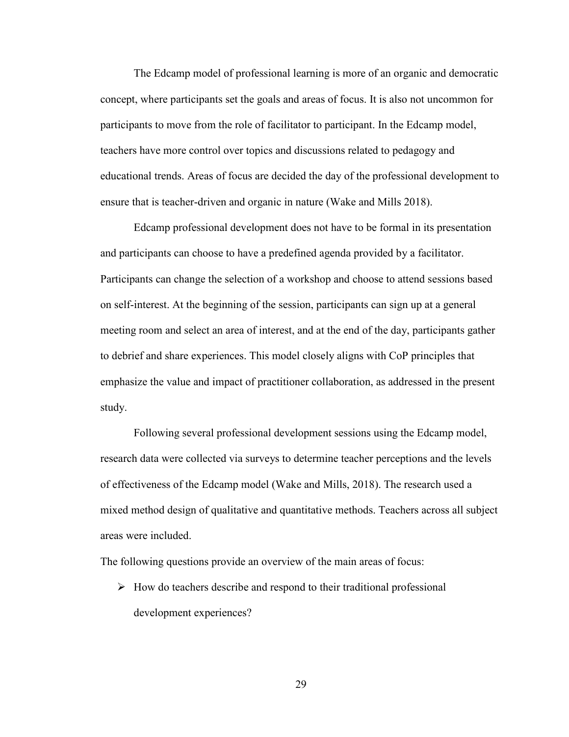The Edcamp model of professional learning is more of an organic and democratic concept, where participants set the goals and areas of focus. It is also not uncommon for participants to move from the role of facilitator to participant. In the Edcamp model, teachers have more control over topics and discussions related to pedagogy and educational trends. Areas of focus are decided the day of the professional development to ensure that is teacher-driven and organic in nature (Wake and Mills 2018).

Edcamp professional development does not have to be formal in its presentation and participants can choose to have a predefined agenda provided by a facilitator. Participants can change the selection of a workshop and choose to attend sessions based on self-interest. At the beginning of the session, participants can sign up at a general meeting room and select an area of interest, and at the end of the day, participants gather to debrief and share experiences. This model closely aligns with CoP principles that emphasize the value and impact of practitioner collaboration, as addressed in the present study.

Following several professional development sessions using the Edcamp model, research data were collected via surveys to determine teacher perceptions and the levels of effectiveness of the Edcamp model (Wake and Mills, 2018). The research used a mixed method design of qualitative and quantitative methods. Teachers across all subject areas were included.

The following questions provide an overview of the main areas of focus:

- How do teachers describe and respond to their traditional professional development experiences?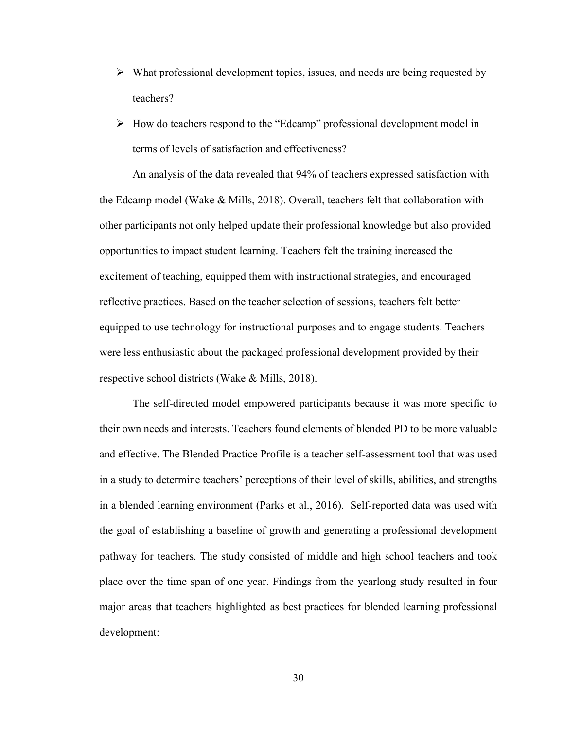- What professional development topics, issues, and needs are being requested by teachers?
- How do teachers respond to the "Edcamp" professional development model in terms of levels of satisfaction and effectiveness?

An analysis of the data revealed that 94% of teachers expressed satisfaction with the Edcamp model (Wake & Mills, 2018). Overall, teachers felt that collaboration with other participants not only helped update their professional knowledge but also provided opportunities to impact student learning. Teachers felt the training increased the excitement of teaching, equipped them with instructional strategies, and encouraged reflective practices. Based on the teacher selection of sessions, teachers felt better equipped to use technology for instructional purposes and to engage students. Teachers were less enthusiastic about the packaged professional development provided by their respective school districts (Wake & Mills, 2018).

The self-directed model empowered participants because it was more specific to their own needs and interests. Teachers found elements of blended PD to be more valuable and effective. The Blended Practice Profile is a teacher self-assessment tool that was used in a study to determine teachers' perceptions of their level of skills, abilities, and strengths in a blended learning environment (Parks et al., 2016). Self-reported data was used with the goal of establishing a baseline of growth and generating a professional development pathway for teachers. The study consisted of middle and high school teachers and took place over the time span of one year. Findings from the yearlong study resulted in four major areas that teachers highlighted as best practices for blended learning professional development: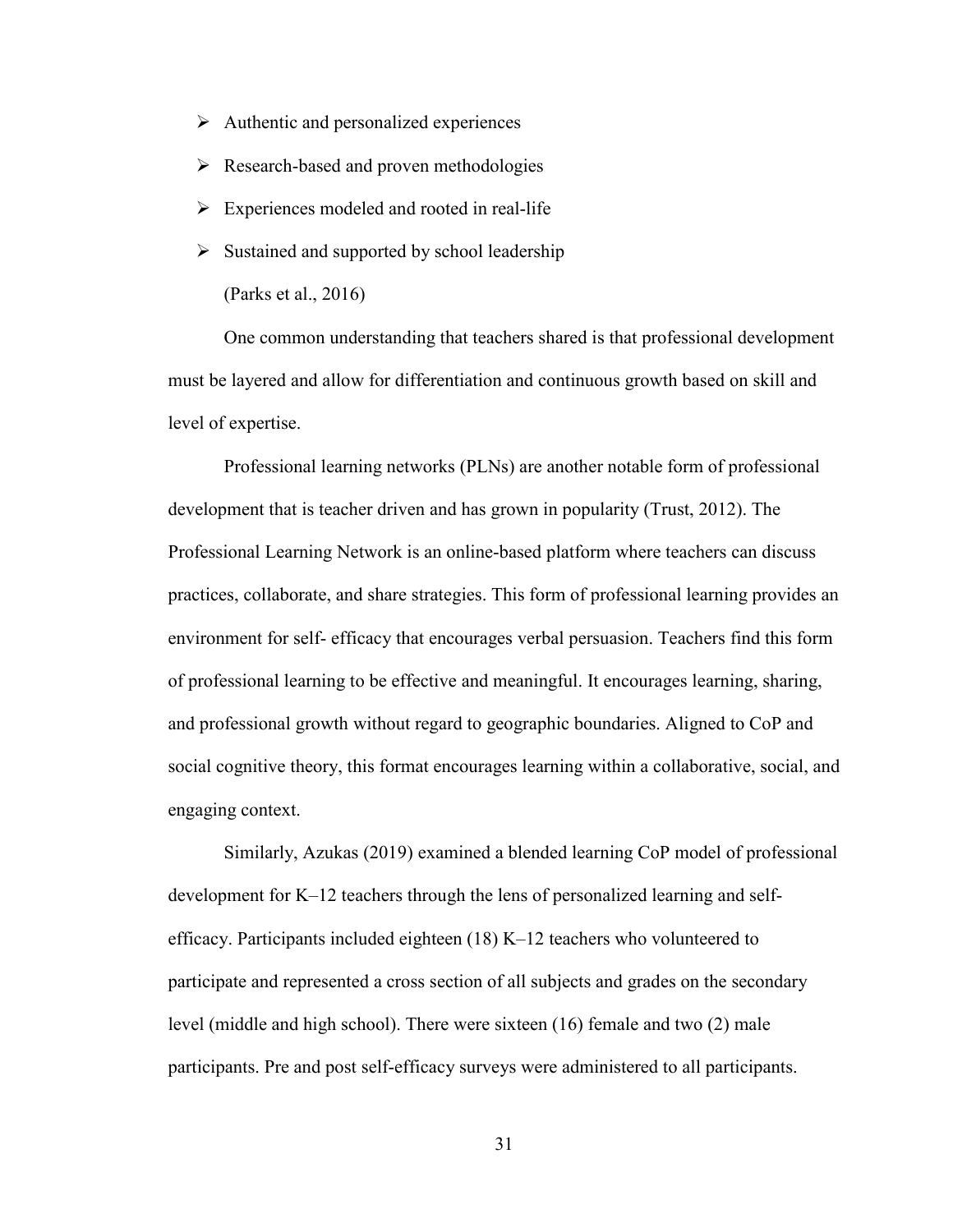- Authentic and personalized experiences
- Research-based and proven methodologies
- Experiences modeled and rooted in real-life
- Sustained and supported by school leadership

(Parks et al., 2016)

One common understanding that teachers shared is that professional development must be layered and allow for differentiation and continuous growth based on skill and level of expertise.

Professional learning networks (PLNs) are another notable form of professional development that is teacher driven and has grown in popularity (Trust, 2012). The Professional Learning Network is an online-based platform where teachers can discuss practices, collaborate, and share strategies. This form of professional learning provides an environment for self- efficacy that encourages verbal persuasion. Teachers find this form of professional learning to be effective and meaningful. It encourages learning, sharing, and professional growth without regard to geographic boundaries. Aligned to CoP and social cognitive theory, this format encourages learning within a collaborative, social, and engaging context.

Similarly, Azukas (2019) examined a blended learning CoP model of professional development for K–12 teachers through the lens of personalized learning and self-efficacy. Participants included eighteen (18) K–12 teachers who volunteered to participate and represented a cross section of all subjects and grades on the secondary level (middle and high school). There were sixteen (16) female and two (2) male participants. Pre and post self-efficacy surveys were administered to all participants.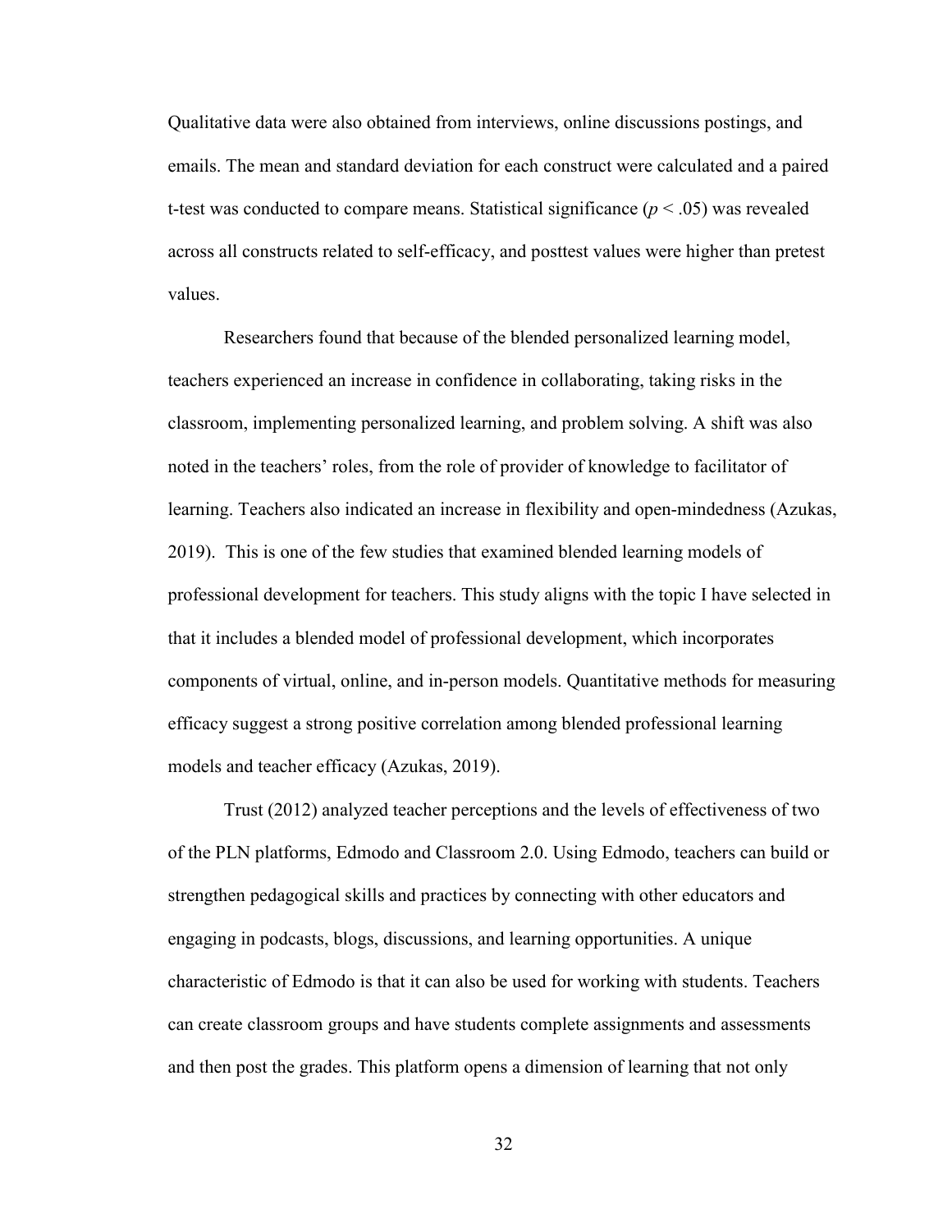Qualitative data were also obtained from interviews, online discussions postings, and emails. The mean and standard deviation for each construct were calculated and a paired t-test was conducted to compare means. Statistical significance ($p < .05$) was revealed across all constructs related to self-efficacy, and posttest values were higher than pretest values.

Researchers found that because of the blended personalized learning model, teachers experienced an increase in confidence in collaborating, taking risks in the classroom, implementing personalized learning, and problem solving. A shift was also noted in the teachers' roles, from the role of provider of knowledge to facilitator of learning. Teachers also indicated an increase in flexibility and open-mindedness (Azukas, 2019). This is one of the few studies that examined blended learning models of professional development for teachers. This study aligns with the topic I have selected in that it includes a blended model of professional development, which incorporates components of virtual, online, and in-person models. Quantitative methods for measuring efficacy suggest a strong positive correlation among blended professional learning models and teacher efficacy (Azukas, 2019).

Trust (2012) analyzed teacher perceptions and the levels of effectiveness of two of the PLN platforms, Edmodo and Classroom 2.0. Using Edmodo, teachers can build or strengthen pedagogical skills and practices by connecting with other educators and engaging in podcasts, blogs, discussions, and learning opportunities. A unique characteristic of Edmodo is that it can also be used for working with students. Teachers can create classroom groups and have students complete assignments and assessments and then post the grades. This platform opens a dimension of learning that not only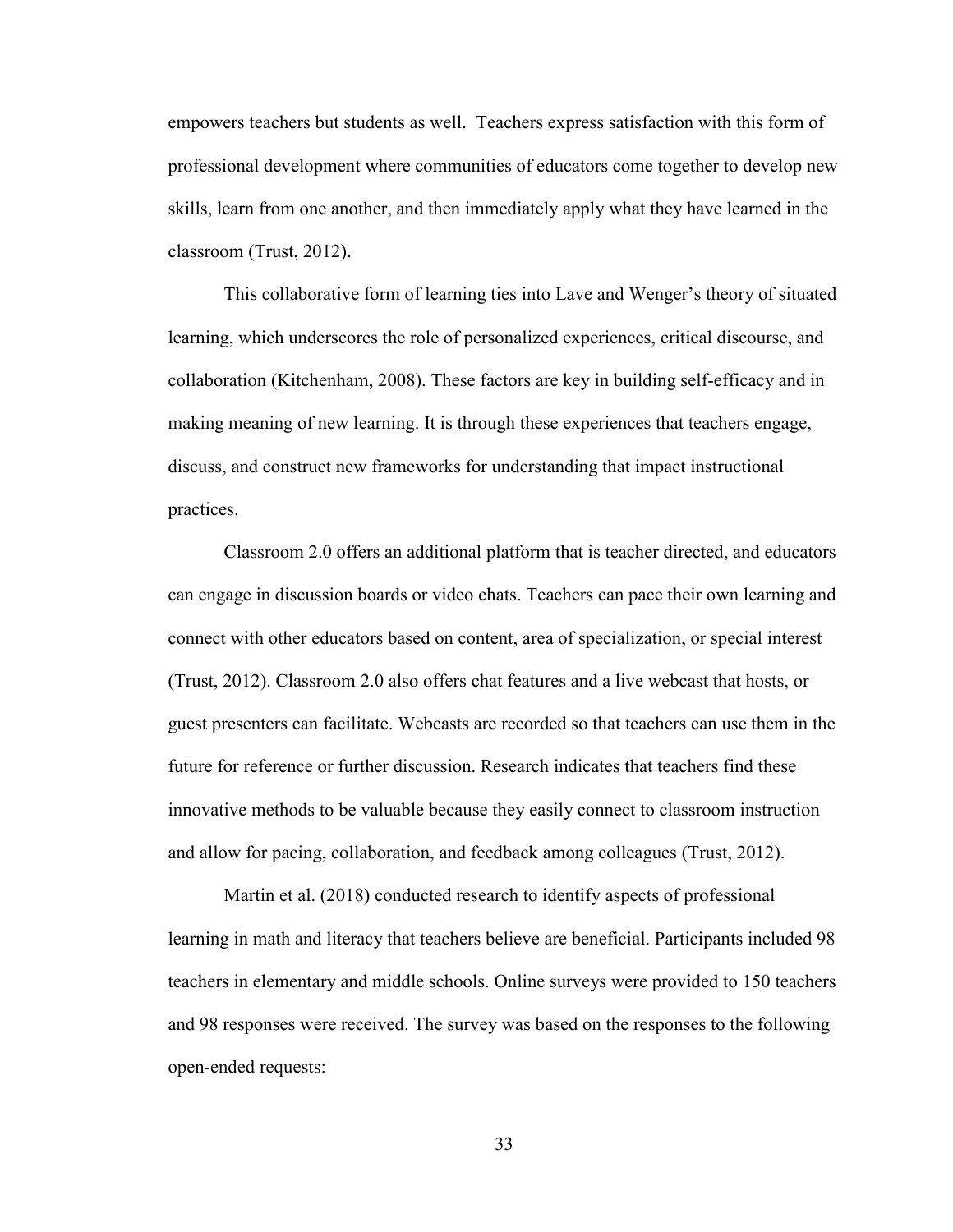empowers teachers but students as well. Teachers express satisfaction with this form of professional development where communities of educators come together to develop new skills, learn from one another, and then immediately apply what they have learned in the classroom (Trust, 2012).

This collaborative form of learning ties into Lave and Wenger's theory of situated learning, which underscores the role of personalized experiences, critical discourse, and collaboration (Kitchenham, 2008). These factors are key in building self-efficacy and in making meaning of new learning. It is through these experiences that teachers engage, discuss, and construct new frameworks for understanding that impact instructional practices.

Classroom 2.0 offers an additional platform that is teacher directed, and educators can engage in discussion boards or video chats. Teachers can pace their own learning and connect with other educators based on content, area of specialization, or special interest (Trust, 2012). Classroom 2.0 also offers chat features and a live webcast that hosts, or guest presenters can facilitate. Webcasts are recorded so that teachers can use them in the future for reference or further discussion. Research indicates that teachers find these innovative methods to be valuable because they easily connect to classroom instruction and allow for pacing, collaboration, and feedback among colleagues (Trust, 2012).

Martin et al. (2018) conducted research to identify aspects of professional learning in math and literacy that teachers believe are beneficial. Participants included 98 teachers in elementary and middle schools. Online surveys were provided to 150 teachers and 98 responses were received. The survey was based on the responses to the following open-ended requests: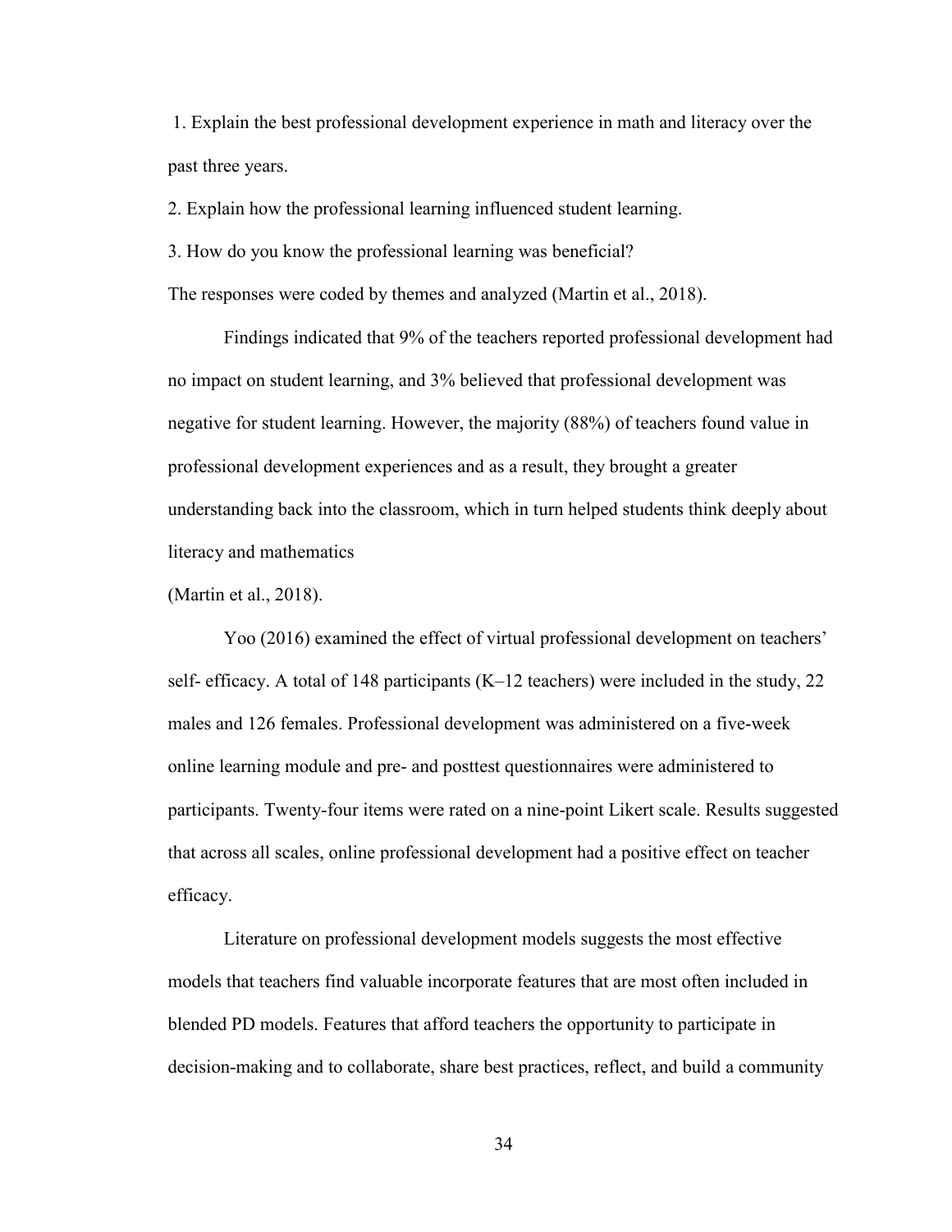1. Explain the best professional development experience in math and literacy over the past three years.

2. Explain how the professional learning influenced student learning.

3. How do you know the professional learning was beneficial?

The responses were coded by themes and analyzed (Martin et al., 2018).

Findings indicated that 9% of the teachers reported professional development had no impact on student learning, and 3% believed that professional development was negative for student learning. However, the majority (88%) of teachers found value in professional development experiences and as a result, they brought a greater understanding back into the classroom, which in turn helped students think deeply about literacy and mathematics (Martin et al., 2018).

Yoo (2016) examined the effect of virtual professional development on teachers' self- efficacy. A total of 148 participants (K–12 teachers) were included in the study, 22 males and 126 females. Professional development was administered on a five-week online learning module and pre- and posttest questionnaires were administered to participants. Twenty-four items were rated on a nine-point Likert scale. Results suggested that across all scales, online professional development had a positive effect on teacher efficacy.

Literature on professional development models suggests the most effective models that teachers find valuable incorporate features that are most often included in blended PD models. Features that afford teachers the opportunity to participate in decision-making and to collaborate, share best practices, reflect, and build a community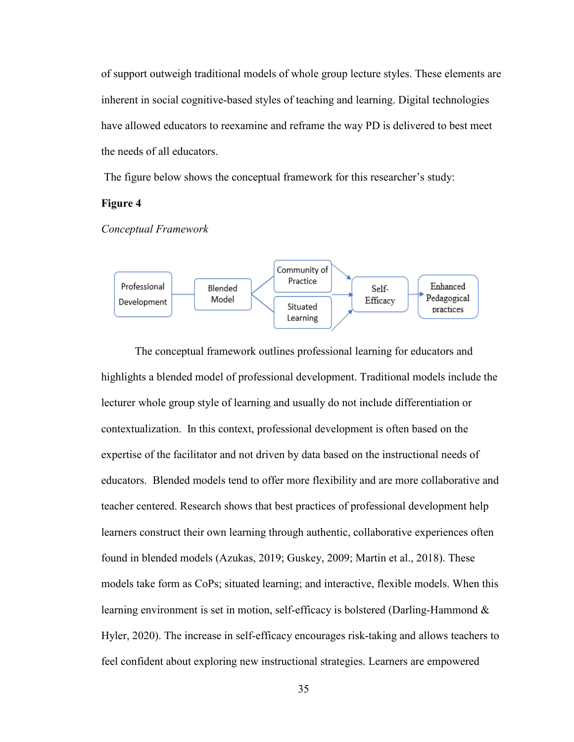of support outweigh traditional models of whole group lecture styles. These elements are inherent in social cognitive-based styles of teaching and learning. Digital technologies have allowed educators to reexamine and reframe the way PD is delivered to best meet the needs of all educators.

The figure below shows the conceptual framework for this researcher's study:

**Figure 4**

*Conceptual Framework*

Professional Development → Blended Model → Community of Practice / Situated Learning → Self-Efficacy → Enhanced Pedagogical practices

The conceptual framework outlines professional learning for educators and highlights a blended model of professional development. Traditional models include the lecturer whole group style of learning and usually do not include differentiation or contextualization. In this context, professional development is often based on the expertise of the facilitator and not driven by data based on the instructional needs of educators. Blended models tend to offer more flexibility and are more collaborative and teacher centered. Research shows that best practices of professional development help learners construct their own learning through authentic, collaborative experiences often found in blended models (Azukas, 2019; Guskey, 2009; Martin et al., 2018). These models take form as CoPs; situated learning; and interactive, flexible models. When this learning environment is set in motion, self-efficacy is bolstered (Darling-Hammond & Hyler, 2020). The increase in self-efficacy encourages risk-taking and allows teachers to feel confident about exploring new instructional strategies. Learners are empowered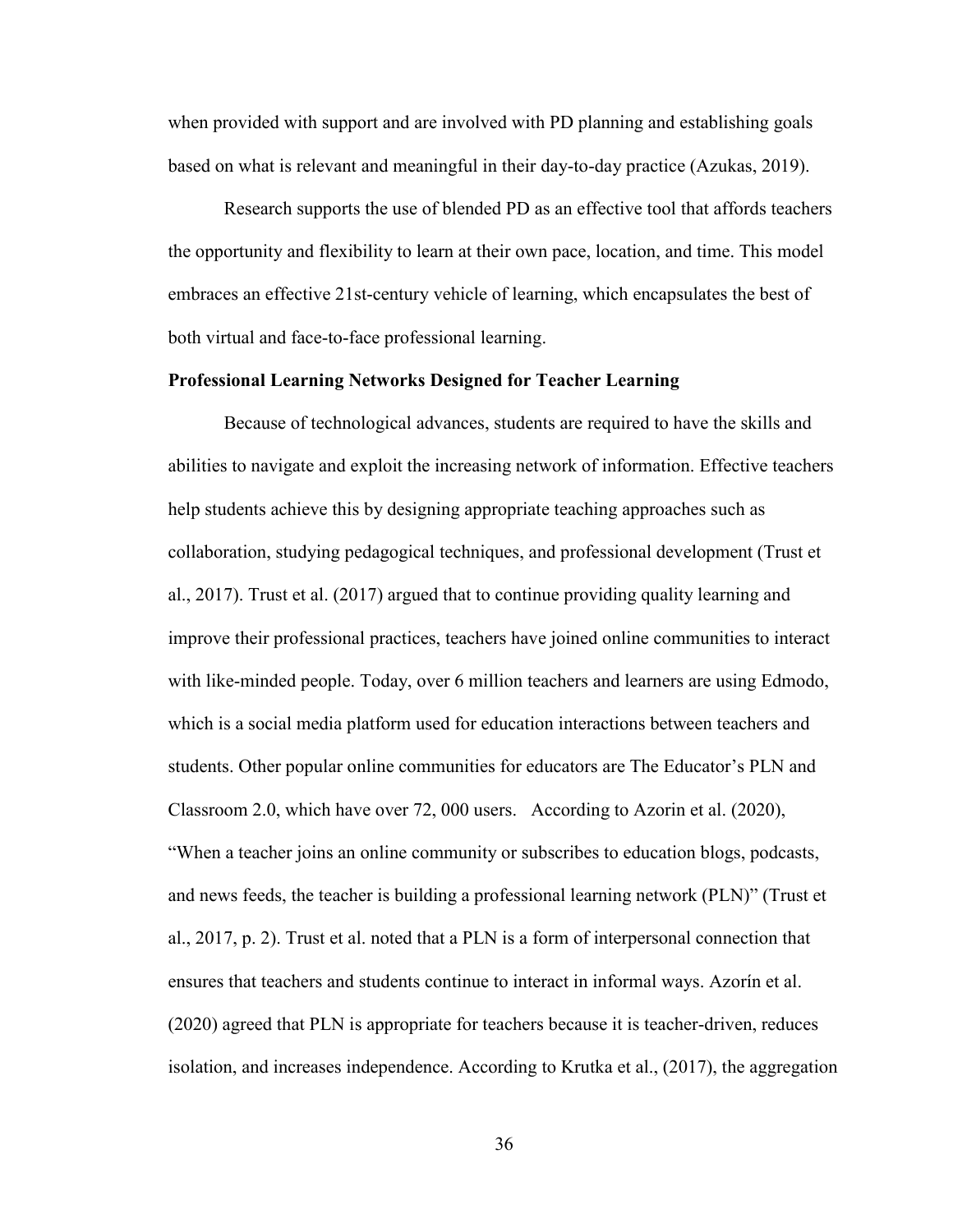when provided with support and are involved with PD planning and establishing goals based on what is relevant and meaningful in their day-to-day practice (Azukas, 2019).

Research supports the use of blended PD as an effective tool that affords teachers the opportunity and flexibility to learn at their own pace, location, and time. This model embraces an effective 21st-century vehicle of learning, which encapsulates the best of both virtual and face-to-face professional learning.

**Professional Learning Networks Designed for Teacher Learning**

Because of technological advances, students are required to have the skills and abilities to navigate and exploit the increasing network of information. Effective teachers help students achieve this by designing appropriate teaching approaches such as collaboration, studying pedagogical techniques, and professional development (Trust et al., 2017). Trust et al. (2017) argued that to continue providing quality learning and improve their professional practices, teachers have joined online communities to interact with like-minded people. Today, over 6 million teachers and learners are using Edmodo, which is a social media platform used for education interactions between teachers and students. Other popular online communities for educators are The Educator's PLN and Classroom 2.0, which have over 72, 000 users. According to Azorin et al. (2020), "When a teacher joins an online community or subscribes to education blogs, podcasts, and news feeds, the teacher is building a professional learning network (PLN)" (Trust et al., 2017, p. 2). Trust et al. noted that a PLN is a form of interpersonal connection that ensures that teachers and students continue to interact in informal ways. Azorín et al. (2020) agreed that PLN is appropriate for teachers because it is teacher-driven, reduces isolation, and increases independence. According to Krutka et al., (2017), the aggregation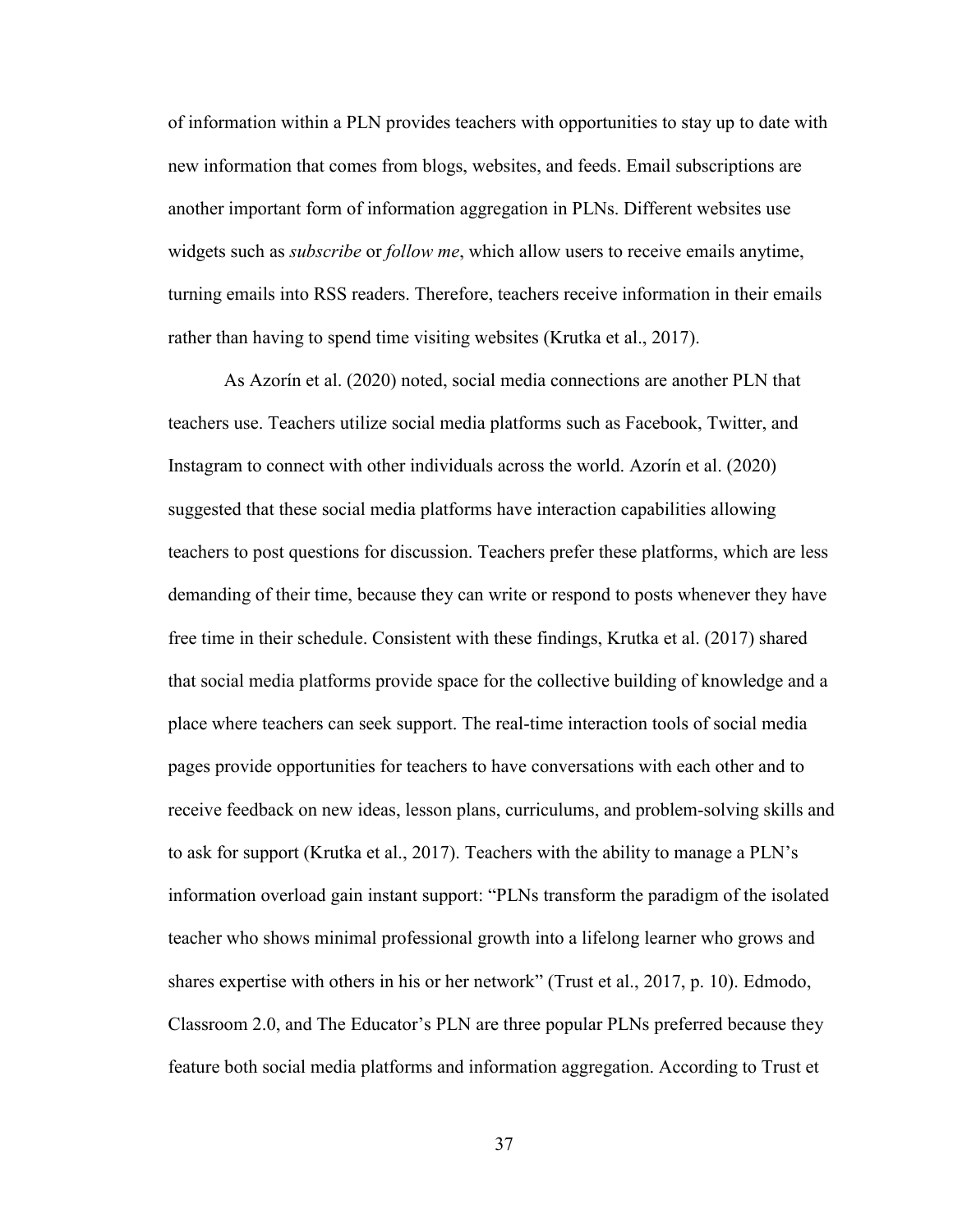of information within a PLN provides teachers with opportunities to stay up to date with new information that comes from blogs, websites, and feeds. Email subscriptions are another important form of information aggregation in PLNs. Different websites use widgets such as *subscribe* or *follow me*, which allow users to receive emails anytime, turning emails into RSS readers. Therefore, teachers receive information in their emails rather than having to spend time visiting websites (Krutka et al., 2017).

As Azorín et al. (2020) noted, social media connections are another PLN that teachers use. Teachers utilize social media platforms such as Facebook, Twitter, and Instagram to connect with other individuals across the world. Azorín et al. (2020) suggested that these social media platforms have interaction capabilities allowing teachers to post questions for discussion. Teachers prefer these platforms, which are less demanding of their time, because they can write or respond to posts whenever they have free time in their schedule. Consistent with these findings, Krutka et al. (2017) shared that social media platforms provide space for the collective building of knowledge and a place where teachers can seek support. The real-time interaction tools of social media pages provide opportunities for teachers to have conversations with each other and to receive feedback on new ideas, lesson plans, curriculums, and problem-solving skills and to ask for support (Krutka et al., 2017). Teachers with the ability to manage a PLN's information overload gain instant support: "PLNs transform the paradigm of the isolated teacher who shows minimal professional growth into a lifelong learner who grows and shares expertise with others in his or her network" (Trust et al., 2017, p. 10). Edmodo, Classroom 2.0, and The Educator's PLN are three popular PLNs preferred because they feature both social media platforms and information aggregation. According to Trust et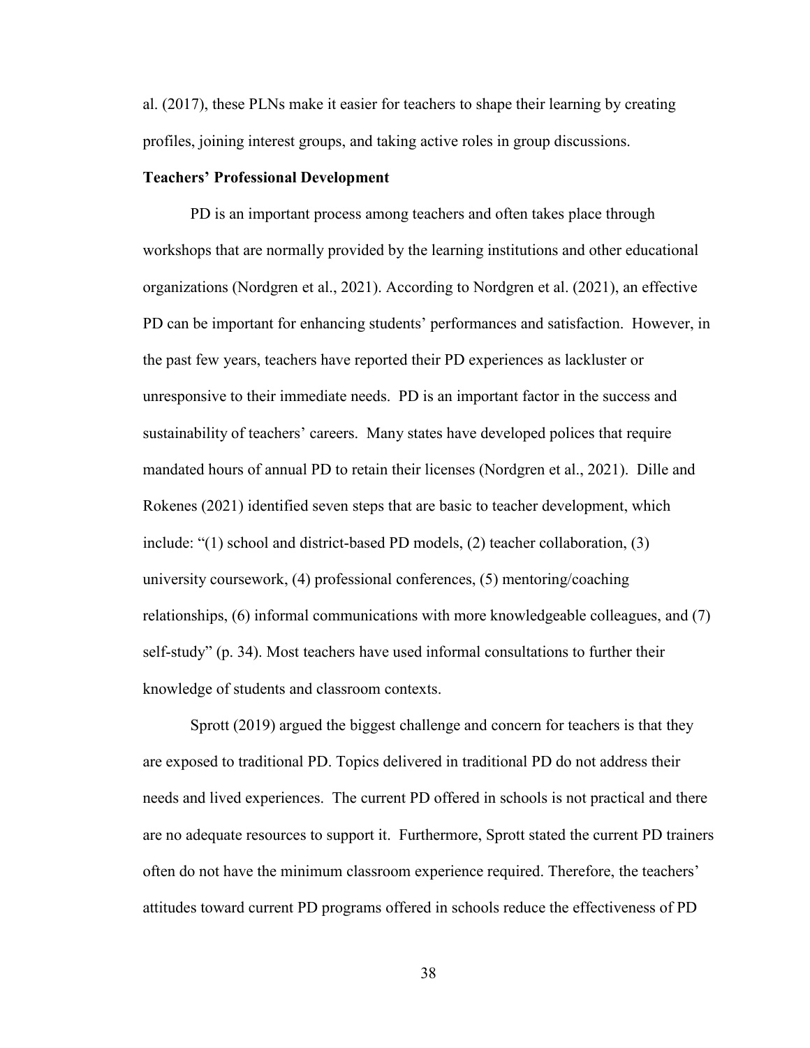al. (2017), these PLNs make it easier for teachers to shape their learning by creating profiles, joining interest groups, and taking active roles in group discussions.

### Teachers' Professional Development

PD is an important process among teachers and often takes place through workshops that are normally provided by the learning institutions and other educational organizations (Nordgren et al., 2021). According to Nordgren et al. (2021), an effective PD can be important for enhancing students' performances and satisfaction. However, in the past few years, teachers have reported their PD experiences as lackluster or unresponsive to their immediate needs. PD is an important factor in the success and sustainability of teachers' careers. Many states have developed polices that require mandated hours of annual PD to retain their licenses (Nordgren et al., 2021). Dille and Rokenes (2021) identified seven steps that are basic to teacher development, which include: "(1) school and district-based PD models, (2) teacher collaboration, (3) university coursework, (4) professional conferences, (5) mentoring/coaching relationships, (6) informal communications with more knowledgeable colleagues, and (7) self-study" (p. 34). Most teachers have used informal consultations to further their knowledge of students and classroom contexts.

Sprott (2019) argued the biggest challenge and concern for teachers is that they are exposed to traditional PD. Topics delivered in traditional PD do not address their needs and lived experiences. The current PD offered in schools is not practical and there are no adequate resources to support it. Furthermore, Sprott stated the current PD trainers often do not have the minimum classroom experience required. Therefore, the teachers' attitudes toward current PD programs offered in schools reduce the effectiveness of PD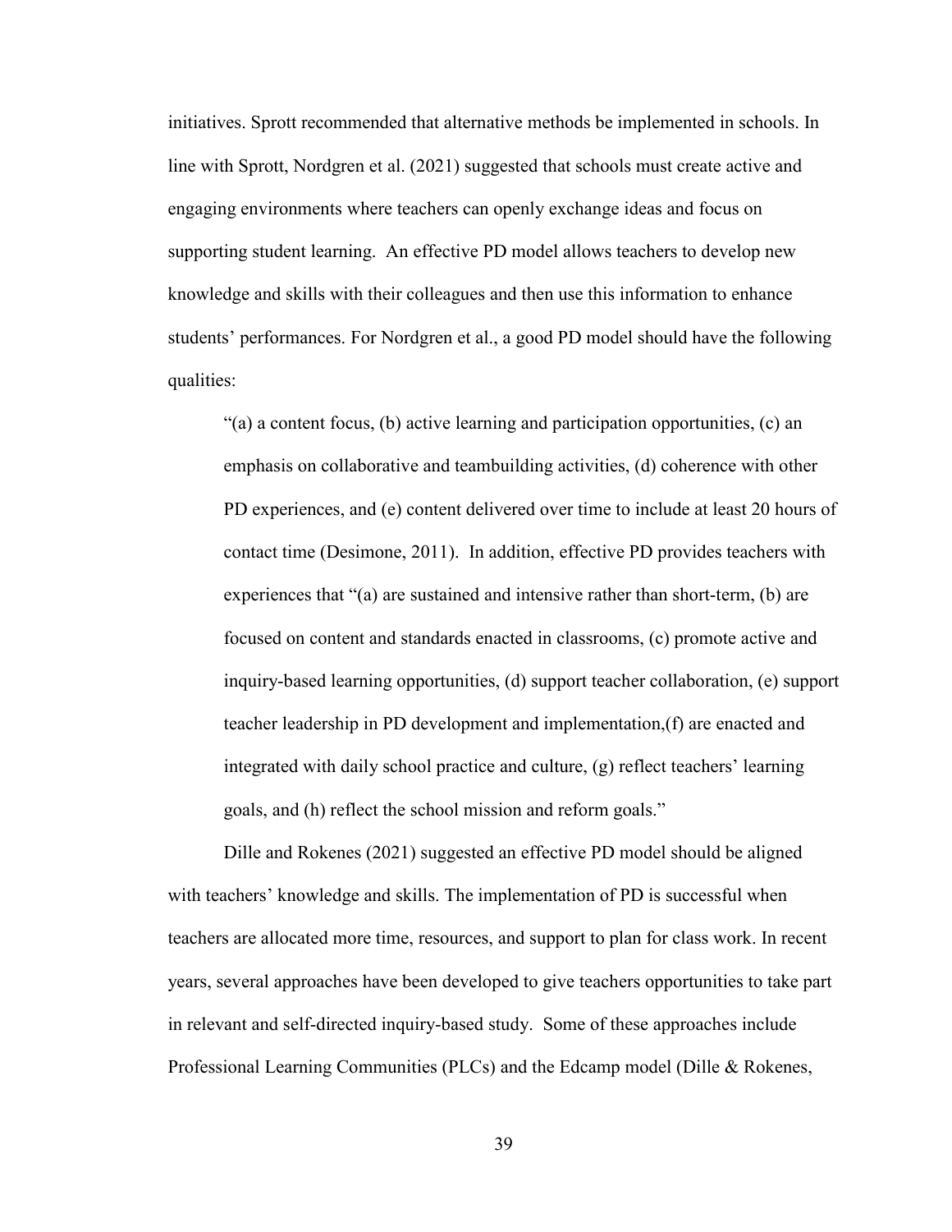initiatives. Sprott recommended that alternative methods be implemented in schools. In line with Sprott, Nordgren et al. (2021) suggested that schools must create active and engaging environments where teachers can openly exchange ideas and focus on supporting student learning. An effective PD model allows teachers to develop new knowledge and skills with their colleagues and then use this information to enhance students' performances. For Nordgren et al., a good PD model should have the following qualities:

> "(a) a content focus, (b) active learning and participation opportunities, (c) an emphasis on collaborative and teambuilding activities, (d) coherence with other PD experiences, and (e) content delivered over time to include at least 20 hours of contact time (Desimone, 2011). In addition, effective PD provides teachers with experiences that "(a) are sustained and intensive rather than short-term, (b) are focused on content and standards enacted in classrooms, (c) promote active and inquiry-based learning opportunities, (d) support teacher collaboration, (e) support teacher leadership in PD development and implementation,(f) are enacted and integrated with daily school practice and culture, (g) reflect teachers' learning goals, and (h) reflect the school mission and reform goals."

Dille and Rokenes (2021) suggested an effective PD model should be aligned with teachers' knowledge and skills. The implementation of PD is successful when teachers are allocated more time, resources, and support to plan for class work. In recent years, several approaches have been developed to give teachers opportunities to take part in relevant and self-directed inquiry-based study. Some of these approaches include Professional Learning Communities (PLCs) and the Edcamp model (Dille & Rokenes,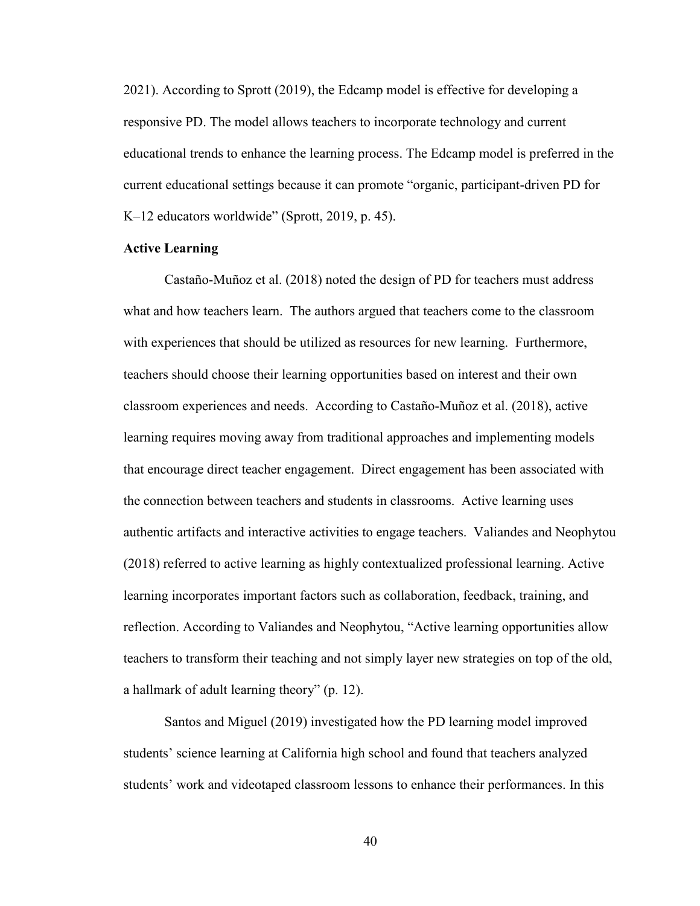2021). According to Sprott (2019), the Edcamp model is effective for developing a responsive PD. The model allows teachers to incorporate technology and current educational trends to enhance the learning process. The Edcamp model is preferred in the current educational settings because it can promote "organic, participant-driven PD for K–12 educators worldwide" (Sprott, 2019, p. 45).

**Active Learning**

Castaño-Muñoz et al. (2018) noted the design of PD for teachers must address what and how teachers learn. The authors argued that teachers come to the classroom with experiences that should be utilized as resources for new learning. Furthermore, teachers should choose their learning opportunities based on interest and their own classroom experiences and needs. According to Castaño-Muñoz et al. (2018), active learning requires moving away from traditional approaches and implementing models that encourage direct teacher engagement. Direct engagement has been associated with the connection between teachers and students in classrooms. Active learning uses authentic artifacts and interactive activities to engage teachers. Valiandes and Neophytou (2018) referred to active learning as highly contextualized professional learning. Active learning incorporates important factors such as collaboration, feedback, training, and reflection. According to Valiandes and Neophytou, "Active learning opportunities allow teachers to transform their teaching and not simply layer new strategies on top of the old, a hallmark of adult learning theory" (p. 12).

Santos and Miguel (2019) investigated how the PD learning model improved students' science learning at California high school and found that teachers analyzed students' work and videotaped classroom lessons to enhance their performances. In this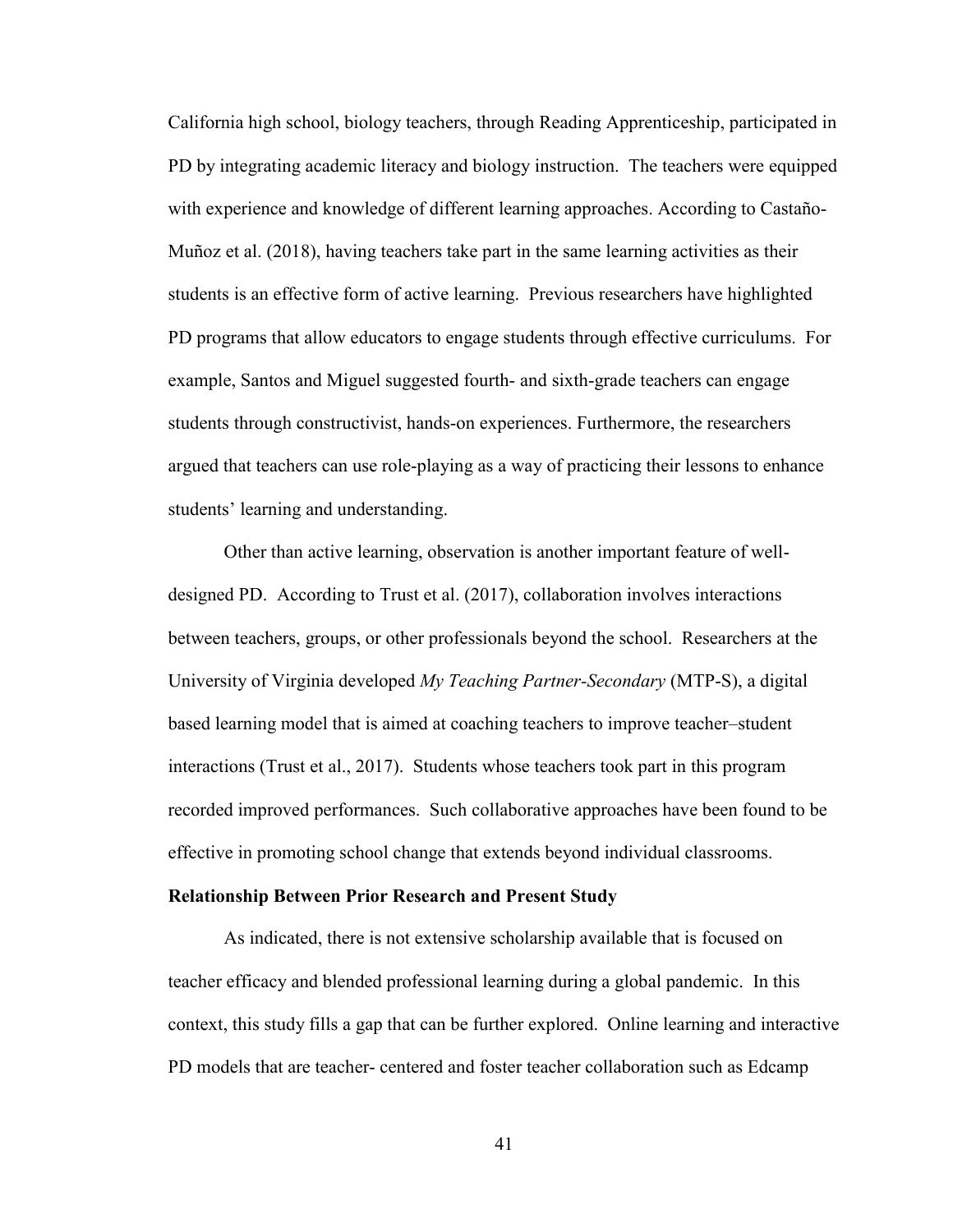California high school, biology teachers, through Reading Apprenticeship, participated in PD by integrating academic literacy and biology instruction. The teachers were equipped with experience and knowledge of different learning approaches. According to Castaño-Muñoz et al. (2018), having teachers take part in the same learning activities as their students is an effective form of active learning. Previous researchers have highlighted PD programs that allow educators to engage students through effective curriculums. For example, Santos and Miguel suggested fourth- and sixth-grade teachers can engage students through constructivist, hands-on experiences. Furthermore, the researchers argued that teachers can use role-playing as a way of practicing their lessons to enhance students' learning and understanding.

Other than active learning, observation is another important feature of well-designed PD. According to Trust et al. (2017), collaboration involves interactions between teachers, groups, or other professionals beyond the school. Researchers at the University of Virginia developed *My Teaching Partner-Secondary* (MTP-S), a digital based learning model that is aimed at coaching teachers to improve teacher–student interactions (Trust et al., 2017). Students whose teachers took part in this program recorded improved performances. Such collaborative approaches have been found to be effective in promoting school change that extends beyond individual classrooms.

**Relationship Between Prior Research and Present Study**

As indicated, there is not extensive scholarship available that is focused on teacher efficacy and blended professional learning during a global pandemic. In this context, this study fills a gap that can be further explored. Online learning and interactive PD models that are teacher- centered and foster teacher collaboration such as Edcamp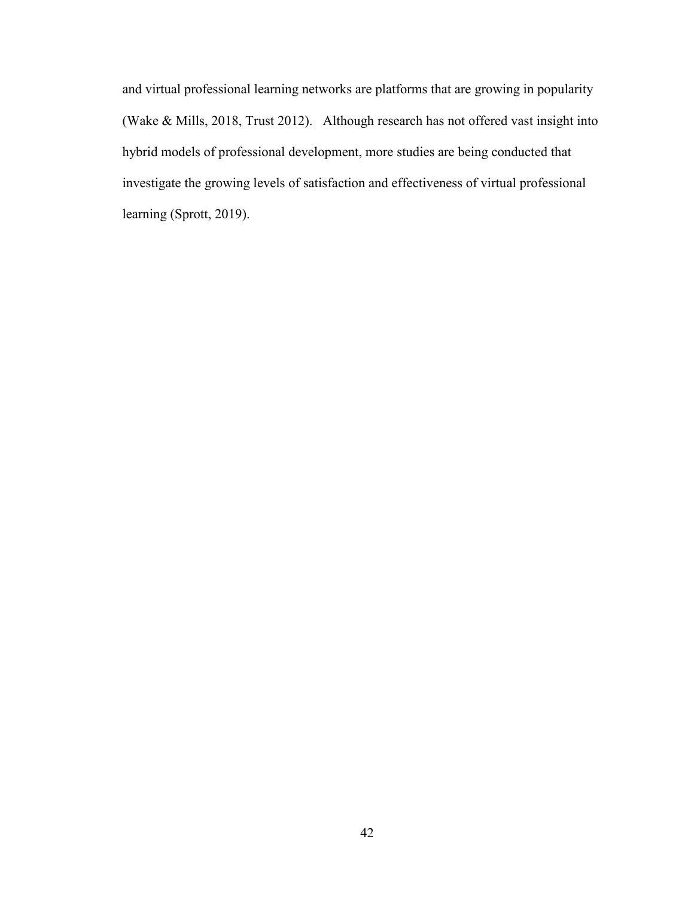and virtual professional learning networks are platforms that are growing in popularity (Wake & Mills, 2018, Trust 2012). Although research has not offered vast insight into hybrid models of professional development, more studies are being conducted that investigate the growing levels of satisfaction and effectiveness of virtual professional learning (Sprott, 2019).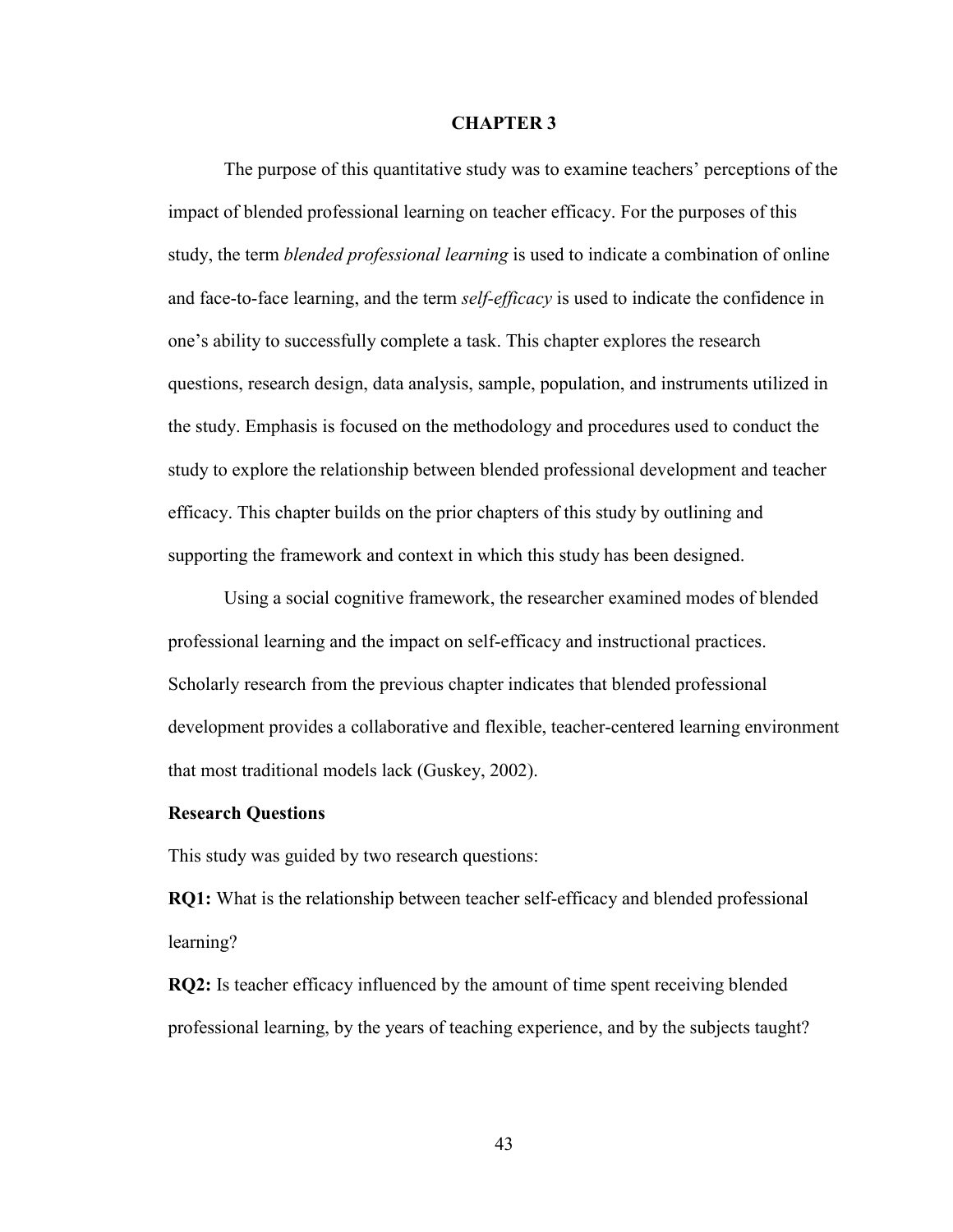# CHAPTER 3

The purpose of this quantitative study was to examine teachers' perceptions of the impact of blended professional learning on teacher efficacy. For the purposes of this study, the term *blended professional learning* is used to indicate a combination of online and face-to-face learning, and the term *self-efficacy* is used to indicate the confidence in one's ability to successfully complete a task. This chapter explores the research questions, research design, data analysis, sample, population, and instruments utilized in the study. Emphasis is focused on the methodology and procedures used to conduct the study to explore the relationship between blended professional development and teacher efficacy. This chapter builds on the prior chapters of this study by outlining and supporting the framework and context in which this study has been designed.

Using a social cognitive framework, the researcher examined modes of blended professional learning and the impact on self-efficacy and instructional practices. Scholarly research from the previous chapter indicates that blended professional development provides a collaborative and flexible, teacher-centered learning environment that most traditional models lack (Guskey, 2002).

## Research Questions

This study was guided by two research questions:

**RQ1:** What is the relationship between teacher self-efficacy and blended professional learning?

**RQ2:** Is teacher efficacy influenced by the amount of time spent receiving blended professional learning, by the years of teaching experience, and by the subjects taught?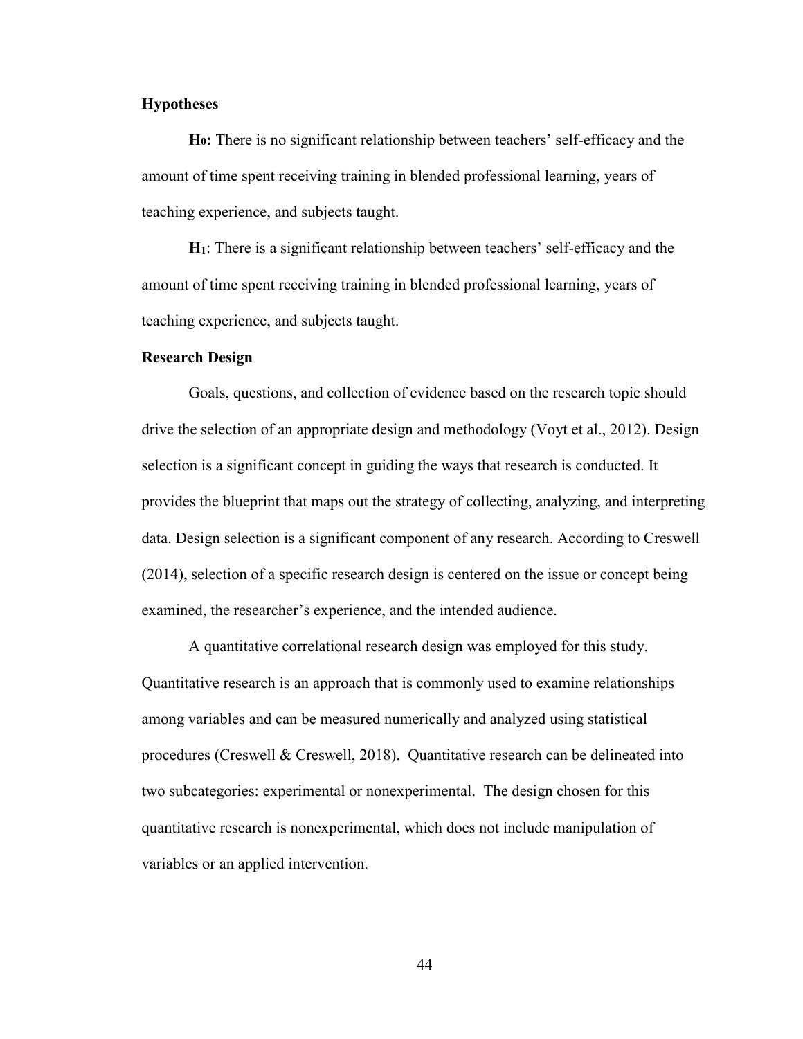### Hypotheses

**$H_0$:** There is no significant relationship between teachers' self-efficacy and the amount of time spent receiving training in blended professional learning, years of teaching experience, and subjects taught.

**$H_1$**: There is a significant relationship between teachers' self-efficacy and the amount of time spent receiving training in blended professional learning, years of teaching experience, and subjects taught.

### Research Design

Goals, questions, and collection of evidence based on the research topic should drive the selection of an appropriate design and methodology (Voyt et al., 2012). Design selection is a significant concept in guiding the ways that research is conducted. It provides the blueprint that maps out the strategy of collecting, analyzing, and interpreting data. Design selection is a significant component of any research. According to Creswell (2014), selection of a specific research design is centered on the issue or concept being examined, the researcher's experience, and the intended audience.

A quantitative correlational research design was employed for this study. Quantitative research is an approach that is commonly used to examine relationships among variables and can be measured numerically and analyzed using statistical procedures (Creswell & Creswell, 2018). Quantitative research can be delineated into two subcategories: experimental or nonexperimental. The design chosen for this quantitative research is nonexperimental, which does not include manipulation of variables or an applied intervention.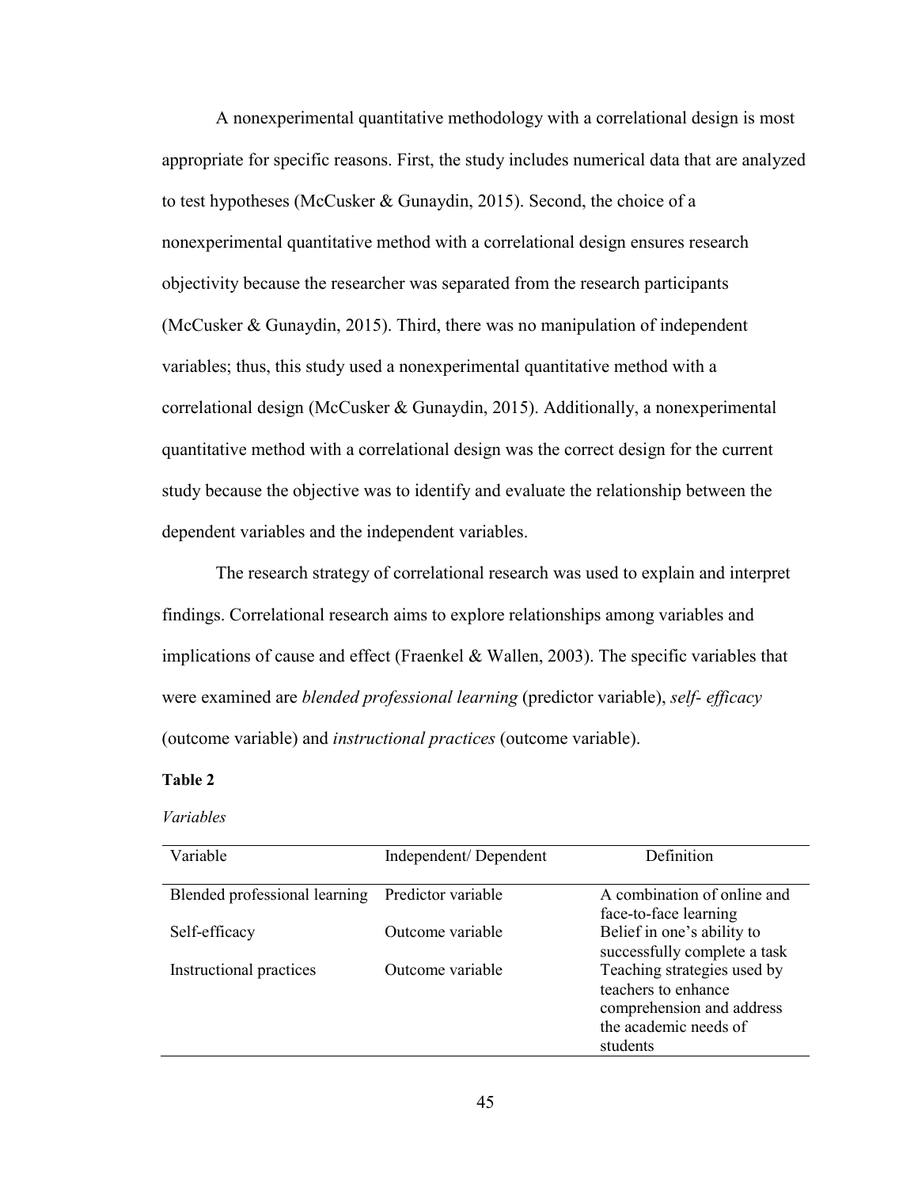A nonexperimental quantitative methodology with a correlational design is most appropriate for specific reasons. First, the study includes numerical data that are analyzed to test hypotheses (McCusker & Gunaydin, 2015). Second, the choice of a nonexperimental quantitative method with a correlational design ensures research objectivity because the researcher was separated from the research participants (McCusker & Gunaydin, 2015). Third, there was no manipulation of independent variables; thus, this study used a nonexperimental quantitative method with a correlational design (McCusker & Gunaydin, 2015). Additionally, a nonexperimental quantitative method with a correlational design was the correct design for the current study because the objective was to identify and evaluate the relationship between the dependent variables and the independent variables.

The research strategy of correlational research was used to explain and interpret findings. Correlational research aims to explore relationships among variables and implications of cause and effect (Fraenkel & Wallen, 2003). The specific variables that were examined are *blended professional learning* (predictor variable), *self- efficacy* (outcome variable) and *instructional practices* (outcome variable).

**Table 2**

*Variables*

| Variable | Independent/ Dependent | Definition |
|---|---|---|
| Blended professional learning | Predictor variable | A combination of online and face-to-face learning |
| Self-efficacy | Outcome variable | Belief in one's ability to successfully complete a task |
| Instructional practices | Outcome variable | Teaching strategies used by teachers to enhance comprehension and address the academic needs of students |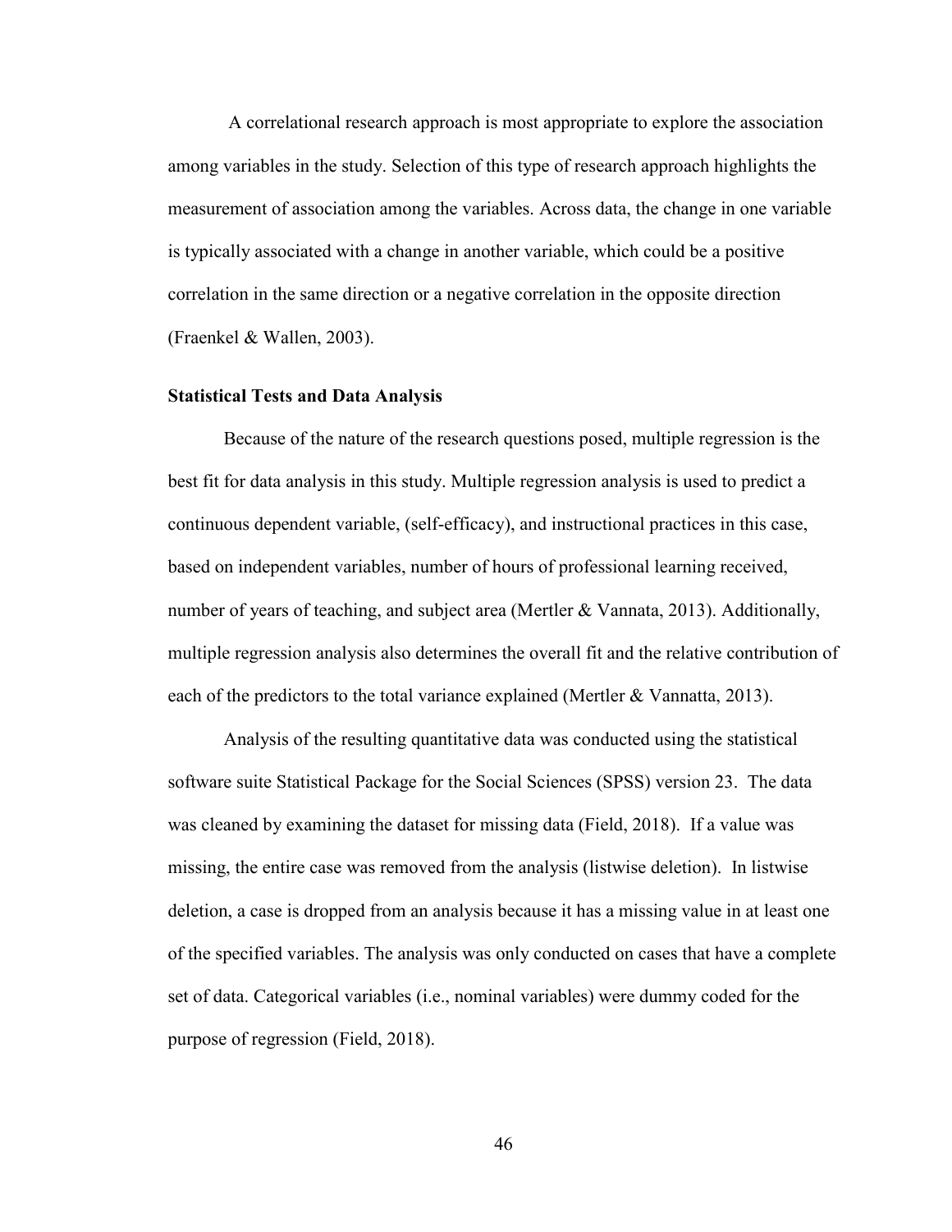A correlational research approach is most appropriate to explore the association among variables in the study. Selection of this type of research approach highlights the measurement of association among the variables. Across data, the change in one variable is typically associated with a change in another variable, which could be a positive correlation in the same direction or a negative correlation in the opposite direction (Fraenkel & Wallen, 2003).

**Statistical Tests and Data Analysis**

Because of the nature of the research questions posed, multiple regression is the best fit for data analysis in this study. Multiple regression analysis is used to predict a continuous dependent variable, (self-efficacy), and instructional practices in this case, based on independent variables, number of hours of professional learning received, number of years of teaching, and subject area (Mertler & Vannata, 2013). Additionally, multiple regression analysis also determines the overall fit and the relative contribution of each of the predictors to the total variance explained (Mertler & Vannatta, 2013).

Analysis of the resulting quantitative data was conducted using the statistical software suite Statistical Package for the Social Sciences (SPSS) version 23. The data was cleaned by examining the dataset for missing data (Field, 2018). If a value was missing, the entire case was removed from the analysis (listwise deletion). In listwise deletion, a case is dropped from an analysis because it has a missing value in at least one of the specified variables. The analysis was only conducted on cases that have a complete set of data. Categorical variables (i.e., nominal variables) were dummy coded for the purpose of regression (Field, 2018).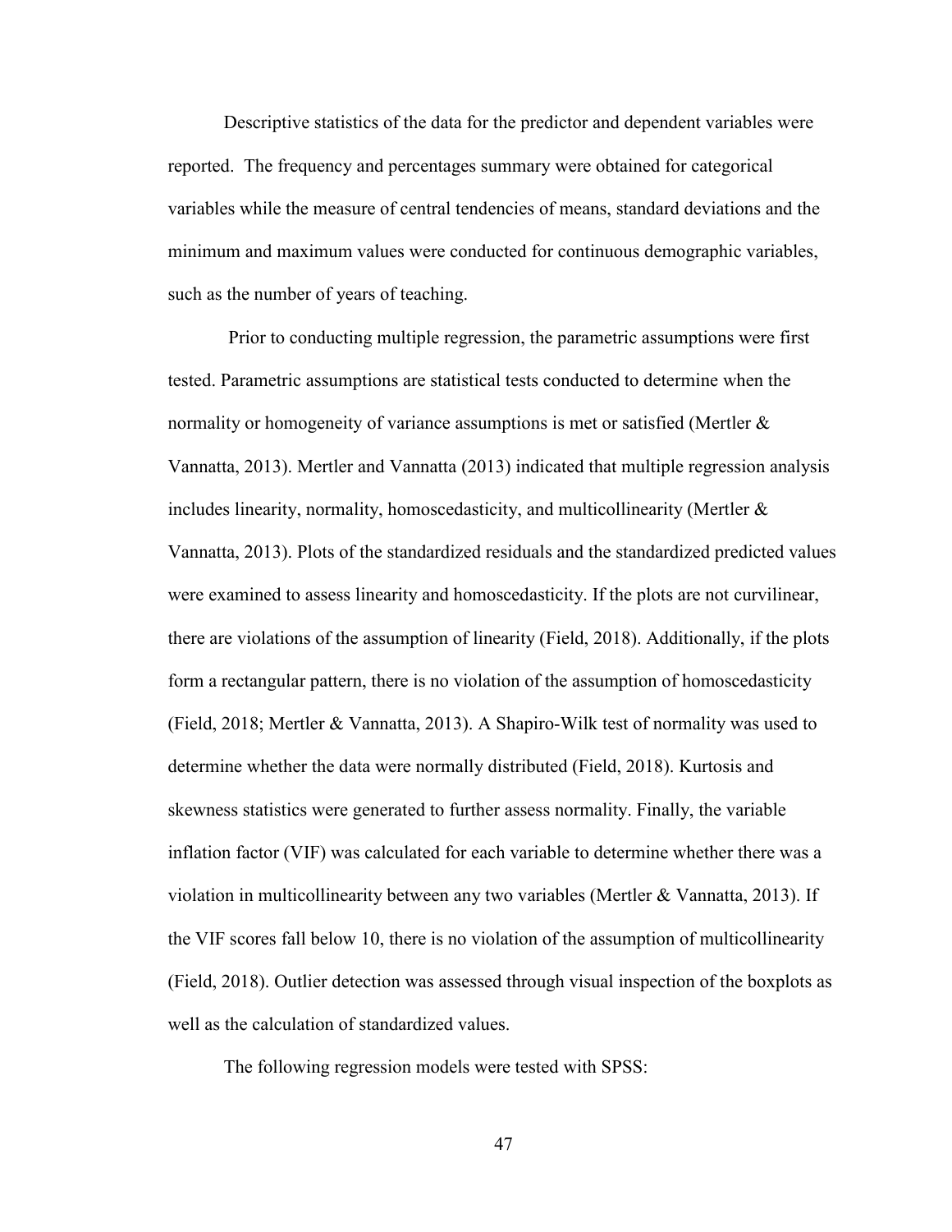Descriptive statistics of the data for the predictor and dependent variables were reported. The frequency and percentages summary were obtained for categorical variables while the measure of central tendencies of means, standard deviations and the minimum and maximum values were conducted for continuous demographic variables, such as the number of years of teaching.

Prior to conducting multiple regression, the parametric assumptions were first tested. Parametric assumptions are statistical tests conducted to determine when the normality or homogeneity of variance assumptions is met or satisfied (Mertler & Vannatta, 2013). Mertler and Vannatta (2013) indicated that multiple regression analysis includes linearity, normality, homoscedasticity, and multicollinearity (Mertler & Vannatta, 2013). Plots of the standardized residuals and the standardized predicted values were examined to assess linearity and homoscedasticity. If the plots are not curvilinear, there are violations of the assumption of linearity (Field, 2018). Additionally, if the plots form a rectangular pattern, there is no violation of the assumption of homoscedasticity (Field, 2018; Mertler & Vannatta, 2013). A Shapiro-Wilk test of normality was used to determine whether the data were normally distributed (Field, 2018). Kurtosis and skewness statistics were generated to further assess normality. Finally, the variable inflation factor (VIF) was calculated for each variable to determine whether there was a violation in multicollinearity between any two variables (Mertler & Vannatta, 2013). If the VIF scores fall below 10, there is no violation of the assumption of multicollinearity (Field, 2018). Outlier detection was assessed through visual inspection of the boxplots as well as the calculation of standardized values.

The following regression models were tested with SPSS: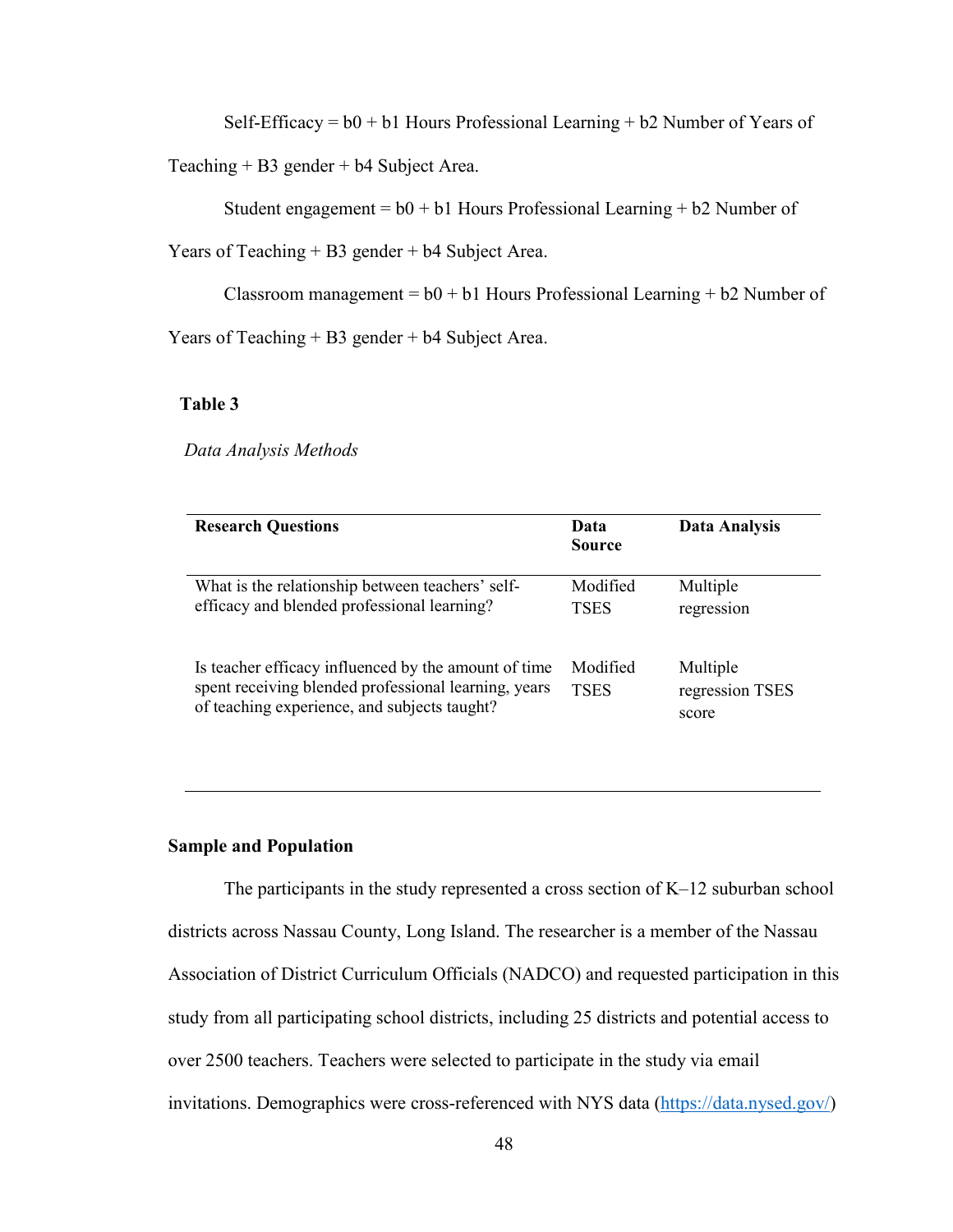Self-Efficacy = b0 + b1 Hours Professional Learning + b2 Number of Years of Teaching + B3 gender + b4 Subject Area.

Student engagement = b0 + b1 Hours Professional Learning + b2 Number of Years of Teaching + B3 gender + b4 Subject Area.

Classroom management = b0 + b1 Hours Professional Learning + b2 Number of Years of Teaching + B3 gender + b4 Subject Area.

**Table 3**

*Data Analysis Methods*

| Research Questions | Data Source | Data Analysis |
|---|---|---|
| What is the relationship between teachers' self-efficacy and blended professional learning? | Modified TSES | Multiple regression |
| Is teacher efficacy influenced by the amount of time spent receiving blended professional learning, years of teaching experience, and subjects taught? | Modified TSES | Multiple regression TSES score |

## Sample and Population

The participants in the study represented a cross section of K–12 suburban school districts across Nassau County, Long Island. The researcher is a member of the Nassau Association of District Curriculum Officials (NADCO) and requested participation in this study from all participating school districts, including 25 districts and potential access to over 2500 teachers. Teachers were selected to participate in the study via email invitations. Demographics were cross-referenced with NYS data (https://data.nysed.gov/)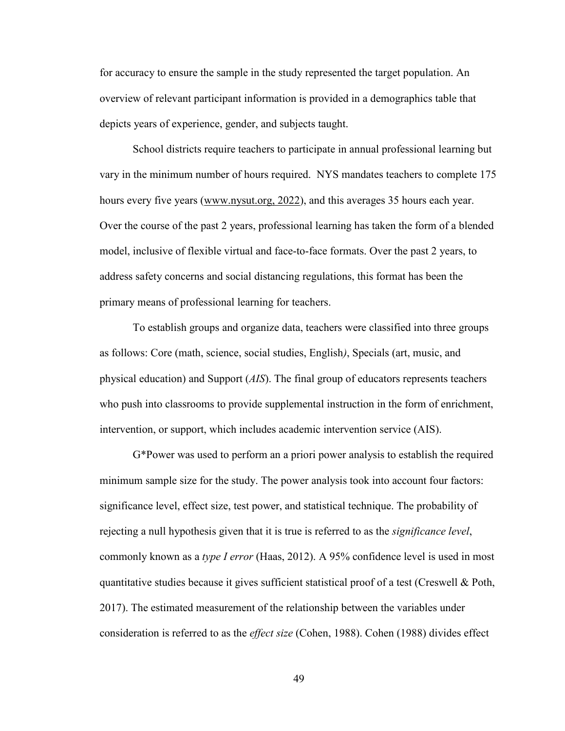for accuracy to ensure the sample in the study represented the target population. An overview of relevant participant information is provided in a demographics table that depicts years of experience, gender, and subjects taught.

School districts require teachers to participate in annual professional learning but vary in the minimum number of hours required. NYS mandates teachers to complete 175 hours every five years (www.nysut.org, 2022), and this averages 35 hours each year. Over the course of the past 2 years, professional learning has taken the form of a blended model, inclusive of flexible virtual and face-to-face formats. Over the past 2 years, to address safety concerns and social distancing regulations, this format has been the primary means of professional learning for teachers.

To establish groups and organize data, teachers were classified into three groups as follows: Core (math, science, social studies, English*)*, Specials (art, music, and physical education) and Support (*AIS*). The final group of educators represents teachers who push into classrooms to provide supplemental instruction in the form of enrichment, intervention, or support, which includes academic intervention service (AIS).

G*Power was used to perform an a priori power analysis to establish the required minimum sample size for the study. The power analysis took into account four factors: significance level, effect size, test power, and statistical technique. The probability of rejecting a null hypothesis given that it is true is referred to as the *significance level*, commonly known as a *type I error* (Haas, 2012). A 95% confidence level is used in most quantitative studies because it gives sufficient statistical proof of a test (Creswell & Poth, 2017). The estimated measurement of the relationship between the variables under consideration is referred to as the *effect size* (Cohen, 1988). Cohen (1988) divides effect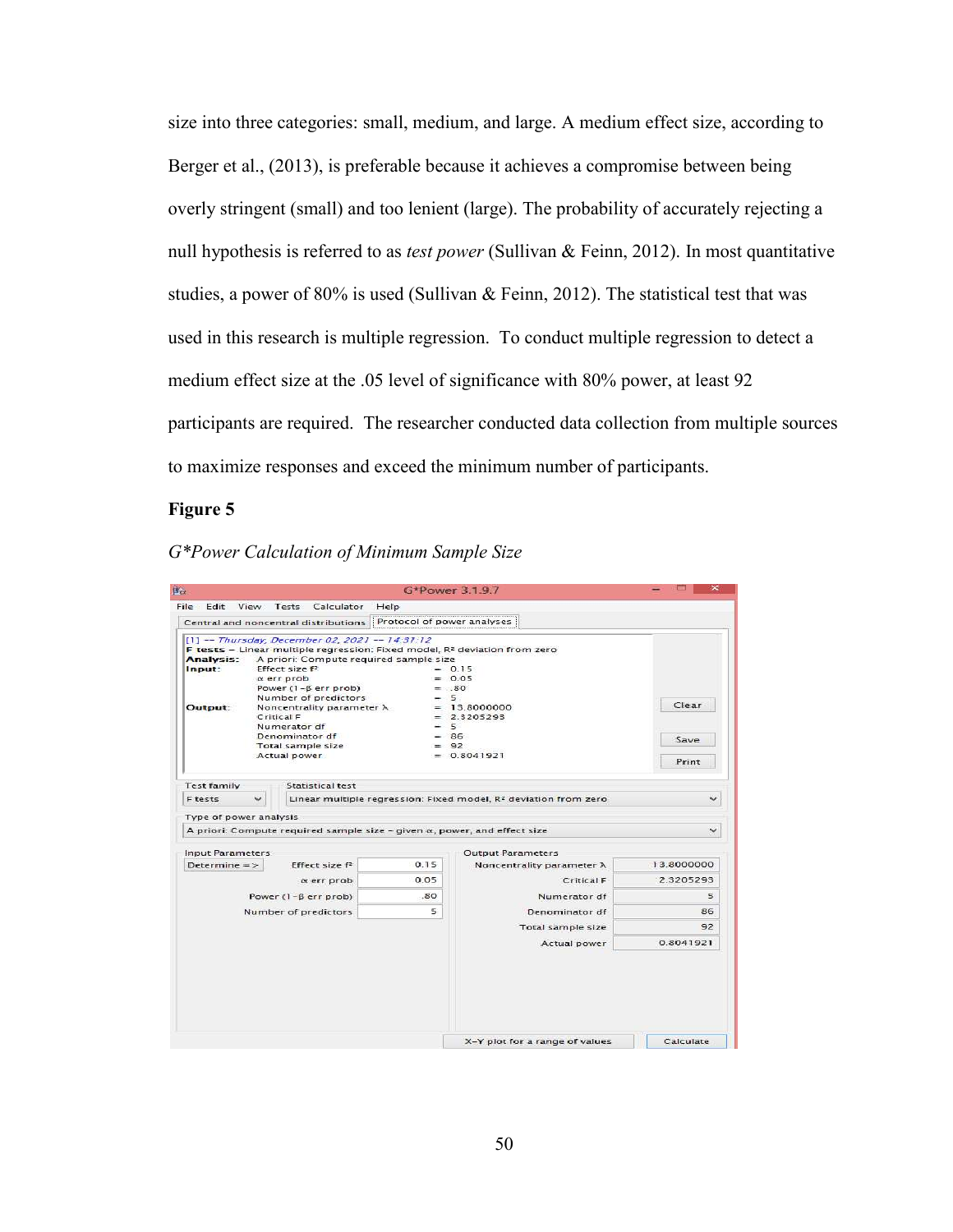size into three categories: small, medium, and large. A medium effect size, according to Berger et al., (2013), is preferable because it achieves a compromise between being overly stringent (small) and too lenient (large). The probability of accurately rejecting a null hypothesis is referred to as *test power* (Sullivan & Feinn, 2012). In most quantitative studies, a power of 80% is used (Sullivan & Feinn, 2012). The statistical test that was used in this research is multiple regression. To conduct multiple regression to detect a medium effect size at the .05 level of significance with 80% power, at least 92 participants are required. The researcher conducted data collection from multiple sources to maximize responses and exceed the minimum number of participants.

**Figure 5**

*G\*Power Calculation of Minimum Sample Size*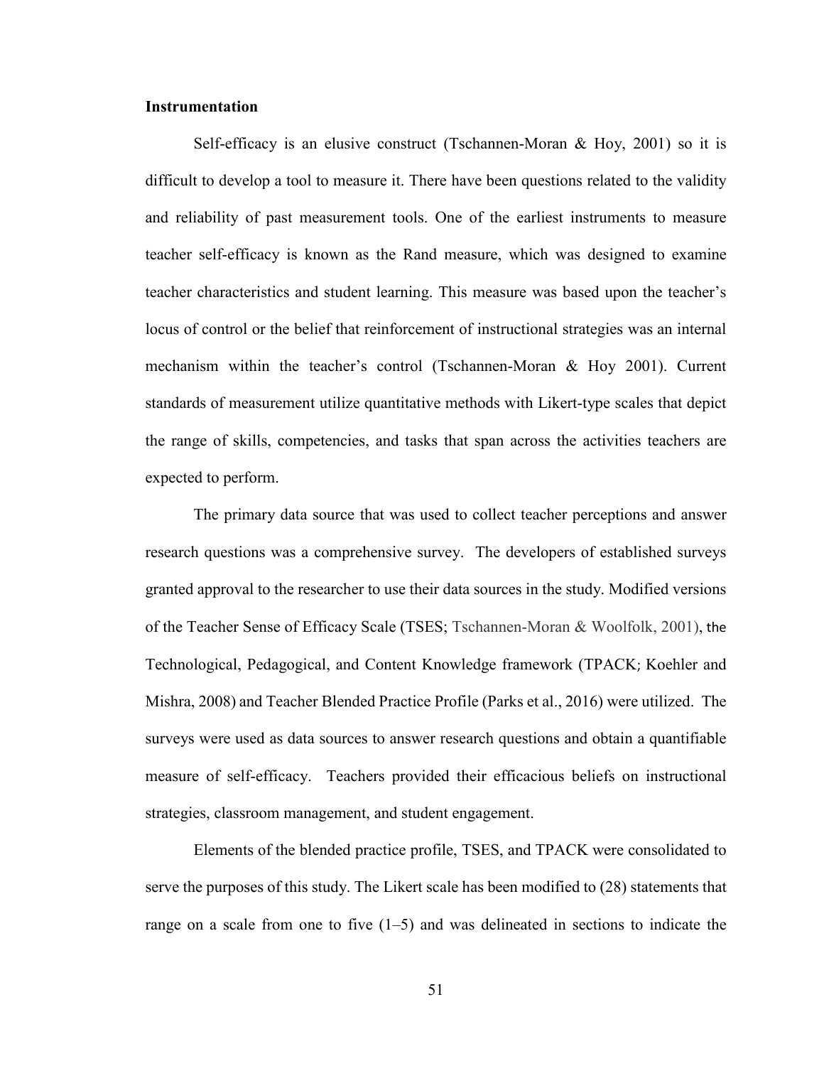**Instrumentation**

Self-efficacy is an elusive construct (Tschannen-Moran & Hoy, 2001) so it is difficult to develop a tool to measure it. There have been questions related to the validity and reliability of past measurement tools. One of the earliest instruments to measure teacher self-efficacy is known as the Rand measure, which was designed to examine teacher characteristics and student learning. This measure was based upon the teacher's locus of control or the belief that reinforcement of instructional strategies was an internal mechanism within the teacher's control (Tschannen-Moran & Hoy 2001). Current standards of measurement utilize quantitative methods with Likert-type scales that depict the range of skills, competencies, and tasks that span across the activities teachers are expected to perform.

The primary data source that was used to collect teacher perceptions and answer research questions was a comprehensive survey. The developers of established surveys granted approval to the researcher to use their data sources in the study. Modified versions of the Teacher Sense of Efficacy Scale (TSES; Tschannen-Moran & Woolfolk, 2001), the Technological, Pedagogical, and Content Knowledge framework (TPACK; Koehler and Mishra, 2008) and Teacher Blended Practice Profile (Parks et al., 2016) were utilized. The surveys were used as data sources to answer research questions and obtain a quantifiable measure of self-efficacy. Teachers provided their efficacious beliefs on instructional strategies, classroom management, and student engagement.

Elements of the blended practice profile, TSES, and TPACK were consolidated to serve the purposes of this study. The Likert scale has been modified to (28) statements that range on a scale from one to five (1–5) and was delineated in sections to indicate the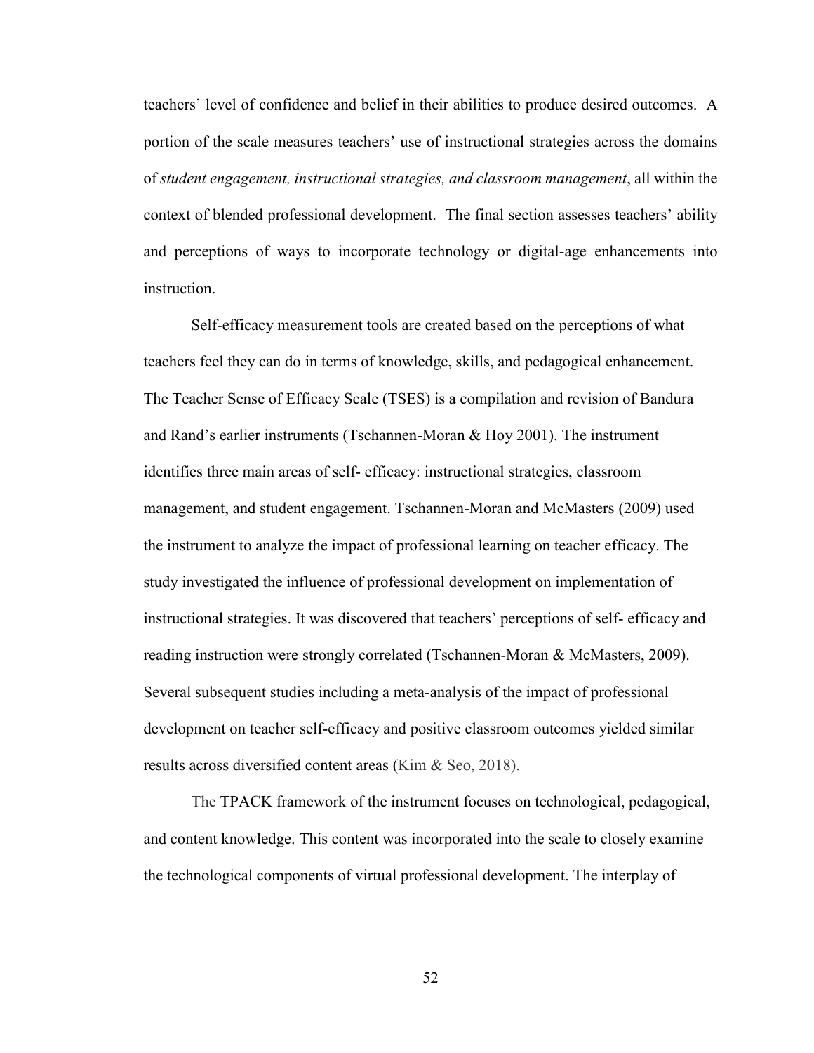teachers' level of confidence and belief in their abilities to produce desired outcomes. A portion of the scale measures teachers' use of instructional strategies across the domains of *student engagement, instructional strategies, and classroom management*, all within the context of blended professional development. The final section assesses teachers' ability and perceptions of ways to incorporate technology or digital-age enhancements into instruction.

Self-efficacy measurement tools are created based on the perceptions of what teachers feel they can do in terms of knowledge, skills, and pedagogical enhancement. The Teacher Sense of Efficacy Scale (TSES) is a compilation and revision of Bandura and Rand's earlier instruments (Tschannen-Moran & Hoy 2001). The instrument identifies three main areas of self- efficacy: instructional strategies, classroom management, and student engagement. Tschannen-Moran and McMasters (2009) used the instrument to analyze the impact of professional learning on teacher efficacy. The study investigated the influence of professional development on implementation of instructional strategies. It was discovered that teachers' perceptions of self- efficacy and reading instruction were strongly correlated (Tschannen-Moran & McMasters, 2009). Several subsequent studies including a meta-analysis of the impact of professional development on teacher self-efficacy and positive classroom outcomes yielded similar results across diversified content areas (Kim & Seo, 2018).

The TPACK framework of the instrument focuses on technological, pedagogical, and content knowledge. This content was incorporated into the scale to closely examine the technological components of virtual professional development. The interplay of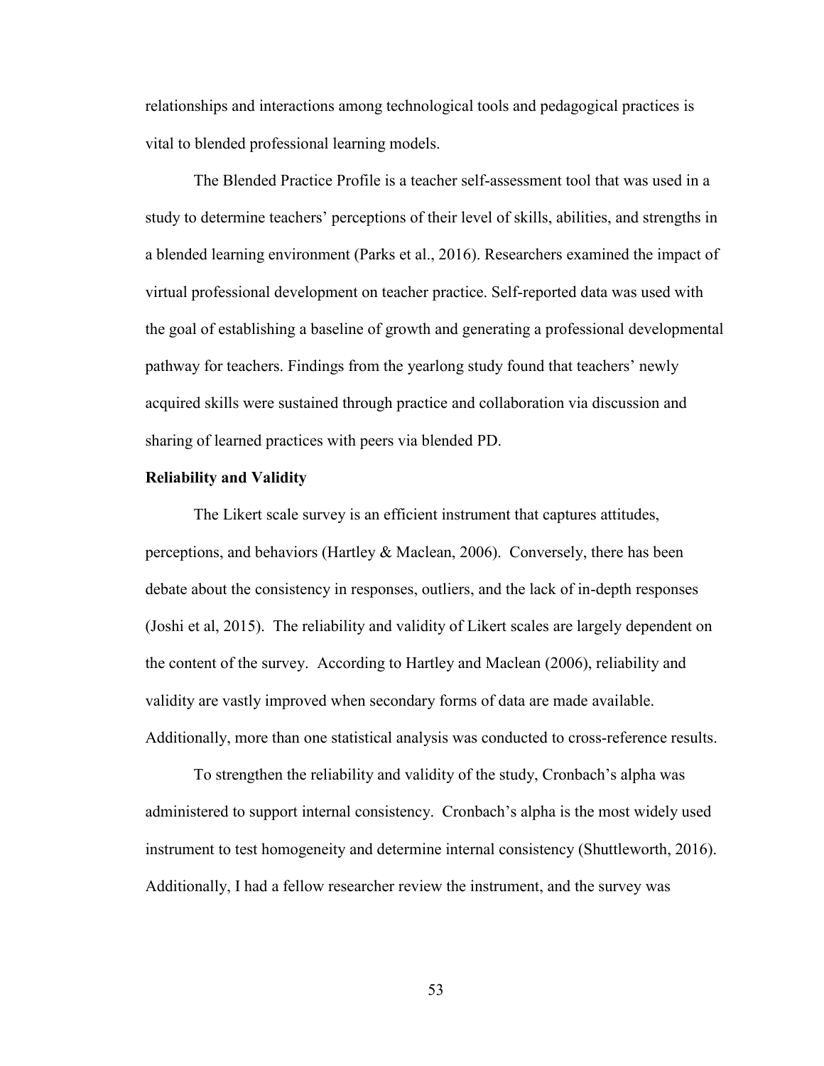relationships and interactions among technological tools and pedagogical practices is vital to blended professional learning models.

The Blended Practice Profile is a teacher self-assessment tool that was used in a study to determine teachers' perceptions of their level of skills, abilities, and strengths in a blended learning environment (Parks et al., 2016). Researchers examined the impact of virtual professional development on teacher practice. Self-reported data was used with the goal of establishing a baseline of growth and generating a professional developmental pathway for teachers. Findings from the yearlong study found that teachers' newly acquired skills were sustained through practice and collaboration via discussion and sharing of learned practices with peers via blended PD.

**Reliability and Validity**

The Likert scale survey is an efficient instrument that captures attitudes, perceptions, and behaviors (Hartley & Maclean, 2006). Conversely, there has been debate about the consistency in responses, outliers, and the lack of in-depth responses (Joshi et al, 2015). The reliability and validity of Likert scales are largely dependent on the content of the survey. According to Hartley and Maclean (2006), reliability and validity are vastly improved when secondary forms of data are made available. Additionally, more than one statistical analysis was conducted to cross-reference results.

To strengthen the reliability and validity of the study, Cronbach's alpha was administered to support internal consistency. Cronbach's alpha is the most widely used instrument to test homogeneity and determine internal consistency (Shuttleworth, 2016). Additionally, I had a fellow researcher review the instrument, and the survey was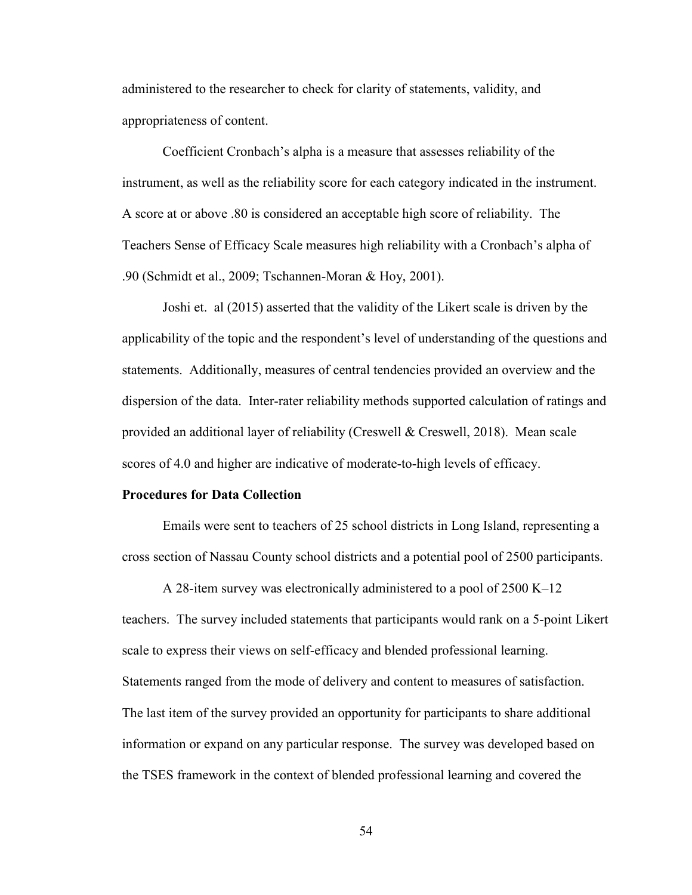administered to the researcher to check for clarity of statements, validity, and appropriateness of content.

Coefficient Cronbach's alpha is a measure that assesses reliability of the instrument, as well as the reliability score for each category indicated in the instrument. A score at or above .80 is considered an acceptable high score of reliability. The Teachers Sense of Efficacy Scale measures high reliability with a Cronbach's alpha of .90 (Schmidt et al., 2009; Tschannen-Moran & Hoy, 2001).

Joshi et. al (2015) asserted that the validity of the Likert scale is driven by the applicability of the topic and the respondent's level of understanding of the questions and statements. Additionally, measures of central tendencies provided an overview and the dispersion of the data. Inter-rater reliability methods supported calculation of ratings and provided an additional layer of reliability (Creswell & Creswell, 2018). Mean scale scores of 4.0 and higher are indicative of moderate-to-high levels of efficacy.

**Procedures for Data Collection**

Emails were sent to teachers of 25 school districts in Long Island, representing a cross section of Nassau County school districts and a potential pool of 2500 participants.

A 28-item survey was electronically administered to a pool of 2500 K–12 teachers. The survey included statements that participants would rank on a 5-point Likert scale to express their views on self-efficacy and blended professional learning. Statements ranged from the mode of delivery and content to measures of satisfaction. The last item of the survey provided an opportunity for participants to share additional information or expand on any particular response. The survey was developed based on the TSES framework in the context of blended professional learning and covered the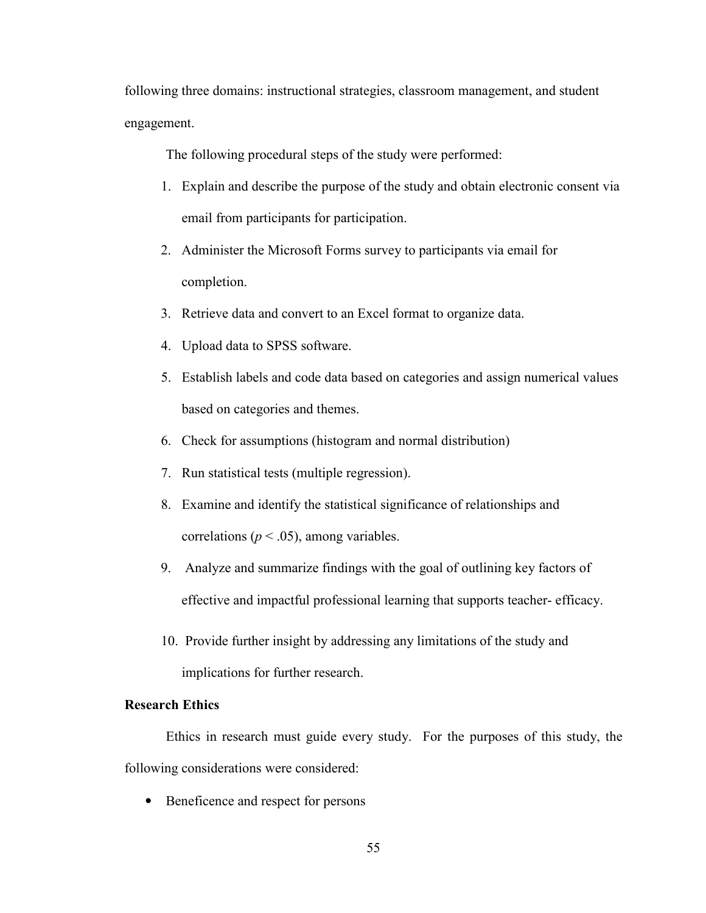following three domains: instructional strategies, classroom management, and student engagement.

The following procedural steps of the study were performed:

1. Explain and describe the purpose of the study and obtain electronic consent via email from participants for participation.
2. Administer the Microsoft Forms survey to participants via email for completion.
3. Retrieve data and convert to an Excel format to organize data.
4. Upload data to SPSS software.
5. Establish labels and code data based on categories and assign numerical values based on categories and themes.
6. Check for assumptions (histogram and normal distribution)
7. Run statistical tests (multiple regression).
8. Examine and identify the statistical significance of relationships and correlations ($p < .05$), among variables.
9. Analyze and summarize findings with the goal of outlining key factors of effective and impactful professional learning that supports teacher- efficacy.
10. Provide further insight by addressing any limitations of the study and implications for further research.

**Research Ethics**

Ethics in research must guide every study. For the purposes of this study, the following considerations were considered:

- Beneficence and respect for persons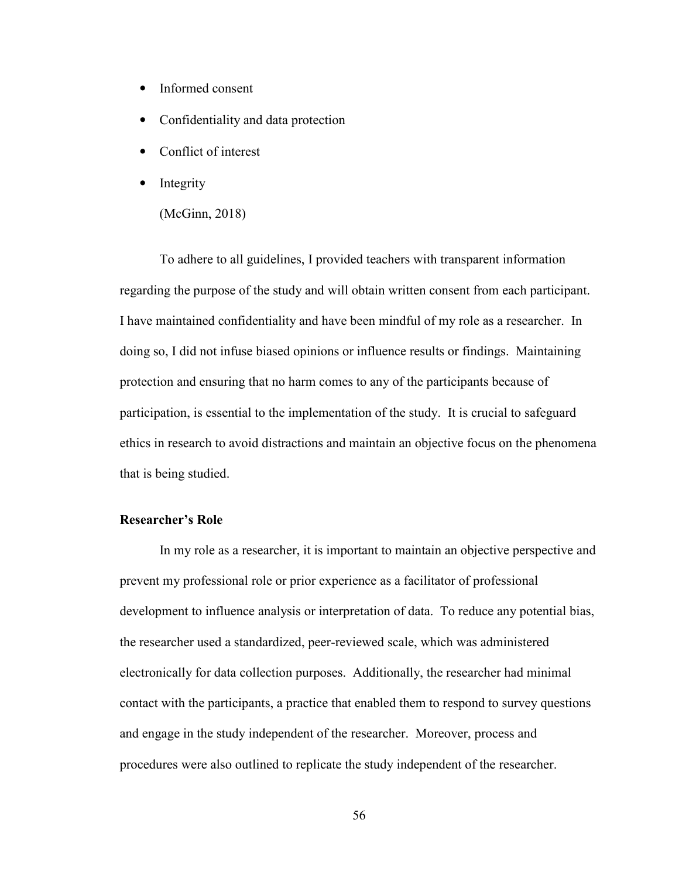- Informed consent
- Confidentiality and data protection
- Conflict of interest
- Integrity

  (McGinn, 2018)

To adhere to all guidelines, I provided teachers with transparent information regarding the purpose of the study and will obtain written consent from each participant. I have maintained confidentiality and have been mindful of my role as a researcher. In doing so, I did not infuse biased opinions or influence results or findings. Maintaining protection and ensuring that no harm comes to any of the participants because of participation, is essential to the implementation of the study. It is crucial to safeguard ethics in research to avoid distractions and maintain an objective focus on the phenomena that is being studied.

### Researcher's Role

In my role as a researcher, it is important to maintain an objective perspective and prevent my professional role or prior experience as a facilitator of professional development to influence analysis or interpretation of data. To reduce any potential bias, the researcher used a standardized, peer-reviewed scale, which was administered electronically for data collection purposes. Additionally, the researcher had minimal contact with the participants, a practice that enabled them to respond to survey questions and engage in the study independent of the researcher. Moreover, process and procedures were also outlined to replicate the study independent of the researcher.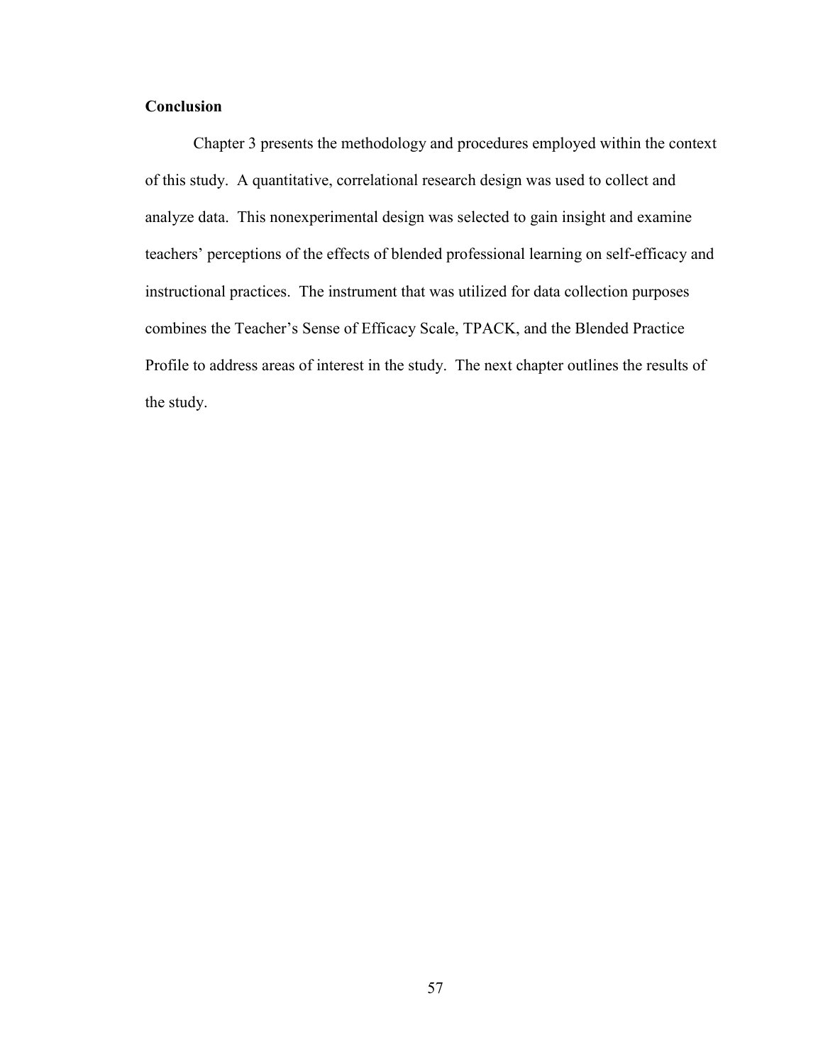## Conclusion

Chapter 3 presents the methodology and procedures employed within the context of this study. A quantitative, correlational research design was used to collect and analyze data. This nonexperimental design was selected to gain insight and examine teachers' perceptions of the effects of blended professional learning on self-efficacy and instructional practices. The instrument that was utilized for data collection purposes combines the Teacher's Sense of Efficacy Scale, TPACK, and the Blended Practice Profile to address areas of interest in the study. The next chapter outlines the results of the study.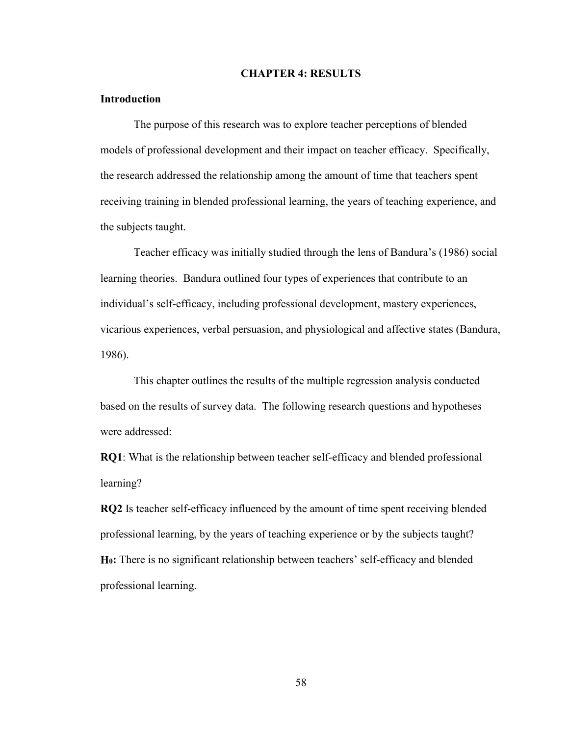# CHAPTER 4: RESULTS

## Introduction

The purpose of this research was to explore teacher perceptions of blended models of professional development and their impact on teacher efficacy. Specifically, the research addressed the relationship among the amount of time that teachers spent receiving training in blended professional learning, the years of teaching experience, and the subjects taught.

Teacher efficacy was initially studied through the lens of Bandura's (1986) social learning theories. Bandura outlined four types of experiences that contribute to an individual's self-efficacy, including professional development, mastery experiences, vicarious experiences, verbal persuasion, and physiological and affective states (Bandura, 1986).

This chapter outlines the results of the multiple regression analysis conducted based on the results of survey data. The following research questions and hypotheses were addressed:

**RQ1**: What is the relationship between teacher self-efficacy and blended professional learning?

**RQ2** Is teacher self-efficacy influenced by the amount of time spent receiving blended professional learning, by the years of teaching experience or by the subjects taught?

**$H_0$:** There is no significant relationship between teachers' self-efficacy and blended professional learning.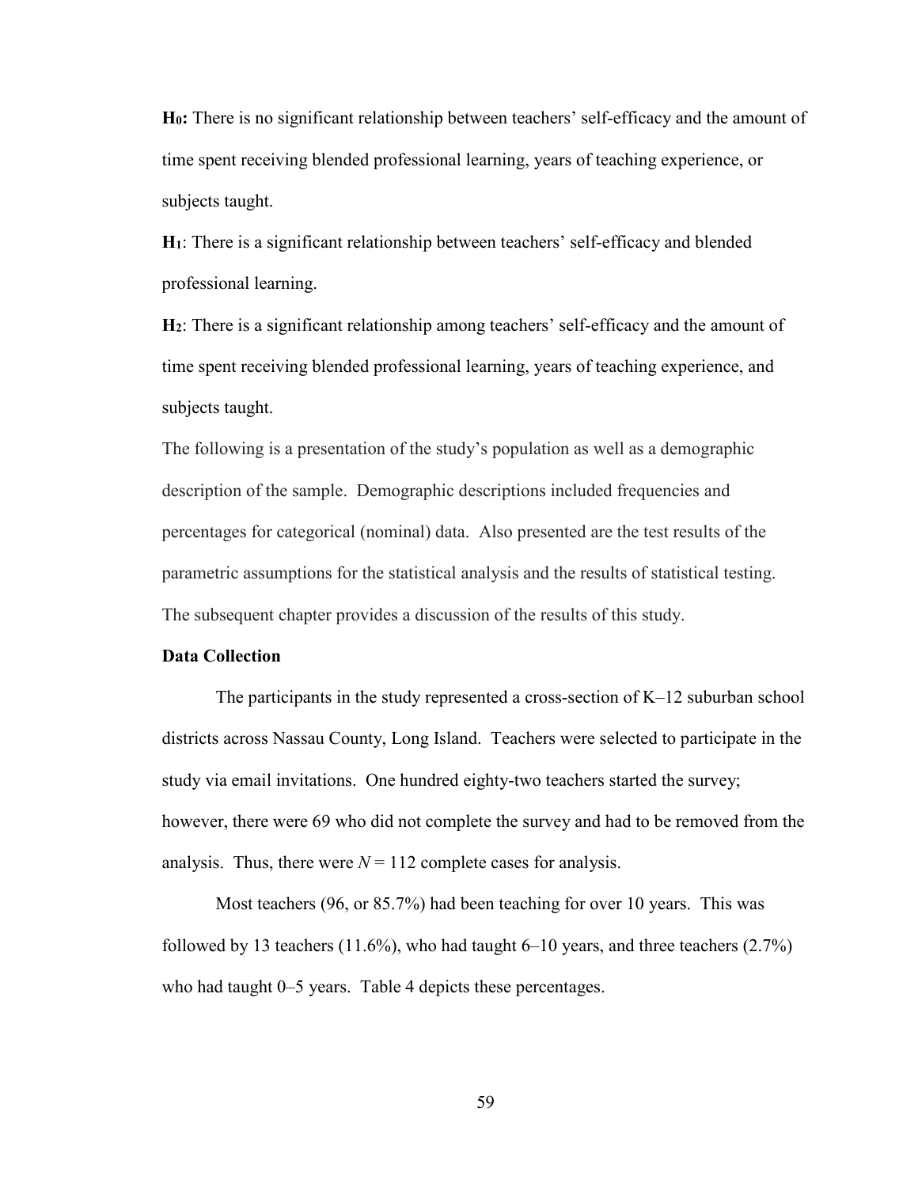**$H_0$:** There is no significant relationship between teachers' self-efficacy and the amount of time spent receiving blended professional learning, years of teaching experience, or subjects taught.

**$H_1$**: There is a significant relationship between teachers' self-efficacy and blended professional learning.

**$H_2$**: There is a significant relationship among teachers' self-efficacy and the amount of time spent receiving blended professional learning, years of teaching experience, and subjects taught.

The following is a presentation of the study's population as well as a demographic description of the sample. Demographic descriptions included frequencies and percentages for categorical (nominal) data. Also presented are the test results of the parametric assumptions for the statistical analysis and the results of statistical testing. The subsequent chapter provides a discussion of the results of this study.

**Data Collection**

The participants in the study represented a cross-section of K–12 suburban school districts across Nassau County, Long Island. Teachers were selected to participate in the study via email invitations. One hundred eighty-two teachers started the survey; however, there were 69 who did not complete the survey and had to be removed from the analysis. Thus, there were $N = 112$ complete cases for analysis.

Most teachers (96, or 85.7%) had been teaching for over 10 years. This was followed by 13 teachers (11.6%), who had taught 6–10 years, and three teachers (2.7%) who had taught 0–5 years. Table 4 depicts these percentages.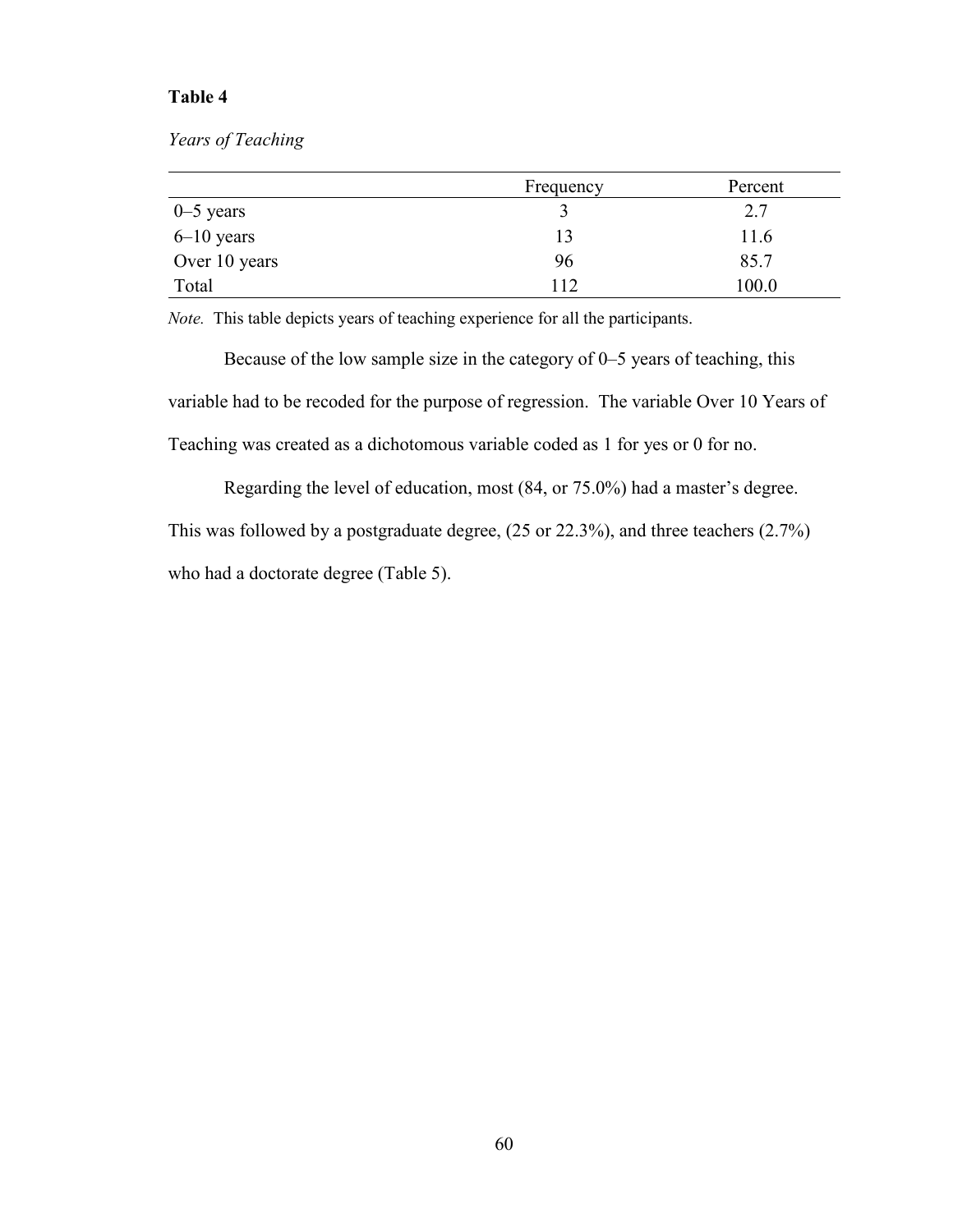**Table 4**

*Years of Teaching*

| | Frequency | Percent |
|---|---|---|
| 0–5 years | 3 | 2.7 |
| 6–10 years | 13 | 11.6 |
| Over 10 years | 96 | 85.7 |
| Total | 112 | 100.0 |

*Note.* This table depicts years of teaching experience for all the participants.

Because of the low sample size in the category of 0–5 years of teaching, this variable had to be recoded for the purpose of regression. The variable Over 10 Years of Teaching was created as a dichotomous variable coded as 1 for yes or 0 for no.

Regarding the level of education, most (84, or 75.0%) had a master's degree. This was followed by a postgraduate degree, (25 or 22.3%), and three teachers (2.7%) who had a doctorate degree (Table 5).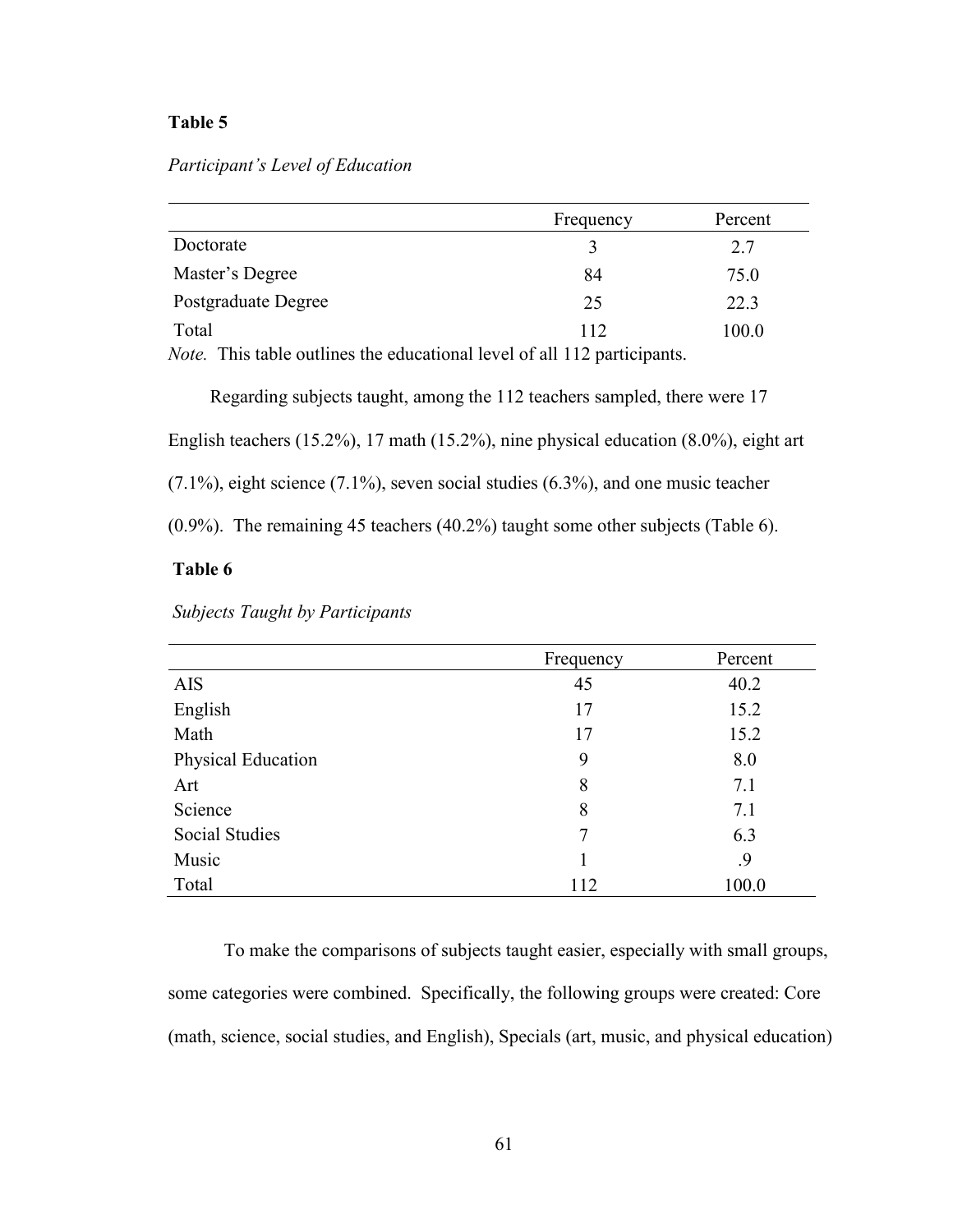**Table 5**

*Participant's Level of Education*

| | Frequency | Percent |
|---|---|---|
| Doctorate | 3 | 2.7 |
| Master's Degree | 84 | 75.0 |
| Postgraduate Degree | 25 | 22.3 |
| Total | 112 | 100.0 |

*Note.* This table outlines the educational level of all 112 participants.

Regarding subjects taught, among the 112 teachers sampled, there were 17 English teachers (15.2%), 17 math (15.2%), nine physical education (8.0%), eight art (7.1%), eight science (7.1%), seven social studies (6.3%), and one music teacher (0.9%). The remaining 45 teachers (40.2%) taught some other subjects (Table 6).

**Table 6**

*Subjects Taught by Participants*

| | Frequency | Percent |
|---|---|---|
| AIS | 45 | 40.2 |
| English | 17 | 15.2 |
| Math | 17 | 15.2 |
| Physical Education | 9 | 8.0 |
| Art | 8 | 7.1 |
| Science | 8 | 7.1 |
| Social Studies | 7 | 6.3 |
| Music | 1 | .9 |
| Total | 112 | 100.0 |

To make the comparisons of subjects taught easier, especially with small groups, some categories were combined. Specifically, the following groups were created: Core (math, science, social studies, and English), Specials (art, music, and physical education)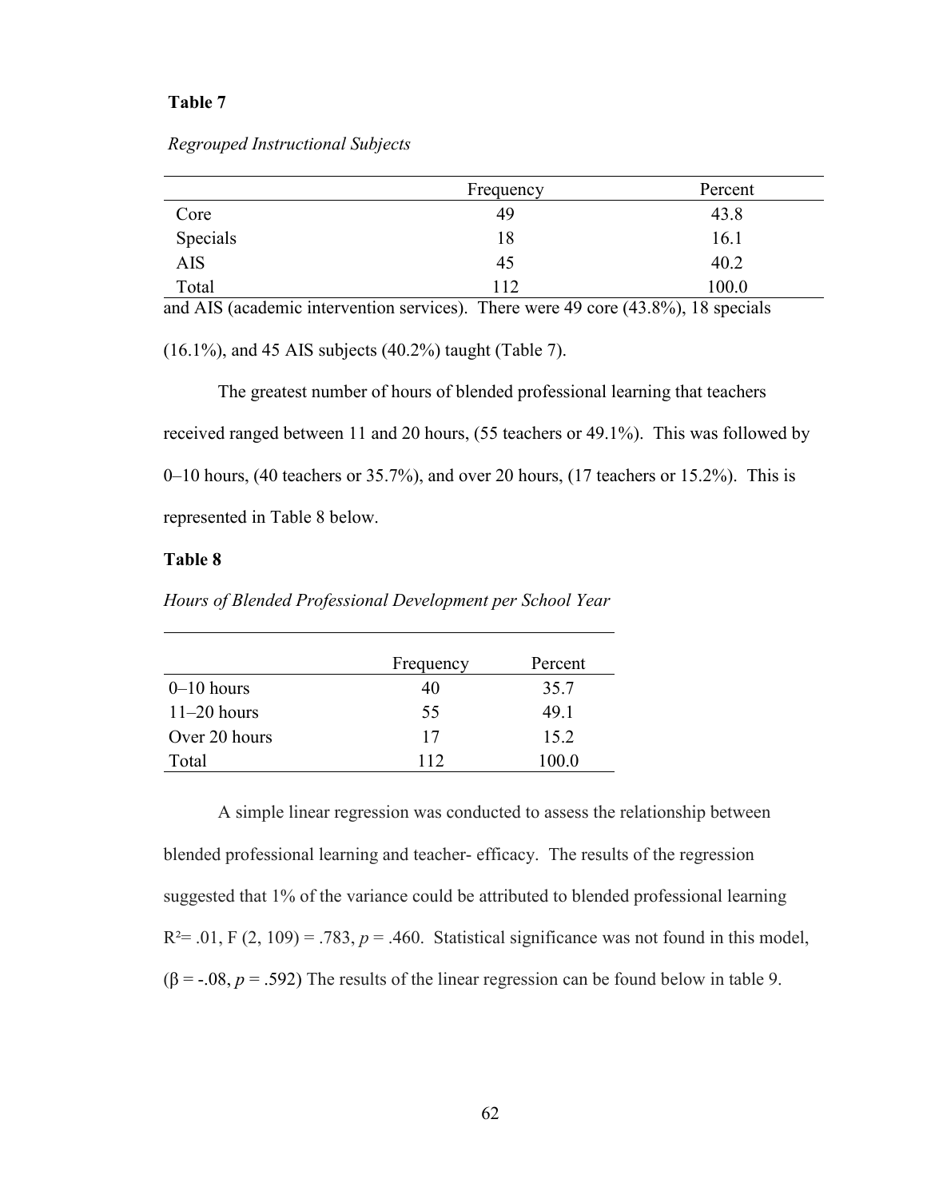**Table 7**

*Regrouped Instructional Subjects*

| | Frequency | Percent |
|---|---|---|
| Core | 49 | 43.8 |
| Specials | 18 | 16.1 |
| AIS | 45 | 40.2 |
| Total | 112 | 100.0 |

and AIS (academic intervention services). There were 49 core (43.8%), 18 specials (16.1%), and 45 AIS subjects (40.2%) taught (Table 7).

The greatest number of hours of blended professional learning that teachers received ranged between 11 and 20 hours, (55 teachers or 49.1%). This was followed by 0–10 hours, (40 teachers or 35.7%), and over 20 hours, (17 teachers or 15.2%). This is represented in Table 8 below.

**Table 8**

*Hours of Blended Professional Development per School Year*

| | Frequency | Percent |
|---|---|---|
| 0–10 hours | 40 | 35.7 |
| 11–20 hours | 55 | 49.1 |
| Over 20 hours | 17 | 15.2 |
| Total | 112 | 100.0 |

A simple linear regression was conducted to assess the relationship between blended professional learning and teacher- efficacy. The results of the regression suggested that 1% of the variance could be attributed to blended professional learning $R^2 = .01$, $F\ (2, 109) = .783$, $p = .460$. Statistical significance was not found in this model, ($\beta = -.08$, $p = .592$) The results of the linear regression can be found below in table 9.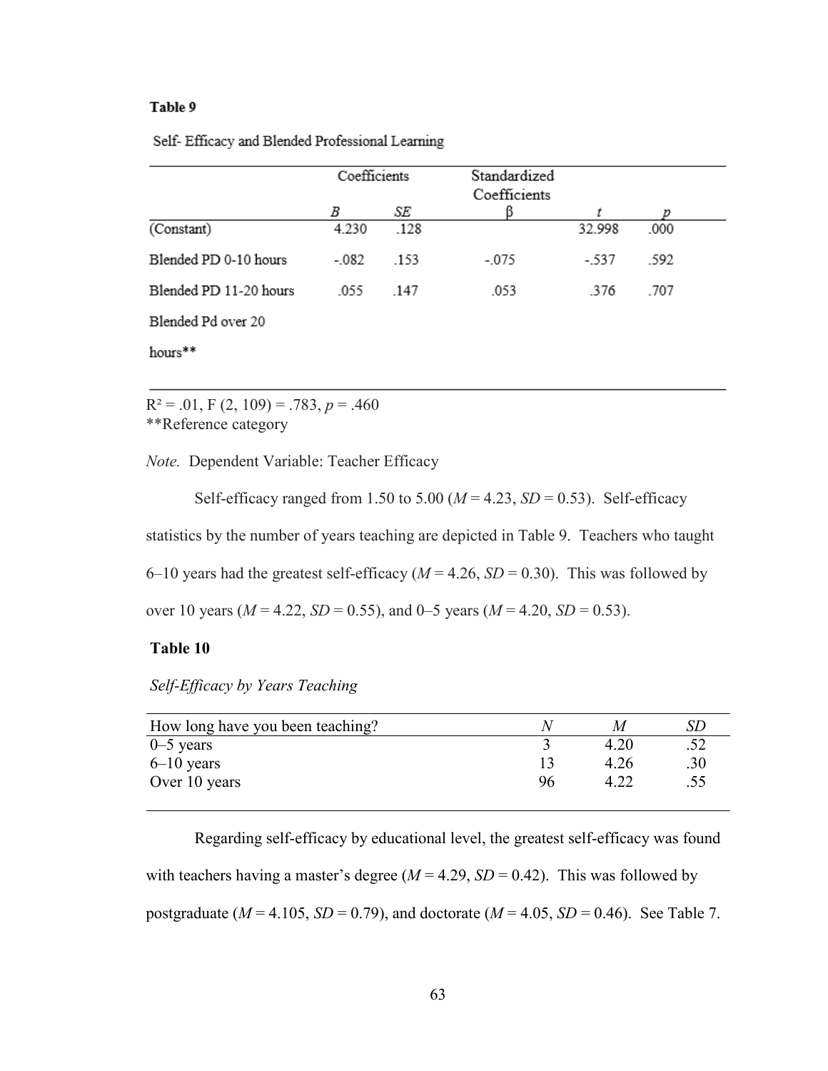**Table 9**

Self- Efficacy and Blended Professional Learning

| | Coefficients | | Standardized Coefficients | | |
|---|---|---|---|---|---|
| | *B* | *SE* | β | *t* | *p* |
| (Constant) | 4.230 | .128 | | 32.998 | .000 |
| Blended PD 0-10 hours | -.082 | .153 | -.075 | -.537 | .592 |
| Blended PD 11-20 hours | .055 | .147 | .053 | .376 | .707 |
| Blended Pd over 20 hours** | | | | | |

$R^2 = .01$, $F(2, 109) = .783$, $p = .460$
**Reference category

*Note.* Dependent Variable: Teacher Efficacy

Self-efficacy ranged from 1.50 to 5.00 (*M* = 4.23, *SD* = 0.53). Self-efficacy statistics by the number of years teaching are depicted in Table 9. Teachers who taught 6–10 years had the greatest self-efficacy (*M* = 4.26, *SD* = 0.30). This was followed by over 10 years (*M* = 4.22, *SD* = 0.55), and 0–5 years (*M* = 4.20, *SD* = 0.53).

**Table 10**

*Self-Efficacy by Years Teaching*

| How long have you been teaching? | *N* | *M* | *SD* |
|---|---|---|---|
| 0–5 years | 3 | 4.20 | .52 |
| 6–10 years | 13 | 4.26 | .30 |
| Over 10 years | 96 | 4.22 | .55 |

Regarding self-efficacy by educational level, the greatest self-efficacy was found with teachers having a master's degree (*M* = 4.29, *SD* = 0.42). This was followed by postgraduate (*M* = 4.105, *SD* = 0.79), and doctorate (*M* = 4.05, *SD* = 0.46). See Table 7.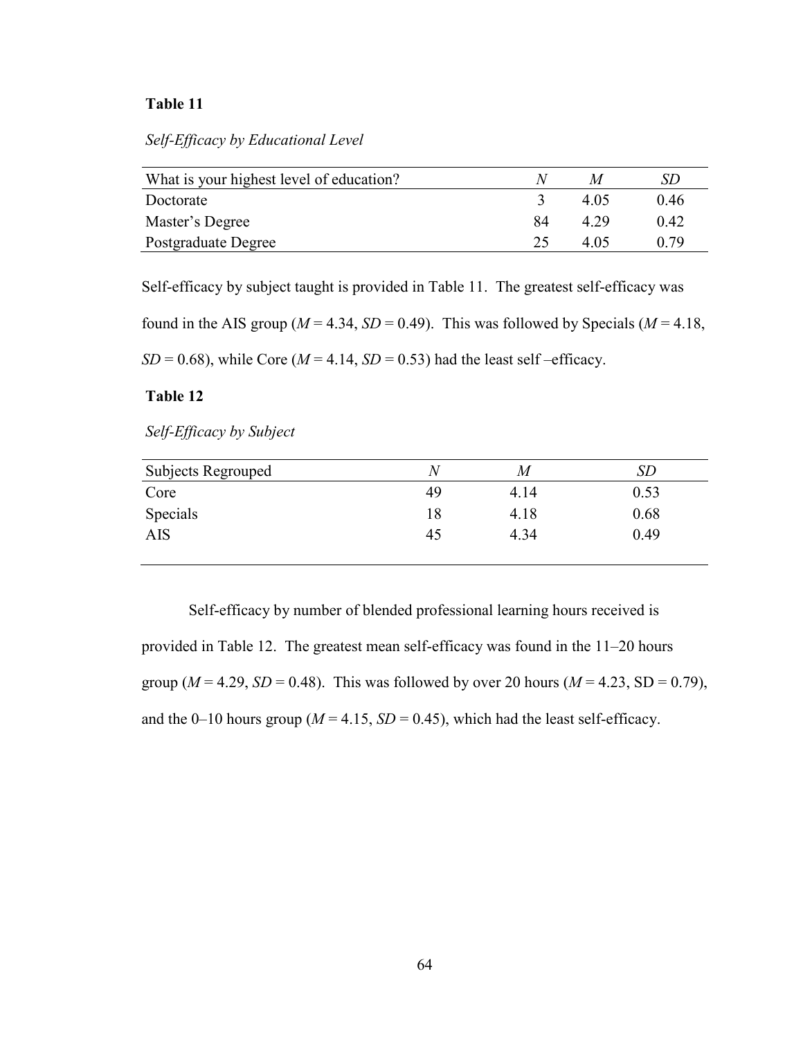**Table 11**

*Self-Efficacy by Educational Level*

| What is your highest level of education? | *N* | *M* | *SD* |
|---|---|---|---|
| Doctorate | 3 | 4.05 | 0.46 |
| Master's Degree | 84 | 4.29 | 0.42 |
| Postgraduate Degree | 25 | 4.05 | 0.79 |

Self-efficacy by subject taught is provided in Table 11. The greatest self-efficacy was found in the AIS group ($M$ = 4.34, $SD$ = 0.49). This was followed by Specials ($M$ = 4.18, $SD$ = 0.68), while Core ($M$ = 4.14, $SD$ = 0.53) had the least self –efficacy.

**Table 12**

*Self-Efficacy by Subject*

| Subjects Regrouped | *N* | *M* | *SD* |
|---|---|---|---|
| Core | 49 | 4.14 | 0.53 |
| Specials | 18 | 4.18 | 0.68 |
| AIS | 45 | 4.34 | 0.49 |

Self-efficacy by number of blended professional learning hours received is provided in Table 12. The greatest mean self-efficacy was found in the 11–20 hours group ($M$ = 4.29, $SD$ = 0.48). This was followed by over 20 hours ($M$ = 4.23, SD = 0.79), and the 0–10 hours group ($M$ = 4.15, $SD$ = 0.45), which had the least self-efficacy.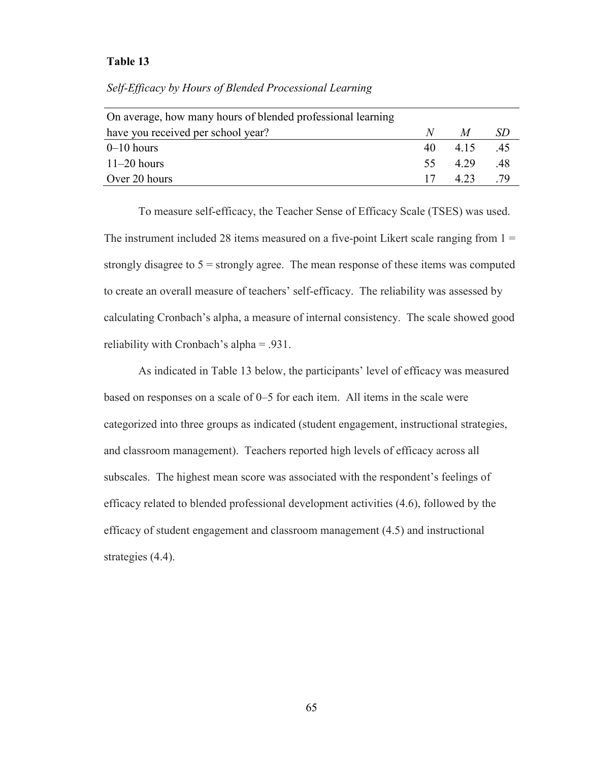**Table 13**

*Self-Efficacy by Hours of Blended Processional Learning*

| On average, how many hours of blended professional learning have you received per school year? | *N* | *M* | *SD* |
|---|---|---|---|
| 0–10 hours | 40 | 4.15 | .45 |
| 11–20 hours | 55 | 4.29 | .48 |
| Over 20 hours | 17 | 4.23 | .79 |

To measure self-efficacy, the Teacher Sense of Efficacy Scale (TSES) was used. The instrument included 28 items measured on a five-point Likert scale ranging from 1 = strongly disagree to 5 = strongly agree. The mean response of these items was computed to create an overall measure of teachers' self-efficacy. The reliability was assessed by calculating Cronbach's alpha, a measure of internal consistency. The scale showed good reliability with Cronbach's alpha = .931.

As indicated in Table 13 below, the participants' level of efficacy was measured based on responses on a scale of 0–5 for each item. All items in the scale were categorized into three groups as indicated (student engagement, instructional strategies, and classroom management). Teachers reported high levels of efficacy across all subscales. The highest mean score was associated with the respondent's feelings of efficacy related to blended professional development activities (4.6), followed by the efficacy of student engagement and classroom management (4.5) and instructional strategies (4.4).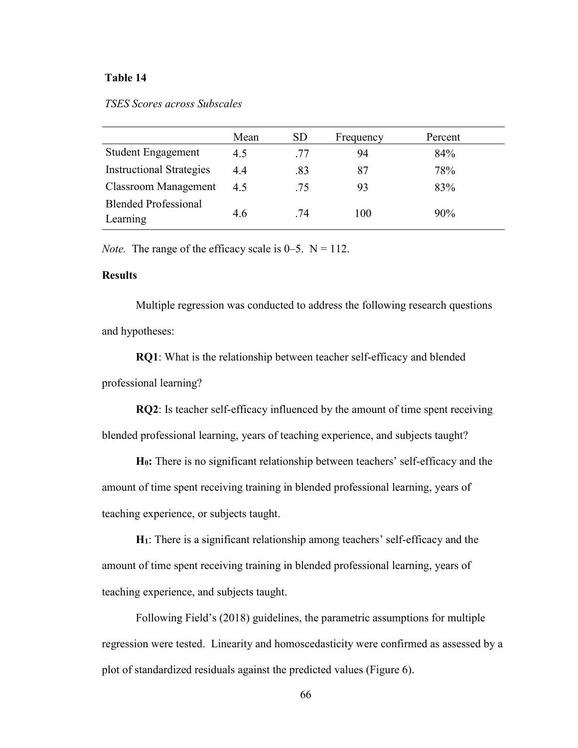**Table 14**

*TSES Scores across Subscales*

| | Mean | SD | Frequency | Percent |
|---|---|---|---|---|
| Student Engagement | 4.5 | .77 | 94 | 84% |
| Instructional Strategies | 4.4 | .83 | 87 | 78% |
| Classroom Management | 4.5 | .75 | 93 | 83% |
| Blended Professional Learning | 4.6 | .74 | 100 | 90% |

*Note.* The range of the efficacy scale is 0–5. N = 112.

**Results**

Multiple regression was conducted to address the following research questions and hypotheses:

**RQ1**: What is the relationship between teacher self-efficacy and blended professional learning?

**RQ2**: Is teacher self-efficacy influenced by the amount of time spent receiving blended professional learning, years of teaching experience, and subjects taught?

**$H_0$:** There is no significant relationship between teachers' self-efficacy and the amount of time spent receiving training in blended professional learning, years of teaching experience, or subjects taught.

**$H_1$**: There is a significant relationship among teachers' self-efficacy and the amount of time spent receiving training in blended professional learning, years of teaching experience, and subjects taught.

Following Field's (2018) guidelines, the parametric assumptions for multiple regression were tested. Linearity and homoscedasticity were confirmed as assessed by a plot of standardized residuals against the predicted values (Figure 6).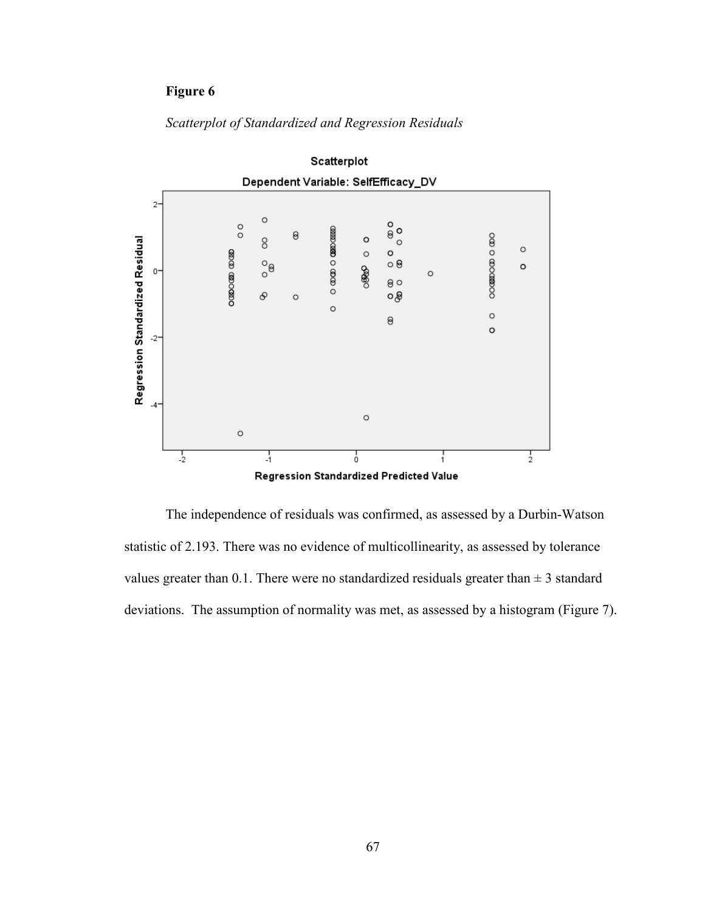**Figure 6**

*Scatterplot of Standardized and Regression Residuals*

The independence of residuals was confirmed, as assessed by a Durbin-Watson statistic of 2.193. There was no evidence of multicollinearity, as assessed by tolerance values greater than 0.1. There were no standardized residuals greater than ± 3 standard deviations. The assumption of normality was met, as assessed by a histogram (Figure 7).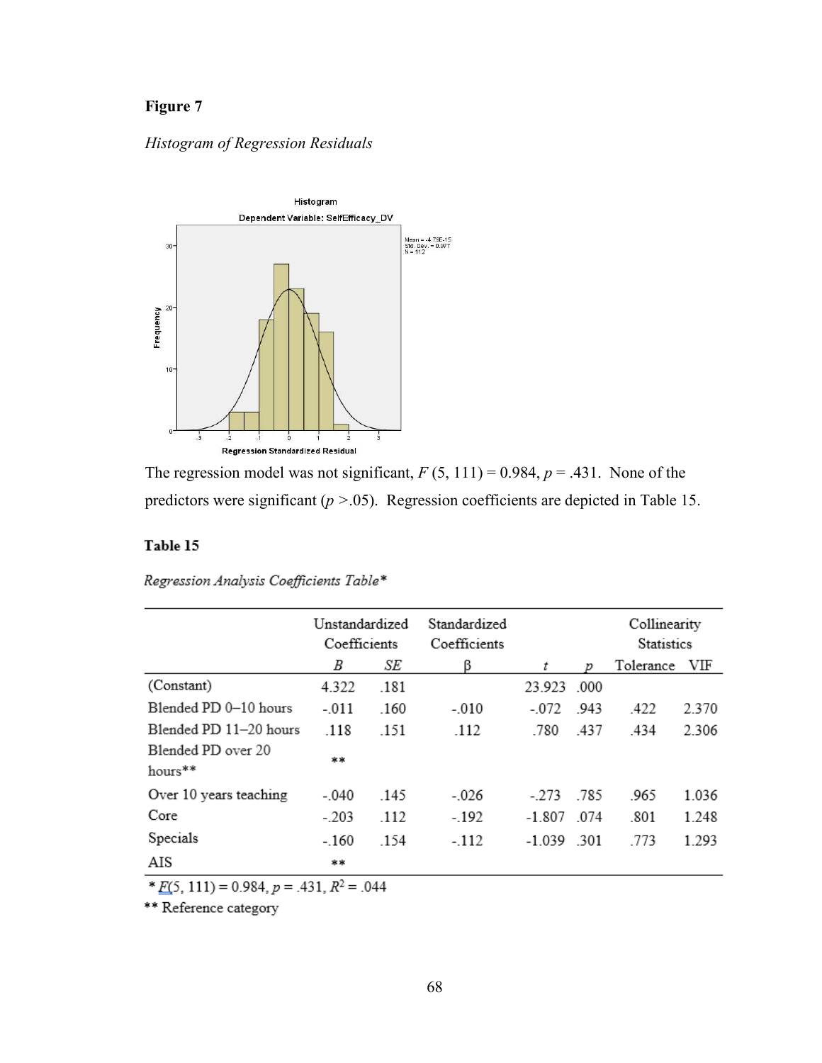**Figure 7**

*Histogram of Regression Residuals*

The regression model was not significant, $F$ (5, 111) = 0.984, $p$ = .431. None of the predictors were significant ($p$ >.05). Regression coefficients are depicted in Table 15.

**Table 15**

*Regression Analysis Coefficients Table**

| | Unstandardized Coefficients | | Standardized Coefficients | | | Collinearity Statistics | |
|---|---|---|---|---|---|---|---|
| | $B$ | $SE$ | β | $t$ | $p$ | Tolerance | VIF |
| (Constant) | 4.322 | .181 | | 23.923 | .000 | | |
| Blended PD 0–10 hours | -.011 | .160 | -.010 | -.072 | .943 | .422 | 2.370 |
| Blended PD 11–20 hours | .118 | .151 | .112 | .780 | .437 | .434 | 2.306 |
| Blended PD over 20 hours** | ** | | | | | | |
| Over 10 years teaching | -.040 | .145 | -.026 | -.273 | .785 | .965 | 1.036 |
| Core | -.203 | .112 | -.192 | -1.807 | .074 | .801 | 1.248 |
| Specials | -.160 | .154 | -.112 | -1.039 | .301 | .773 | 1.293 |
| AIS | ** | | | | | | |

* $F$(5, 111) = 0.984, $p$ = .431, $R^2$ = .044

** Reference category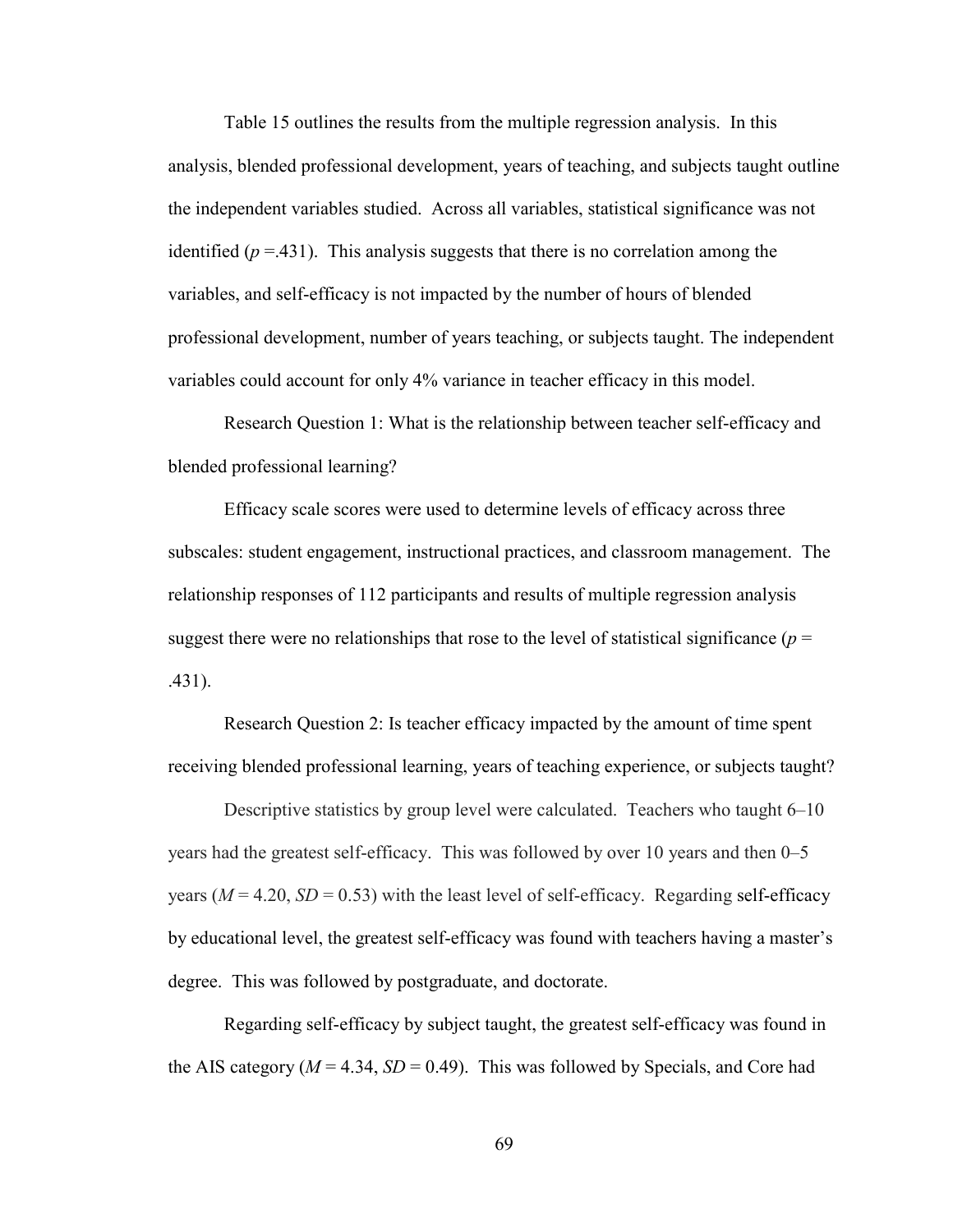Table 15 outlines the results from the multiple regression analysis. In this analysis, blended professional development, years of teaching, and subjects taught outline the independent variables studied. Across all variables, statistical significance was not identified ($p$ =.431). This analysis suggests that there is no correlation among the variables, and self-efficacy is not impacted by the number of hours of blended professional development, number of years teaching, or subjects taught. The independent variables could account for only 4% variance in teacher efficacy in this model.

Research Question 1: What is the relationship between teacher self-efficacy and blended professional learning?

Efficacy scale scores were used to determine levels of efficacy across three subscales: student engagement, instructional practices, and classroom management. The relationship responses of 112 participants and results of multiple regression analysis suggest there were no relationships that rose to the level of statistical significance ($p$ = .431).

Research Question 2: Is teacher efficacy impacted by the amount of time spent receiving blended professional learning, years of teaching experience, or subjects taught?

Descriptive statistics by group level were calculated. Teachers who taught 6–10 years had the greatest self-efficacy. This was followed by over 10 years and then 0–5 years ($M$ = 4.20, $SD$ = 0.53) with the least level of self-efficacy. Regarding self-efficacy by educational level, the greatest self-efficacy was found with teachers having a master's degree. This was followed by postgraduate, and doctorate.

Regarding self-efficacy by subject taught, the greatest self-efficacy was found in the AIS category ($M$ = 4.34, $SD$ = 0.49). This was followed by Specials, and Core had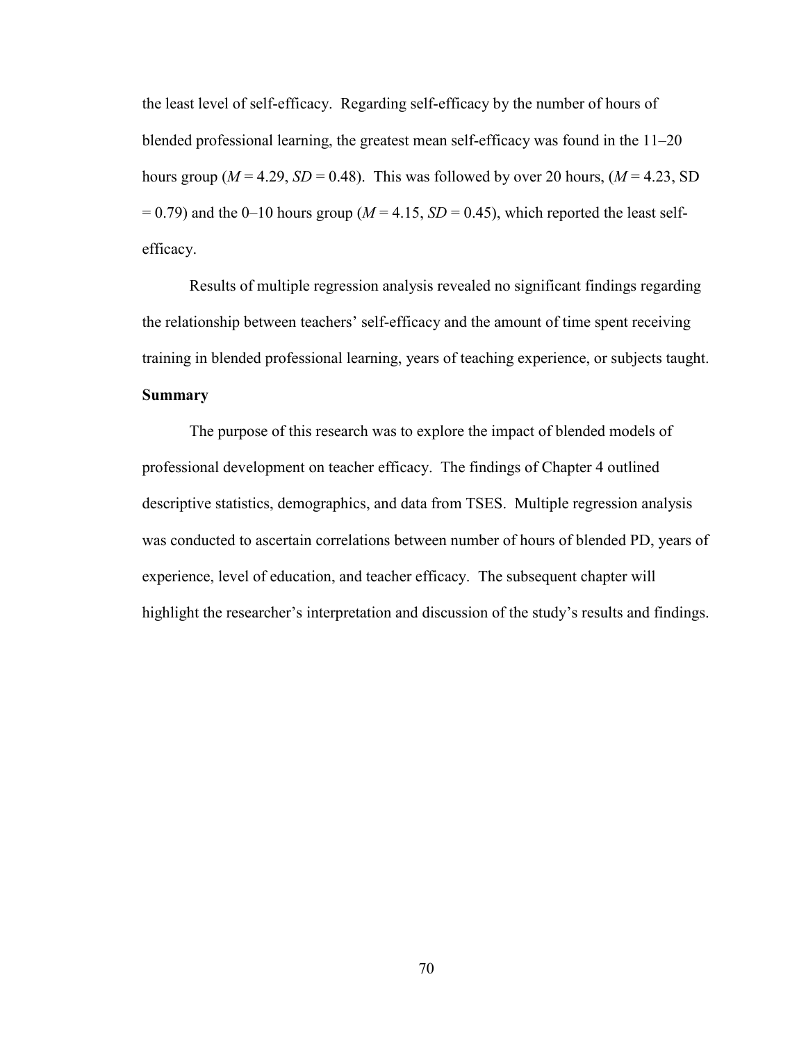the least level of self-efficacy. Regarding self-efficacy by the number of hours of blended professional learning, the greatest mean self-efficacy was found in the 11–20 hours group ($M = 4.29$, $SD = 0.48$). This was followed by over 20 hours, ($M = 4.23$, SD $= 0.79$) and the 0–10 hours group ($M = 4.15$, $SD = 0.45$), which reported the least self-efficacy.

Results of multiple regression analysis revealed no significant findings regarding the relationship between teachers' self-efficacy and the amount of time spent receiving training in blended professional learning, years of teaching experience, or subjects taught.

## Summary

The purpose of this research was to explore the impact of blended models of professional development on teacher efficacy. The findings of Chapter 4 outlined descriptive statistics, demographics, and data from TSES. Multiple regression analysis was conducted to ascertain correlations between number of hours of blended PD, years of experience, level of education, and teacher efficacy. The subsequent chapter will highlight the researcher's interpretation and discussion of the study's results and findings.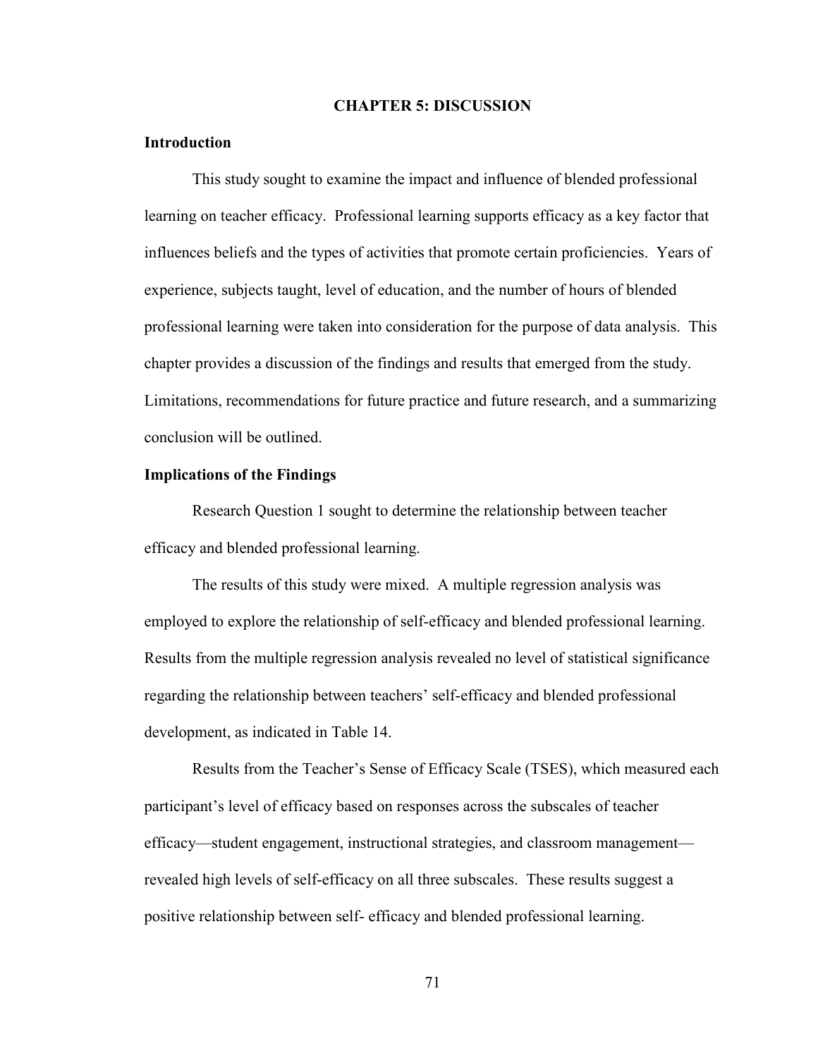# CHAPTER 5: DISCUSSION

## Introduction

This study sought to examine the impact and influence of blended professional learning on teacher efficacy. Professional learning supports efficacy as a key factor that influences beliefs and the types of activities that promote certain proficiencies. Years of experience, subjects taught, level of education, and the number of hours of blended professional learning were taken into consideration for the purpose of data analysis. This chapter provides a discussion of the findings and results that emerged from the study. Limitations, recommendations for future practice and future research, and a summarizing conclusion will be outlined.

## Implications of the Findings

Research Question 1 sought to determine the relationship between teacher efficacy and blended professional learning.

The results of this study were mixed. A multiple regression analysis was employed to explore the relationship of self-efficacy and blended professional learning. Results from the multiple regression analysis revealed no level of statistical significance regarding the relationship between teachers' self-efficacy and blended professional development, as indicated in Table 14.

Results from the Teacher's Sense of Efficacy Scale (TSES), which measured each participant's level of efficacy based on responses across the subscales of teacher efficacy—student engagement, instructional strategies, and classroom management—revealed high levels of self-efficacy on all three subscales. These results suggest a positive relationship between self- efficacy and blended professional learning.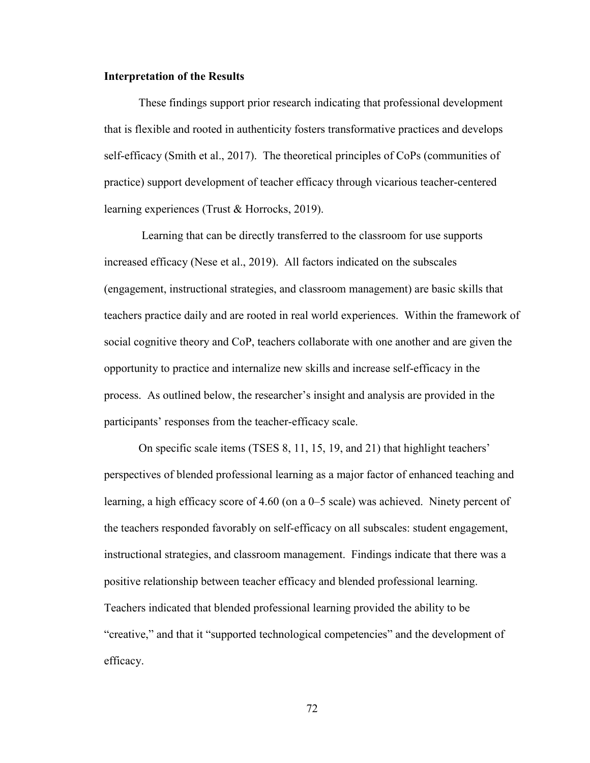**Interpretation of the Results**

These findings support prior research indicating that professional development that is flexible and rooted in authenticity fosters transformative practices and develops self-efficacy (Smith et al., 2017). The theoretical principles of CoPs (communities of practice) support development of teacher efficacy through vicarious teacher-centered learning experiences (Trust & Horrocks, 2019).

Learning that can be directly transferred to the classroom for use supports increased efficacy (Nese et al., 2019). All factors indicated on the subscales (engagement, instructional strategies, and classroom management) are basic skills that teachers practice daily and are rooted in real world experiences. Within the framework of social cognitive theory and CoP, teachers collaborate with one another and are given the opportunity to practice and internalize new skills and increase self-efficacy in the process. As outlined below, the researcher's insight and analysis are provided in the participants' responses from the teacher-efficacy scale.

On specific scale items (TSES 8, 11, 15, 19, and 21) that highlight teachers' perspectives of blended professional learning as a major factor of enhanced teaching and learning, a high efficacy score of 4.60 (on a 0–5 scale) was achieved. Ninety percent of the teachers responded favorably on self-efficacy on all subscales: student engagement, instructional strategies, and classroom management. Findings indicate that there was a positive relationship between teacher efficacy and blended professional learning. Teachers indicated that blended professional learning provided the ability to be "creative," and that it "supported technological competencies" and the development of efficacy.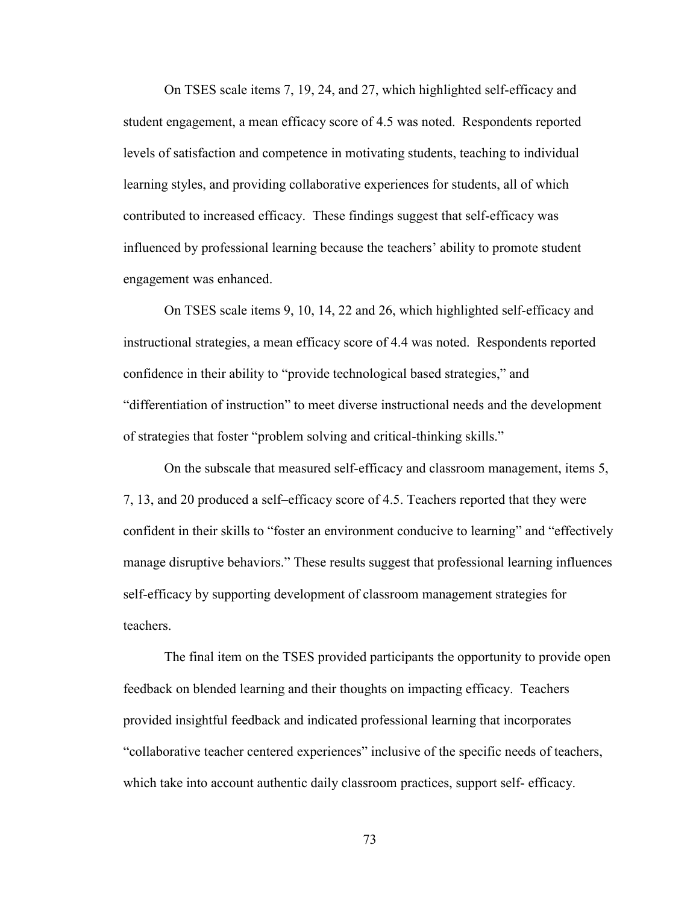On TSES scale items 7, 19, 24, and 27, which highlighted self-efficacy and student engagement, a mean efficacy score of 4.5 was noted. Respondents reported levels of satisfaction and competence in motivating students, teaching to individual learning styles, and providing collaborative experiences for students, all of which contributed to increased efficacy. These findings suggest that self-efficacy was influenced by professional learning because the teachers' ability to promote student engagement was enhanced.

On TSES scale items 9, 10, 14, 22 and 26, which highlighted self-efficacy and instructional strategies, a mean efficacy score of 4.4 was noted. Respondents reported confidence in their ability to "provide technological based strategies," and "differentiation of instruction" to meet diverse instructional needs and the development of strategies that foster "problem solving and critical-thinking skills."

On the subscale that measured self-efficacy and classroom management, items 5, 7, 13, and 20 produced a self–efficacy score of 4.5. Teachers reported that they were confident in their skills to "foster an environment conducive to learning" and "effectively manage disruptive behaviors." These results suggest that professional learning influences self-efficacy by supporting development of classroom management strategies for teachers.

The final item on the TSES provided participants the opportunity to provide open feedback on blended learning and their thoughts on impacting efficacy. Teachers provided insightful feedback and indicated professional learning that incorporates "collaborative teacher centered experiences" inclusive of the specific needs of teachers, which take into account authentic daily classroom practices, support self- efficacy.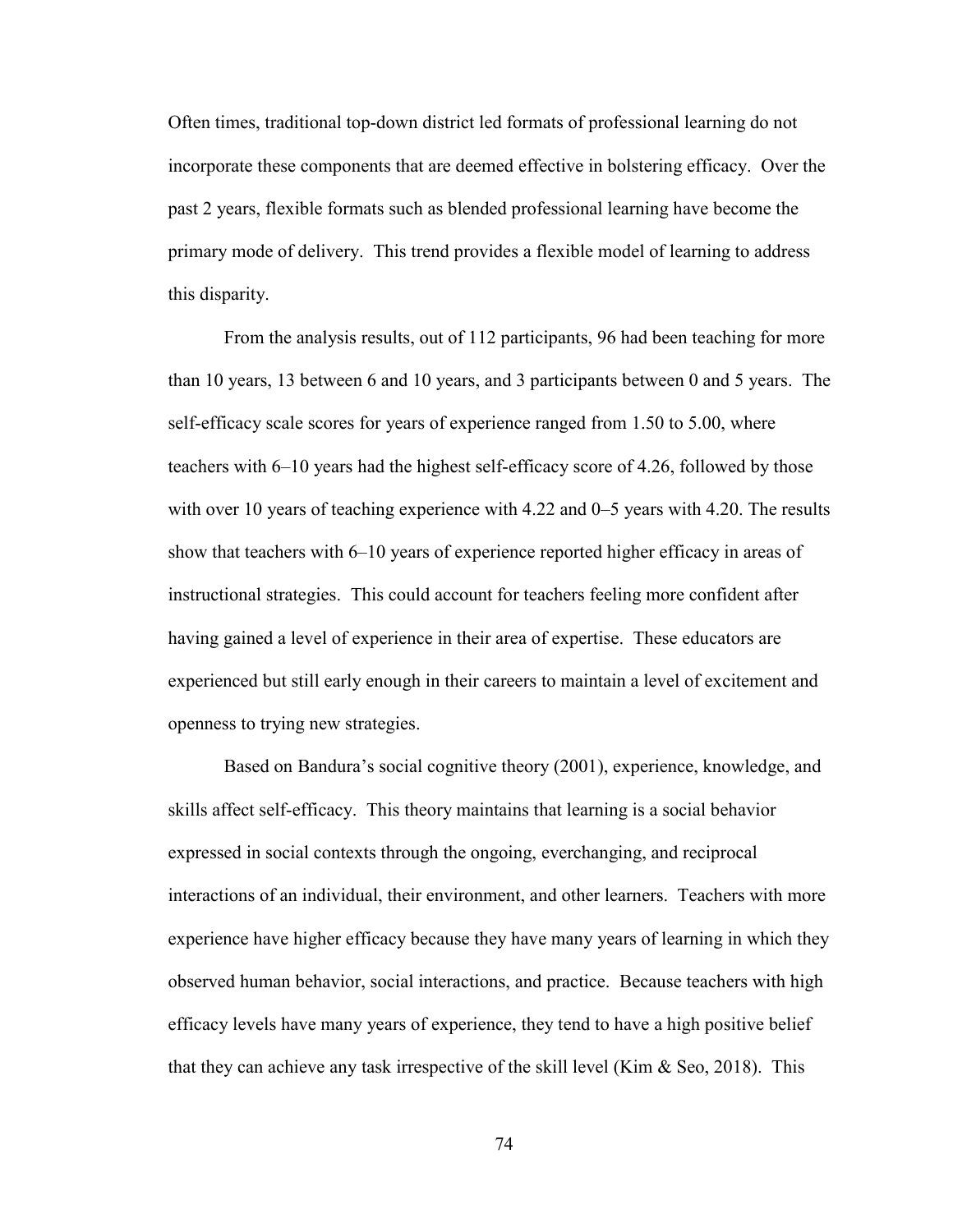Often times, traditional top-down district led formats of professional learning do not incorporate these components that are deemed effective in bolstering efficacy. Over the past 2 years, flexible formats such as blended professional learning have become the primary mode of delivery. This trend provides a flexible model of learning to address this disparity.

From the analysis results, out of 112 participants, 96 had been teaching for more than 10 years, 13 between 6 and 10 years, and 3 participants between 0 and 5 years. The self-efficacy scale scores for years of experience ranged from 1.50 to 5.00, where teachers with 6–10 years had the highest self-efficacy score of 4.26, followed by those with over 10 years of teaching experience with 4.22 and 0–5 years with 4.20. The results show that teachers with 6–10 years of experience reported higher efficacy in areas of instructional strategies. This could account for teachers feeling more confident after having gained a level of experience in their area of expertise. These educators are experienced but still early enough in their careers to maintain a level of excitement and openness to trying new strategies.

Based on Bandura's social cognitive theory (2001), experience, knowledge, and skills affect self-efficacy. This theory maintains that learning is a social behavior expressed in social contexts through the ongoing, everchanging, and reciprocal interactions of an individual, their environment, and other learners. Teachers with more experience have higher efficacy because they have many years of learning in which they observed human behavior, social interactions, and practice. Because teachers with high efficacy levels have many years of experience, they tend to have a high positive belief that they can achieve any task irrespective of the skill level (Kim & Seo, 2018). This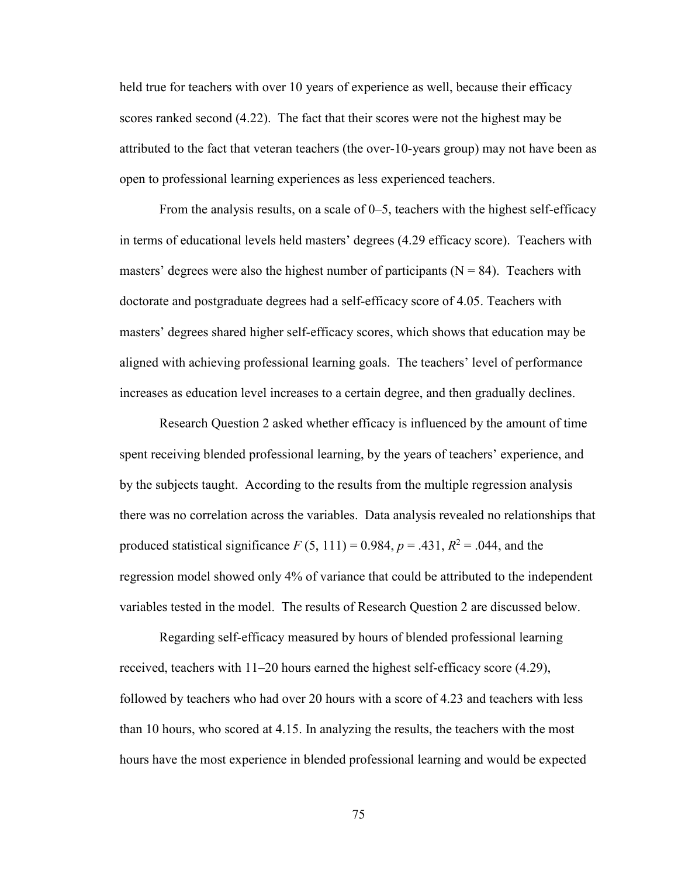held true for teachers with over 10 years of experience as well, because their efficacy scores ranked second (4.22). The fact that their scores were not the highest may be attributed to the fact that veteran teachers (the over-10-years group) may not have been as open to professional learning experiences as less experienced teachers.

From the analysis results, on a scale of 0–5, teachers with the highest self-efficacy in terms of educational levels held masters' degrees (4.29 efficacy score). Teachers with masters' degrees were also the highest number of participants (N = 84). Teachers with doctorate and postgraduate degrees had a self-efficacy score of 4.05. Teachers with masters' degrees shared higher self-efficacy scores, which shows that education may be aligned with achieving professional learning goals. The teachers' level of performance increases as education level increases to a certain degree, and then gradually declines.

Research Question 2 asked whether efficacy is influenced by the amount of time spent receiving blended professional learning, by the years of teachers' experience, and by the subjects taught. According to the results from the multiple regression analysis there was no correlation across the variables. Data analysis revealed no relationships that produced statistical significance $F$ (5, 111) = 0.984, $p$ = .431, $R^2$ = .044, and the regression model showed only 4% of variance that could be attributed to the independent variables tested in the model. The results of Research Question 2 are discussed below.

Regarding self-efficacy measured by hours of blended professional learning received, teachers with 11–20 hours earned the highest self-efficacy score (4.29), followed by teachers who had over 20 hours with a score of 4.23 and teachers with less than 10 hours, who scored at 4.15. In analyzing the results, the teachers with the most hours have the most experience in blended professional learning and would be expected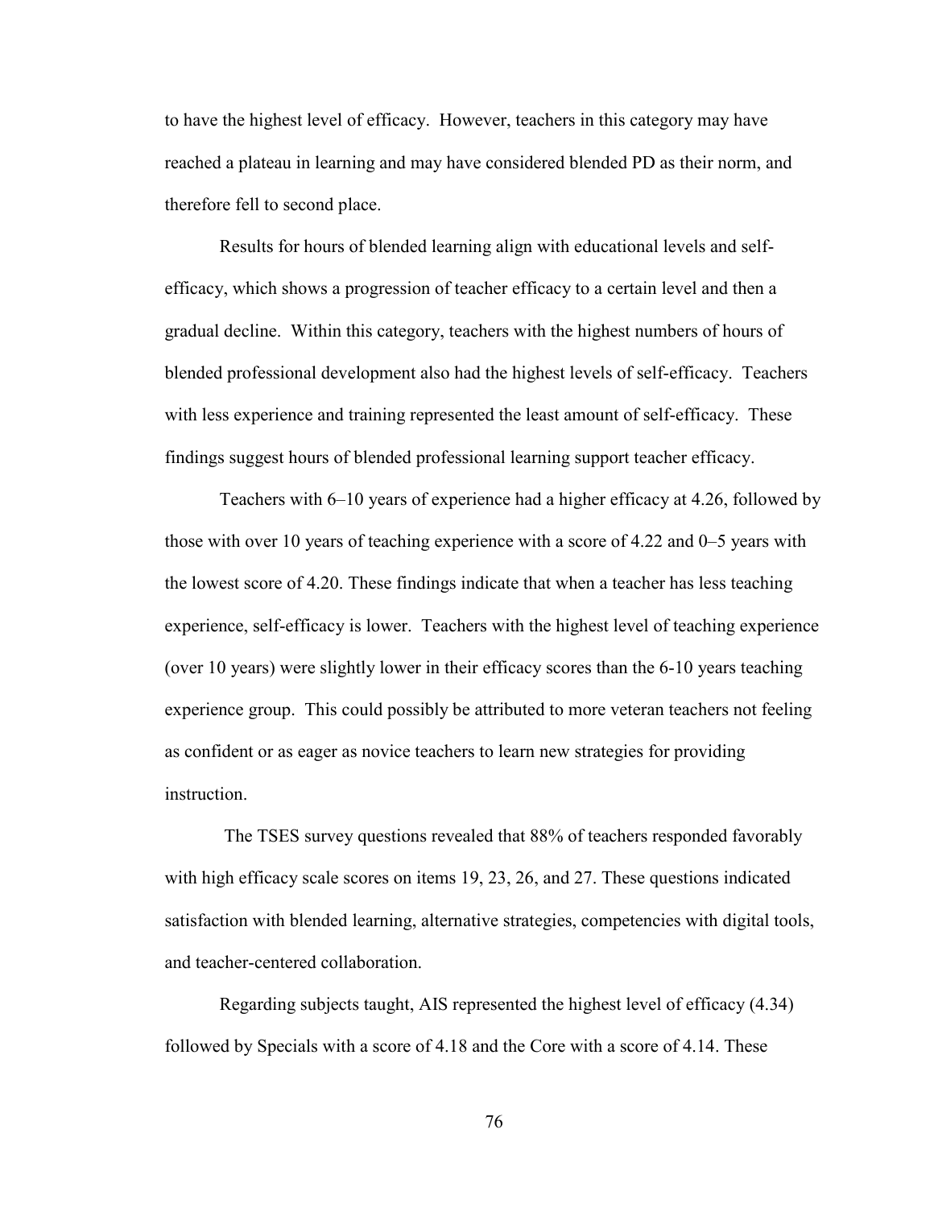to have the highest level of efficacy. However, teachers in this category may have reached a plateau in learning and may have considered blended PD as their norm, and therefore fell to second place.

Results for hours of blended learning align with educational levels and self-efficacy, which shows a progression of teacher efficacy to a certain level and then a gradual decline. Within this category, teachers with the highest numbers of hours of blended professional development also had the highest levels of self-efficacy. Teachers with less experience and training represented the least amount of self-efficacy. These findings suggest hours of blended professional learning support teacher efficacy.

Teachers with 6–10 years of experience had a higher efficacy at 4.26, followed by those with over 10 years of teaching experience with a score of 4.22 and 0–5 years with the lowest score of 4.20. These findings indicate that when a teacher has less teaching experience, self-efficacy is lower. Teachers with the highest level of teaching experience (over 10 years) were slightly lower in their efficacy scores than the 6-10 years teaching experience group. This could possibly be attributed to more veteran teachers not feeling as confident or as eager as novice teachers to learn new strategies for providing instruction.

The TSES survey questions revealed that 88% of teachers responded favorably with high efficacy scale scores on items 19, 23, 26, and 27. These questions indicated satisfaction with blended learning, alternative strategies, competencies with digital tools, and teacher-centered collaboration.

Regarding subjects taught, AIS represented the highest level of efficacy (4.34) followed by Specials with a score of 4.18 and the Core with a score of 4.14. These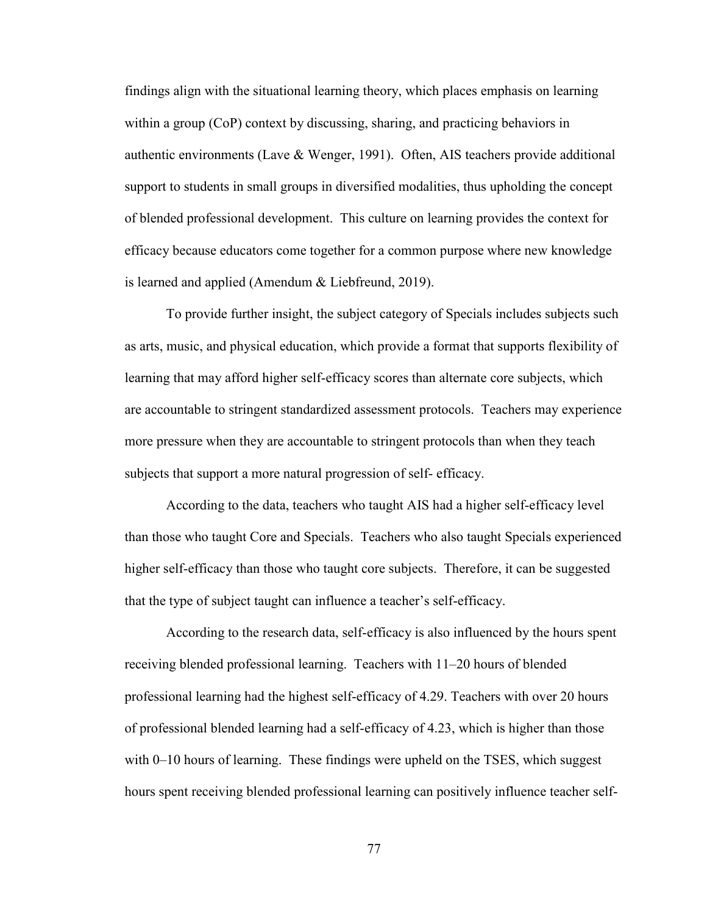findings align with the situational learning theory, which places emphasis on learning within a group (CoP) context by discussing, sharing, and practicing behaviors in authentic environments (Lave & Wenger, 1991). Often, AIS teachers provide additional support to students in small groups in diversified modalities, thus upholding the concept of blended professional development. This culture on learning provides the context for efficacy because educators come together for a common purpose where new knowledge is learned and applied (Amendum & Liebfreund, 2019).

To provide further insight, the subject category of Specials includes subjects such as arts, music, and physical education, which provide a format that supports flexibility of learning that may afford higher self-efficacy scores than alternate core subjects, which are accountable to stringent standardized assessment protocols. Teachers may experience more pressure when they are accountable to stringent protocols than when they teach subjects that support a more natural progression of self- efficacy.

According to the data, teachers who taught AIS had a higher self-efficacy level than those who taught Core and Specials. Teachers who also taught Specials experienced higher self-efficacy than those who taught core subjects. Therefore, it can be suggested that the type of subject taught can influence a teacher's self-efficacy.

According to the research data, self-efficacy is also influenced by the hours spent receiving blended professional learning. Teachers with 11–20 hours of blended professional learning had the highest self-efficacy of 4.29. Teachers with over 20 hours of professional blended learning had a self-efficacy of 4.23, which is higher than those with 0–10 hours of learning. These findings were upheld on the TSES, which suggest hours spent receiving blended professional learning can positively influence teacher self-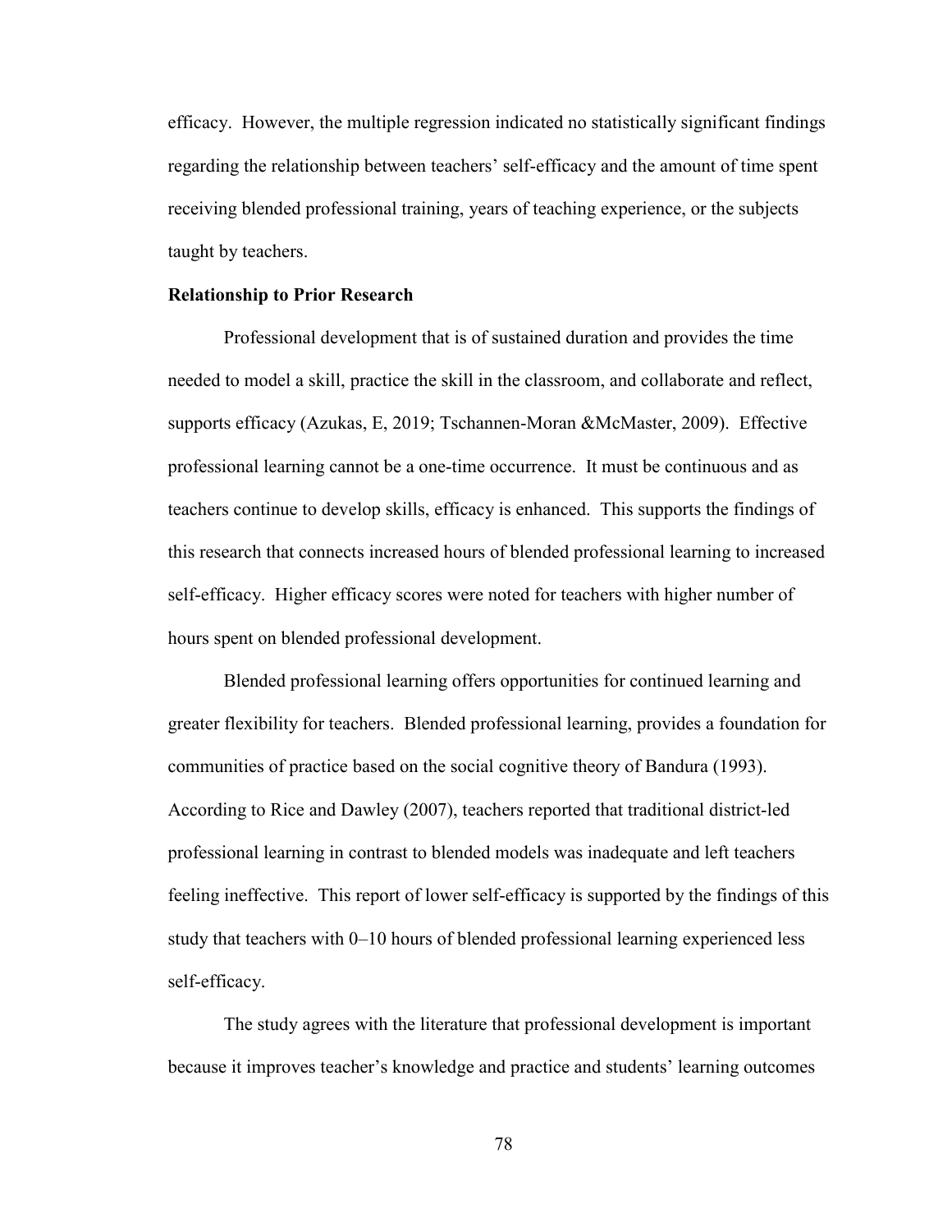efficacy. However, the multiple regression indicated no statistically significant findings regarding the relationship between teachers' self-efficacy and the amount of time spent receiving blended professional training, years of teaching experience, or the subjects taught by teachers.

**Relationship to Prior Research**

Professional development that is of sustained duration and provides the time needed to model a skill, practice the skill in the classroom, and collaborate and reflect, supports efficacy (Azukas, E, 2019; Tschannen-Moran &McMaster, 2009). Effective professional learning cannot be a one-time occurrence. It must be continuous and as teachers continue to develop skills, efficacy is enhanced. This supports the findings of this research that connects increased hours of blended professional learning to increased self-efficacy. Higher efficacy scores were noted for teachers with higher number of hours spent on blended professional development.

Blended professional learning offers opportunities for continued learning and greater flexibility for teachers. Blended professional learning, provides a foundation for communities of practice based on the social cognitive theory of Bandura (1993). According to Rice and Dawley (2007), teachers reported that traditional district-led professional learning in contrast to blended models was inadequate and left teachers feeling ineffective. This report of lower self-efficacy is supported by the findings of this study that teachers with 0–10 hours of blended professional learning experienced less self-efficacy.

The study agrees with the literature that professional development is important because it improves teacher's knowledge and practice and students' learning outcomes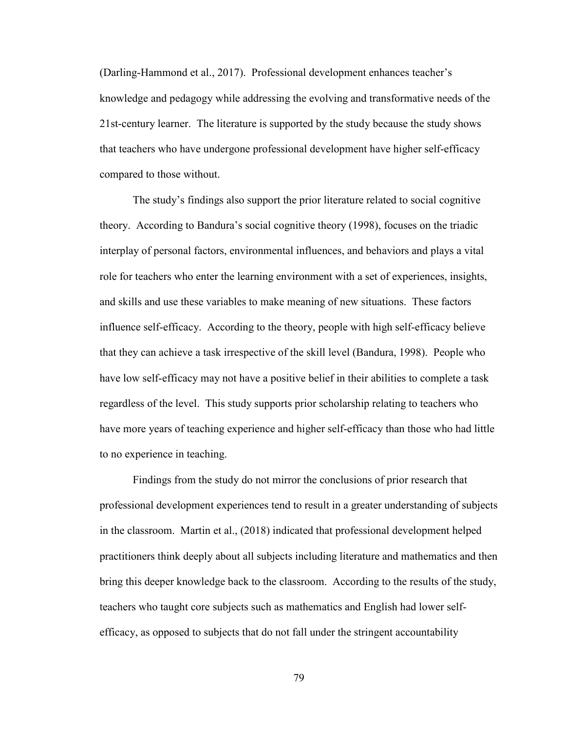(Darling-Hammond et al., 2017). Professional development enhances teacher's knowledge and pedagogy while addressing the evolving and transformative needs of the 21st-century learner. The literature is supported by the study because the study shows that teachers who have undergone professional development have higher self-efficacy compared to those without.

The study's findings also support the prior literature related to social cognitive theory. According to Bandura's social cognitive theory (1998), focuses on the triadic interplay of personal factors, environmental influences, and behaviors and plays a vital role for teachers who enter the learning environment with a set of experiences, insights, and skills and use these variables to make meaning of new situations. These factors influence self-efficacy. According to the theory, people with high self-efficacy believe that they can achieve a task irrespective of the skill level (Bandura, 1998). People who have low self-efficacy may not have a positive belief in their abilities to complete a task regardless of the level. This study supports prior scholarship relating to teachers who have more years of teaching experience and higher self-efficacy than those who had little to no experience in teaching.

Findings from the study do not mirror the conclusions of prior research that professional development experiences tend to result in a greater understanding of subjects in the classroom. Martin et al., (2018) indicated that professional development helped practitioners think deeply about all subjects including literature and mathematics and then bring this deeper knowledge back to the classroom. According to the results of the study, teachers who taught core subjects such as mathematics and English had lower self-efficacy, as opposed to subjects that do not fall under the stringent accountability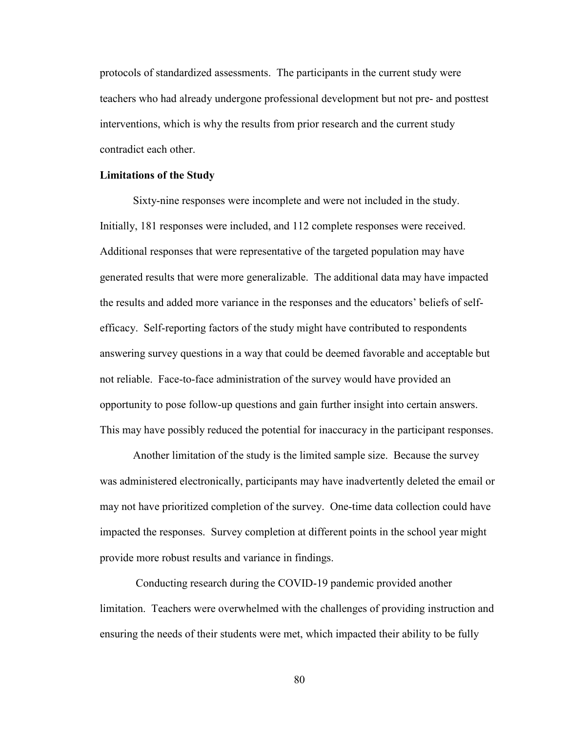protocols of standardized assessments. The participants in the current study were teachers who had already undergone professional development but not pre- and posttest interventions, which is why the results from prior research and the current study contradict each other.

**Limitations of the Study**

Sixty-nine responses were incomplete and were not included in the study. Initially, 181 responses were included, and 112 complete responses were received. Additional responses that were representative of the targeted population may have generated results that were more generalizable. The additional data may have impacted the results and added more variance in the responses and the educators' beliefs of self-efficacy. Self-reporting factors of the study might have contributed to respondents answering survey questions in a way that could be deemed favorable and acceptable but not reliable. Face-to-face administration of the survey would have provided an opportunity to pose follow-up questions and gain further insight into certain answers. This may have possibly reduced the potential for inaccuracy in the participant responses.

Another limitation of the study is the limited sample size. Because the survey was administered electronically, participants may have inadvertently deleted the email or may not have prioritized completion of the survey. One-time data collection could have impacted the responses. Survey completion at different points in the school year might provide more robust results and variance in findings.

Conducting research during the COVID-19 pandemic provided another limitation. Teachers were overwhelmed with the challenges of providing instruction and ensuring the needs of their students were met, which impacted their ability to be fully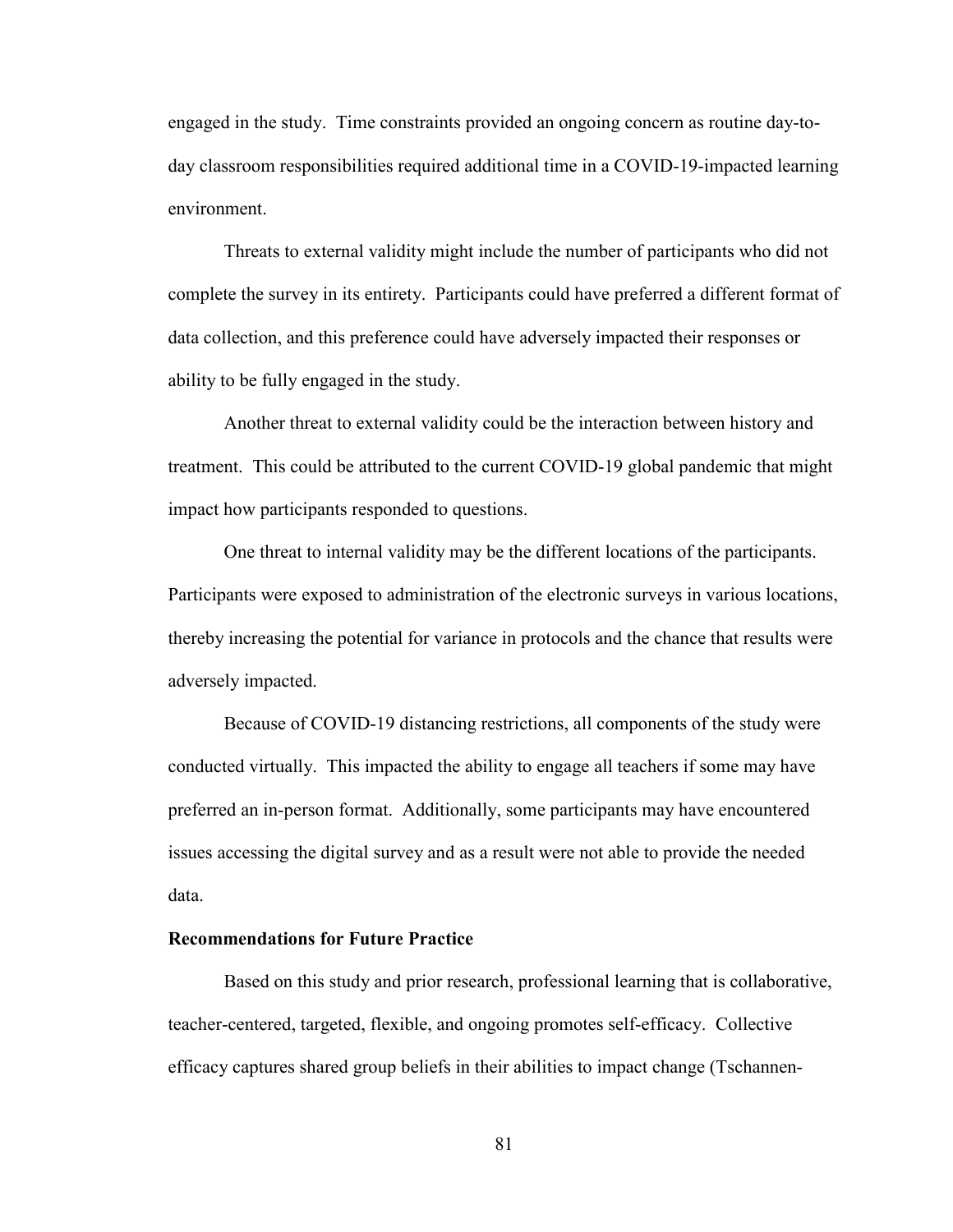engaged in the study. Time constraints provided an ongoing concern as routine day-to-day classroom responsibilities required additional time in a COVID-19-impacted learning environment.

Threats to external validity might include the number of participants who did not complete the survey in its entirety. Participants could have preferred a different format of data collection, and this preference could have adversely impacted their responses or ability to be fully engaged in the study.

Another threat to external validity could be the interaction between history and treatment. This could be attributed to the current COVID-19 global pandemic that might impact how participants responded to questions.

One threat to internal validity may be the different locations of the participants. Participants were exposed to administration of the electronic surveys in various locations, thereby increasing the potential for variance in protocols and the chance that results were adversely impacted.

Because of COVID-19 distancing restrictions, all components of the study were conducted virtually. This impacted the ability to engage all teachers if some may have preferred an in-person format. Additionally, some participants may have encountered issues accessing the digital survey and as a result were not able to provide the needed data.

**Recommendations for Future Practice**

Based on this study and prior research, professional learning that is collaborative, teacher-centered, targeted, flexible, and ongoing promotes self-efficacy. Collective efficacy captures shared group beliefs in their abilities to impact change (Tschannen-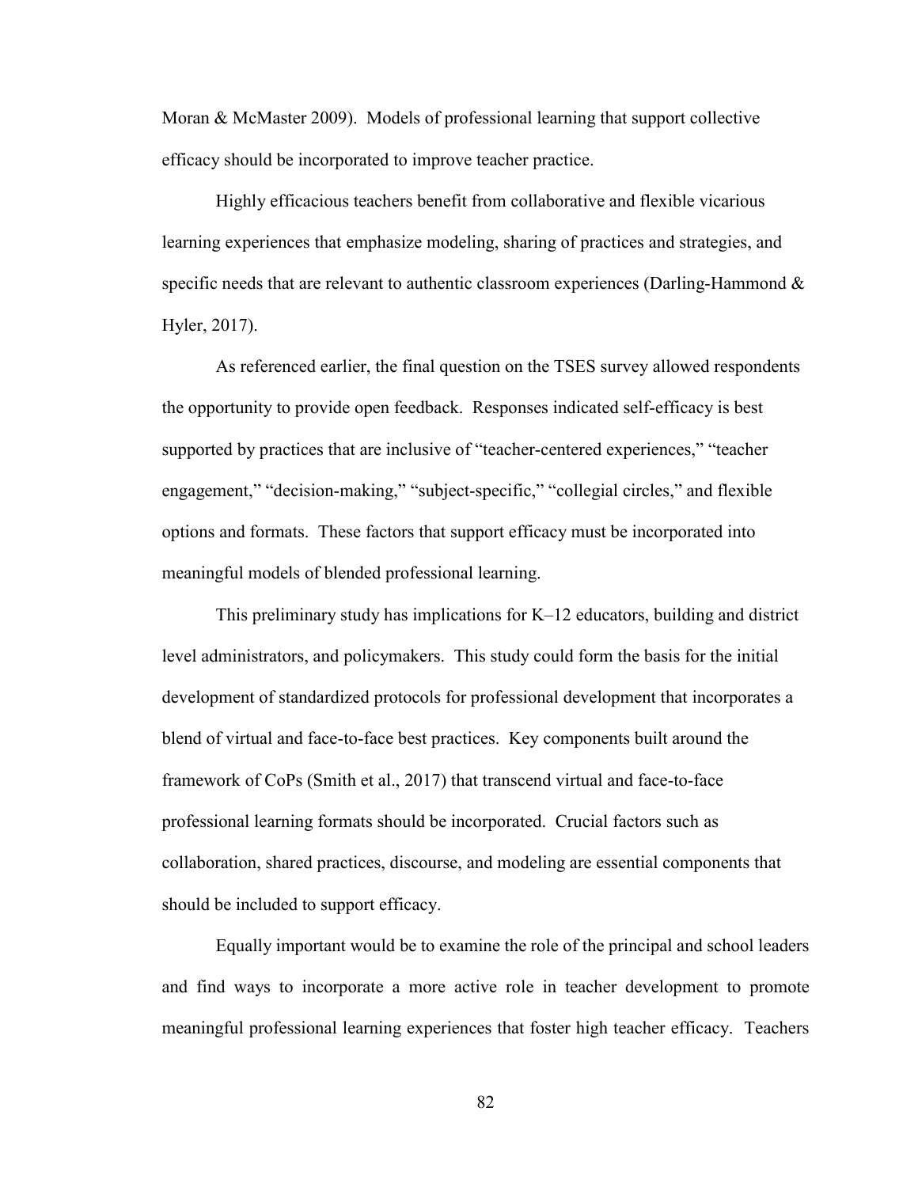Moran & McMaster 2009). Models of professional learning that support collective efficacy should be incorporated to improve teacher practice.

Highly efficacious teachers benefit from collaborative and flexible vicarious learning experiences that emphasize modeling, sharing of practices and strategies, and specific needs that are relevant to authentic classroom experiences (Darling-Hammond & Hyler, 2017).

As referenced earlier, the final question on the TSES survey allowed respondents the opportunity to provide open feedback. Responses indicated self-efficacy is best supported by practices that are inclusive of "teacher-centered experiences," "teacher engagement," "decision-making," "subject-specific," "collegial circles," and flexible options and formats. These factors that support efficacy must be incorporated into meaningful models of blended professional learning.

This preliminary study has implications for K–12 educators, building and district level administrators, and policymakers. This study could form the basis for the initial development of standardized protocols for professional development that incorporates a blend of virtual and face-to-face best practices. Key components built around the framework of CoPs (Smith et al., 2017) that transcend virtual and face-to-face professional learning formats should be incorporated. Crucial factors such as collaboration, shared practices, discourse, and modeling are essential components that should be included to support efficacy.

Equally important would be to examine the role of the principal and school leaders and find ways to incorporate a more active role in teacher development to promote meaningful professional learning experiences that foster high teacher efficacy. Teachers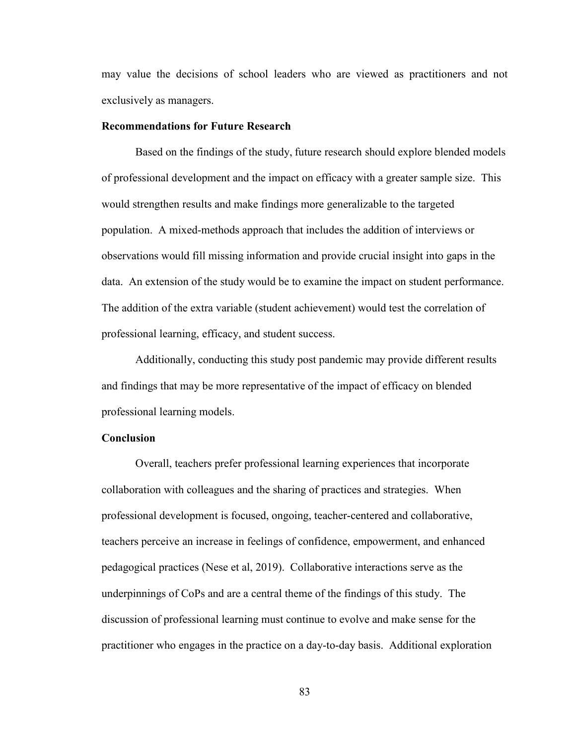may value the decisions of school leaders who are viewed as practitioners and not exclusively as managers.

## Recommendations for Future Research

Based on the findings of the study, future research should explore blended models of professional development and the impact on efficacy with a greater sample size. This would strengthen results and make findings more generalizable to the targeted population. A mixed-methods approach that includes the addition of interviews or observations would fill missing information and provide crucial insight into gaps in the data. An extension of the study would be to examine the impact on student performance. The addition of the extra variable (student achievement) would test the correlation of professional learning, efficacy, and student success.

Additionally, conducting this study post pandemic may provide different results and findings that may be more representative of the impact of efficacy on blended professional learning models.

## Conclusion

Overall, teachers prefer professional learning experiences that incorporate collaboration with colleagues and the sharing of practices and strategies. When professional development is focused, ongoing, teacher-centered and collaborative, teachers perceive an increase in feelings of confidence, empowerment, and enhanced pedagogical practices (Nese et al, 2019). Collaborative interactions serve as the underpinnings of CoPs and are a central theme of the findings of this study. The discussion of professional learning must continue to evolve and make sense for the practitioner who engages in the practice on a day-to-day basis. Additional exploration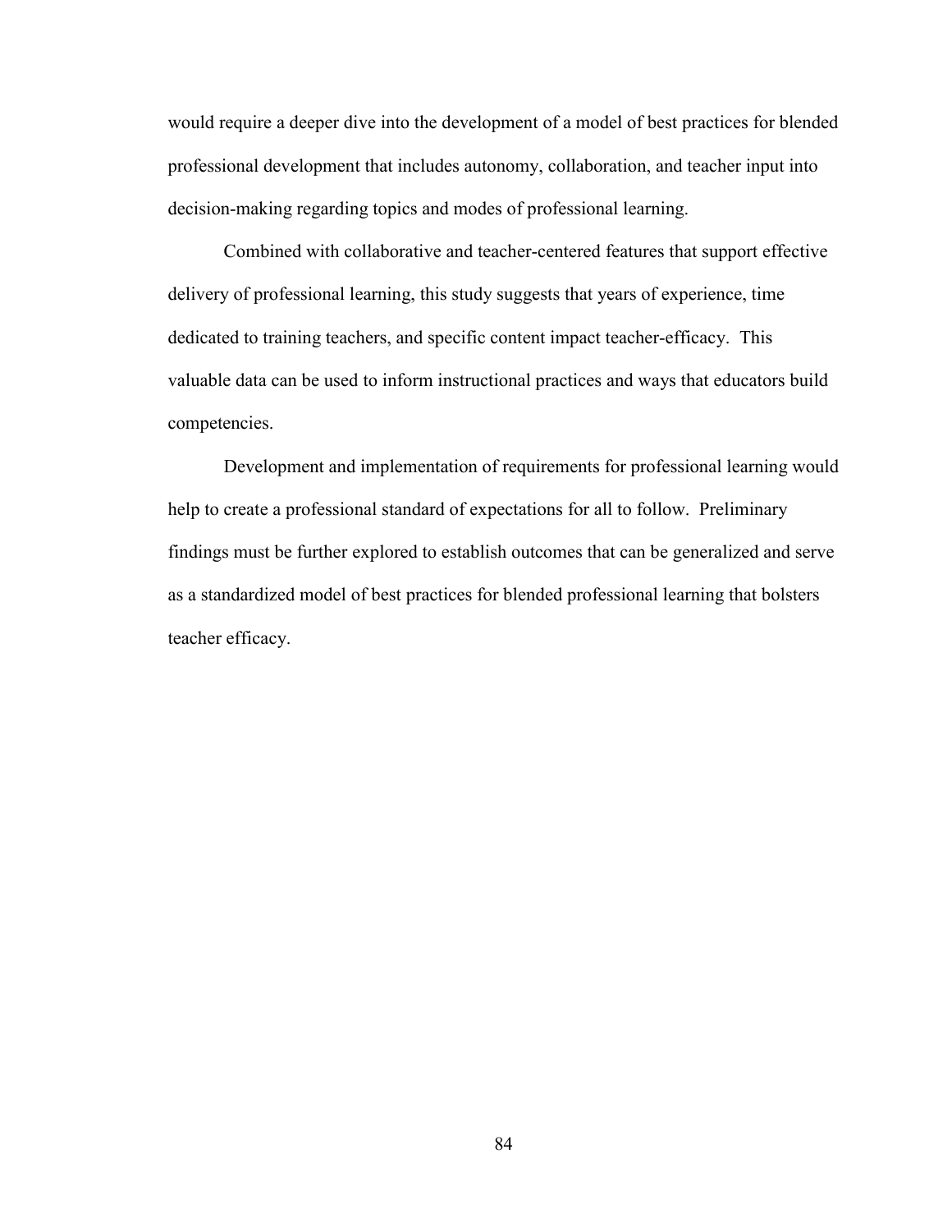would require a deeper dive into the development of a model of best practices for blended professional development that includes autonomy, collaboration, and teacher input into decision-making regarding topics and modes of professional learning.

Combined with collaborative and teacher-centered features that support effective delivery of professional learning, this study suggests that years of experience, time dedicated to training teachers, and specific content impact teacher-efficacy. This valuable data can be used to inform instructional practices and ways that educators build competencies.

Development and implementation of requirements for professional learning would help to create a professional standard of expectations for all to follow. Preliminary findings must be further explored to establish outcomes that can be generalized and serve as a standardized model of best practices for blended professional learning that bolsters teacher efficacy.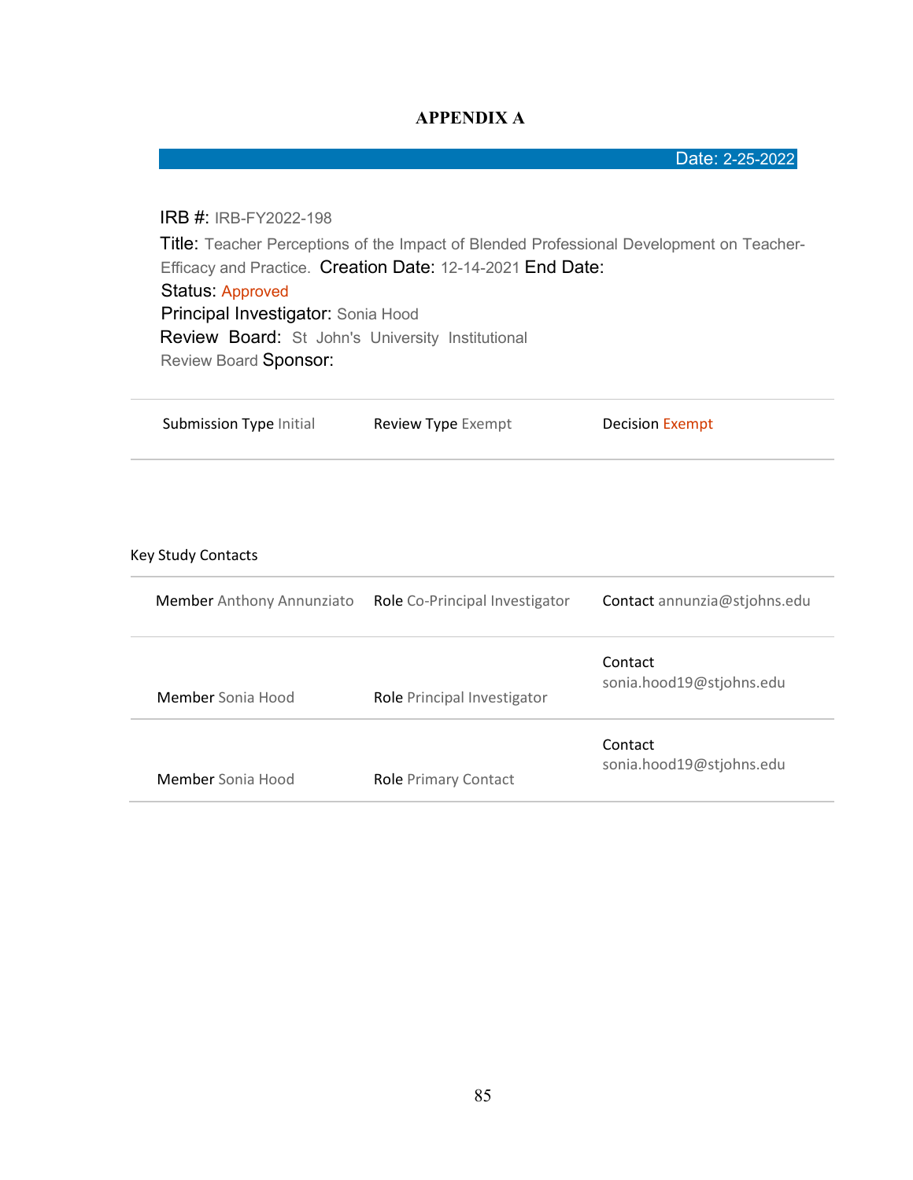# APPENDIX A

Date: 2-25-2022

IRB #: IRB-FY2022-198

Title: Teacher Perceptions of the Impact of Blended Professional Development on Teacher-Efficacy and Practice. Creation Date: 12-14-2021 End Date:

Status: Approved

Principal Investigator: Sonia Hood

Review Board: St John's University Institutional Review Board Sponsor:

| Submission Type Initial | Review Type Exempt | Decision Exempt |
|---|---|---|

Key Study Contacts

| Member Anthony Annunziato | Role Co-Principal Investigator | Contact annunzia@stjohns.edu |
|---|---|---|
| Member Sonia Hood | Role Principal Investigator | Contact sonia.hood19@stjohns.edu |
| Member Sonia Hood | Role Primary Contact | Contact sonia.hood19@stjohns.edu |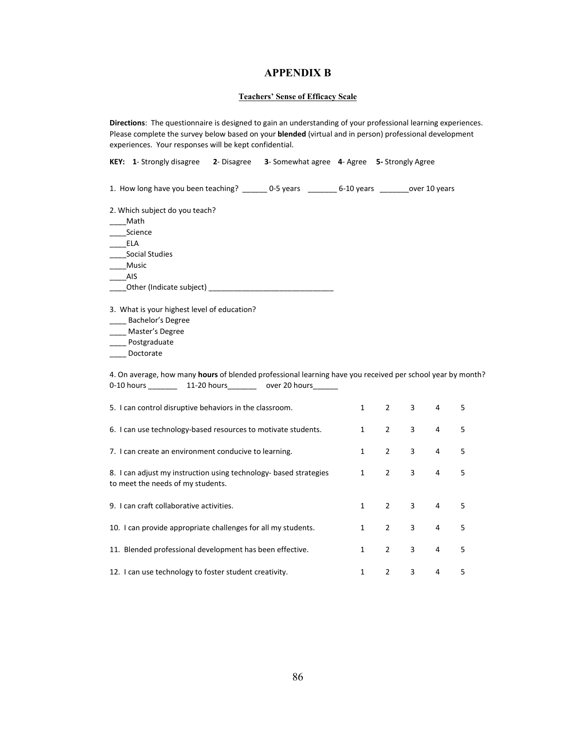# APPENDIX B

## Teachers' Sense of Efficacy Scale

**Directions**: The questionnaire is designed to gain an understanding of your professional learning experiences. Please complete the survey below based on your **blended** (virtual and in person) professional development experiences. Your responses will be kept confidential.

**KEY: 1**- Strongly disagree **2**- Disagree **3**- Somewhat agree **4**- Agree **5-** Strongly Agree

1. How long have you been teaching? ______ 0-5 years _______ 6-10 years _______over 10 years

2. Which subject do you teach?

____Math
____Science
____ELA
____Social Studies
____Music
____AIS
____Other (Indicate subject) ______________________________

3. What is your highest level of education?

____ Bachelor's Degree
____ Master's Degree
____ Postgraduate
____ Doctorate

4. On average, how many **hours** of blended professional learning have you received per school year by month?
0-10 hours _______ 11-20 hours_______ over 20 hours______

| | | | | | |
|---|---|---|---|---|---|
| 5. I can control disruptive behaviors in the classroom. | 1 | 2 | 3 | 4 | 5 |
| 6. I can use technology-based resources to motivate students. | 1 | 2 | 3 | 4 | 5 |
| 7. I can create an environment conducive to learning. | 1 | 2 | 3 | 4 | 5 |
| 8. I can adjust my instruction using technology- based strategies to meet the needs of my students. | 1 | 2 | 3 | 4 | 5 |
| 9. I can craft collaborative activities. | 1 | 2 | 3 | 4 | 5 |
| 10. I can provide appropriate challenges for all my students. | 1 | 2 | 3 | 4 | 5 |
| 11. Blended professional development has been effective. | 1 | 2 | 3 | 4 | 5 |
| 12. I can use technology to foster student creativity. | 1 | 2 | 3 | 4 | 5 |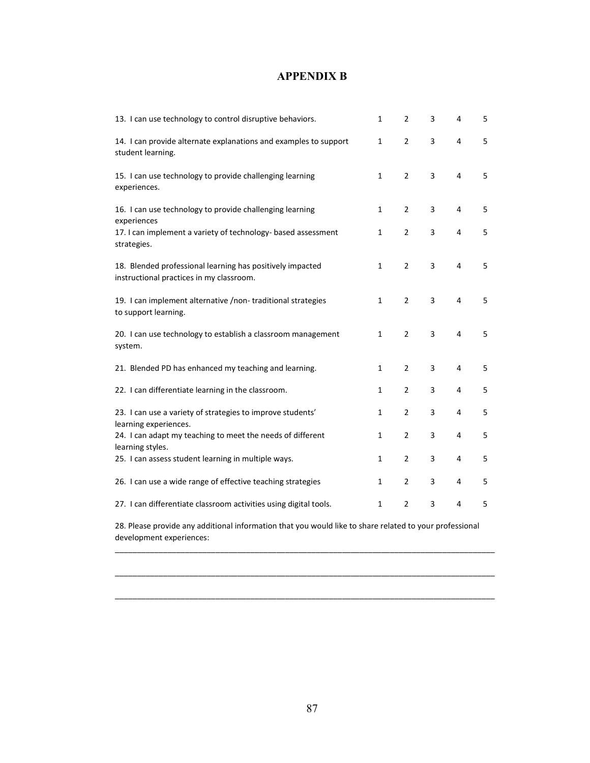# APPENDIX B

| | | | | | |
|---|---|---|---|---|---|
| 13. I can use technology to control disruptive behaviors. | 1 | 2 | 3 | 4 | 5 |
| 14. I can provide alternate explanations and examples to support student learning. | 1 | 2 | 3 | 4 | 5 |
| 15. I can use technology to provide challenging learning experiences. | 1 | 2 | 3 | 4 | 5 |
| 16. I can use technology to provide challenging learning experiences | 1 | 2 | 3 | 4 | 5 |
| 17. I can implement a variety of technology- based assessment strategies. | 1 | 2 | 3 | 4 | 5 |
| 18. Blended professional learning has positively impacted instructional practices in my classroom. | 1 | 2 | 3 | 4 | 5 |
| 19. I can implement alternative /non- traditional strategies to support learning. | 1 | 2 | 3 | 4 | 5 |
| 20. I can use technology to establish a classroom management system. | 1 | 2 | 3 | 4 | 5 |
| 21. Blended PD has enhanced my teaching and learning. | 1 | 2 | 3 | 4 | 5 |
| 22. I can differentiate learning in the classroom. | 1 | 2 | 3 | 4 | 5 |
| 23. I can use a variety of strategies to improve students' learning experiences. | 1 | 2 | 3 | 4 | 5 |
| 24. I can adapt my teaching to meet the needs of different learning styles. | 1 | 2 | 3 | 4 | 5 |
| 25. I can assess student learning in multiple ways. | 1 | 2 | 3 | 4 | 5 |
| 26. I can use a wide range of effective teaching strategies | 1 | 2 | 3 | 4 | 5 |
| 27. I can differentiate classroom activities using digital tools. | 1 | 2 | 3 | 4 | 5 |

28. Please provide any additional information that you would like to share related to your professional development experiences:

______________________________________________________________________________________

______________________________________________________________________________________

______________________________________________________________________________________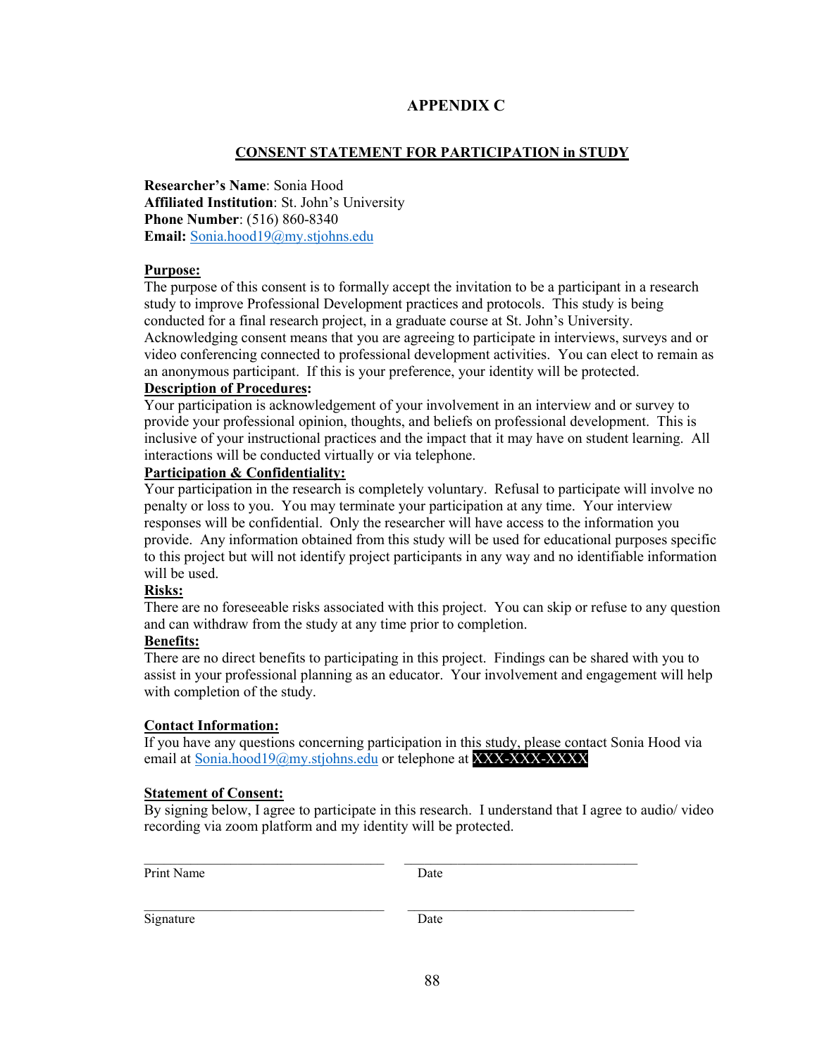# APPENDIX C

## CONSENT STATEMENT FOR PARTICIPATION in STUDY

**Researcher's Name**: Sonia Hood
**Affiliated Institution**: St. John's University
**Phone Number**: (516) 860-8340
**Email:** Sonia.hood19@my.stjohns.edu

**Purpose:**
The purpose of this consent is to formally accept the invitation to be a participant in a research study to improve Professional Development practices and protocols. This study is being conducted for a final research project, in a graduate course at St. John's University. Acknowledging consent means that you are agreeing to participate in interviews, surveys and or video conferencing connected to professional development activities. You can elect to remain as an anonymous participant. If this is your preference, your identity will be protected.

**Description of Procedures:**
Your participation is acknowledgement of your involvement in an interview and or survey to provide your professional opinion, thoughts, and beliefs on professional development. This is inclusive of your instructional practices and the impact that it may have on student learning. All interactions will be conducted virtually or via telephone.

**Participation & Confidentiality:**
Your participation in the research is completely voluntary. Refusal to participate will involve no penalty or loss to you. You may terminate your participation at any time. Your interview responses will be confidential. Only the researcher will have access to the information you provide. Any information obtained from this study will be used for educational purposes specific to this project but will not identify project participants in any way and no identifiable information will be used.

**Risks:**
There are no foreseeable risks associated with this project. You can skip or refuse to any question and can withdraw from the study at any time prior to completion.

**Benefits:**
There are no direct benefits to participating in this project. Findings can be shared with you to assist in your professional planning as an educator. Your involvement and engagement will help with completion of the study.

**Contact Information:**
If you have any questions concerning participation in this study, please contact Sonia Hood via email at Sonia.hood19@my.stjohns.edu or telephone at XXX-XXX-XXXX

**Statement of Consent:**
By signing below, I agree to participate in this research. I understand that I agree to audio/ video recording via zoom platform and my identity will be protected.

_________________________________ _________________________________
Print Name Date

_________________________________ _________________________________
Signature Date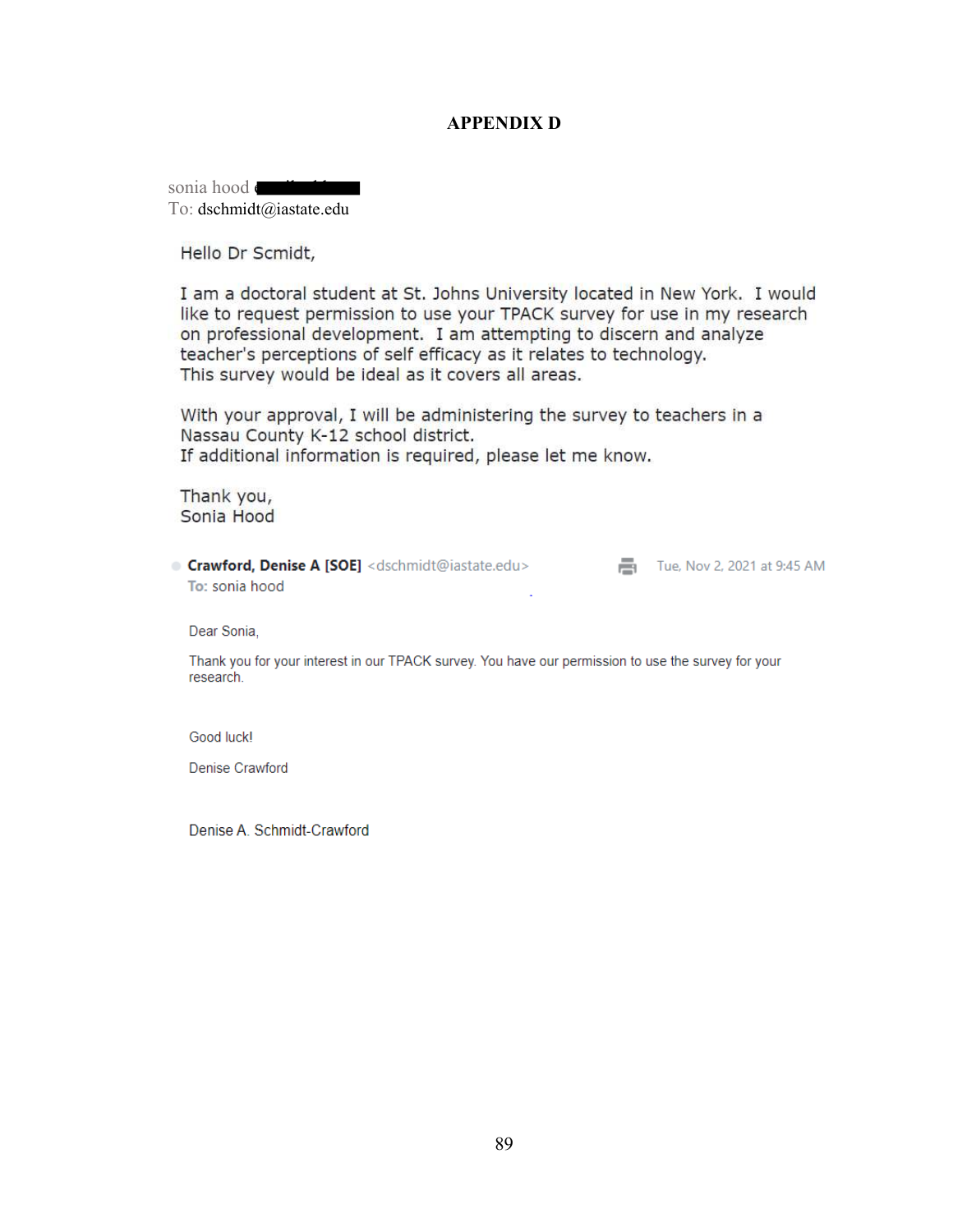# APPENDIX D

sonia hood
To: dschmidt@iastate.edu

Hello Dr Scmidt,

I am a doctoral student at St. Johns University located in New York. I would like to request permission to use your TPACK survey for use in my research on professional development. I am attempting to discern and analyze teacher's perceptions of self efficacy as it relates to technology. This survey would be ideal as it covers all areas.

With your approval, I will be administering the survey to teachers in a Nassau County K-12 school district.
If additional information is required, please let me know.

Thank you,
Sonia Hood

**Crawford, Denise A [SOE]** <dschmidt@iastate.edu> Tue, Nov 2, 2021 at 9:45 AM
To: sonia hood

Dear Sonia,

Thank you for your interest in our TPACK survey. You have our permission to use the survey for your research.

Good luck!

Denise Crawford

Denise A. Schmidt-Crawford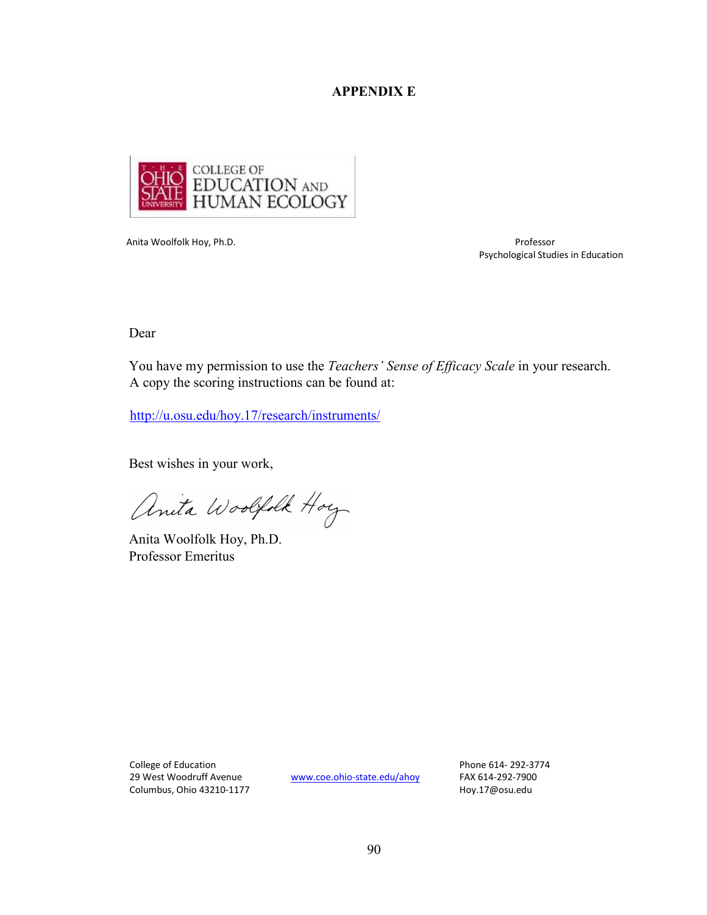# APPENDIX E

THE OHIO STATE UNIVERSITY COLLEGE OF EDUCATION AND HUMAN ECOLOGY

Anita Woolfolk Hoy, Ph.D.

Professor
Psychological Studies in Education

Dear

You have my permission to use the *Teachers' Sense of Efficacy Scale* in your research. A copy the scoring instructions can be found at:

http://u.osu.edu/hoy.17/research/instruments/

Best wishes in your work,

Anita Woolfolk Hoy

Anita Woolfolk Hoy, Ph.D.
Professor Emeritus

College of Education
29 West Woodruff Avenue
Columbus, Ohio 43210-1177

www.coe.ohio-state.edu/ahoy

Phone 614- 292-3774
FAX 614-292-7900
Hoy.17@osu.edu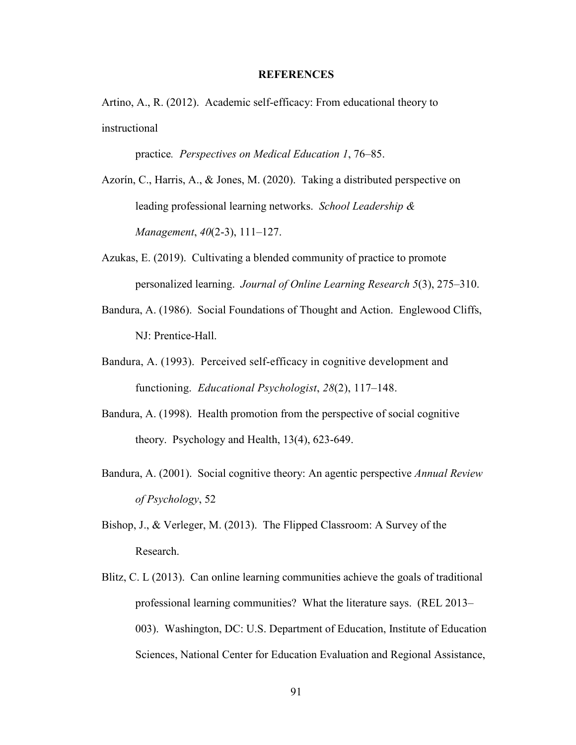**REFERENCES**

Artino, A., R. (2012). Academic self-efficacy: From educational theory to instructional practice*. Perspectives on Medical Education 1*, 76–85.

Azorín, C., Harris, A., & Jones, M. (2020). Taking a distributed perspective on leading professional learning networks. *School Leadership & Management*, *40*(2-3), 111–127.

Azukas, E. (2019). Cultivating a blended community of practice to promote personalized learning. *Journal of Online Learning Research 5*(3), 275–310.

Bandura, A. (1986). Social Foundations of Thought and Action. Englewood Cliffs, NJ: Prentice-Hall.

Bandura, A. (1993). Perceived self-efficacy in cognitive development and functioning. *Educational Psychologist*, *28*(2), 117–148.

Bandura, A. (1998). Health promotion from the perspective of social cognitive theory. Psychology and Health, 13(4), 623-649.

Bandura, A. (2001). Social cognitive theory: An agentic perspective *Annual Review of Psychology*, 52

Bishop, J., & Verleger, M. (2013). The Flipped Classroom: A Survey of the Research.

Blitz, C. L (2013). Can online learning communities achieve the goals of traditional professional learning communities? What the literature says. (REL 2013–003). Washington, DC: U.S. Department of Education, Institute of Education Sciences, National Center for Education Evaluation and Regional Assistance,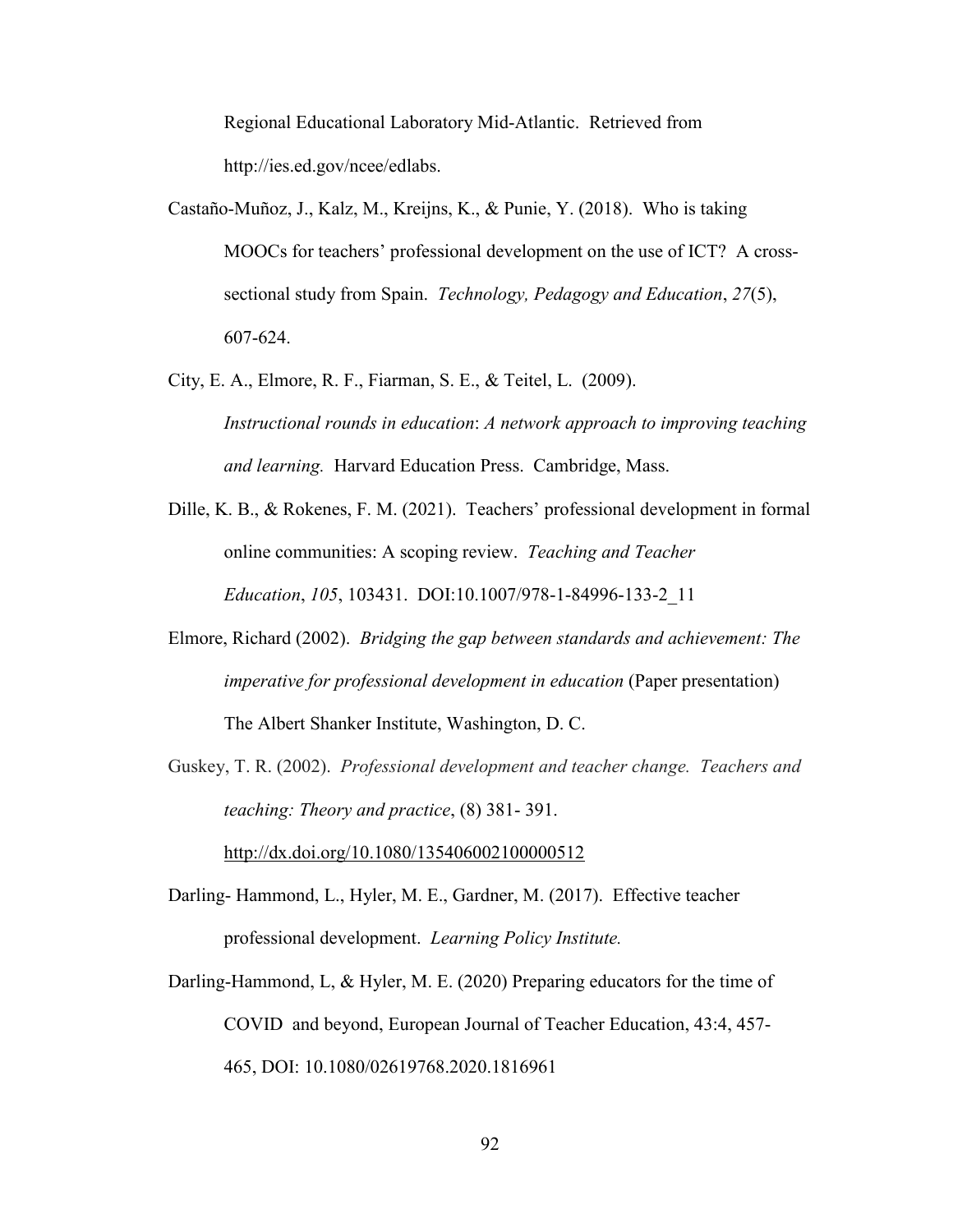Regional Educational Laboratory Mid-Atlantic. Retrieved from http://ies.ed.gov/ncee/edlabs.

Castaño-Muñoz, J., Kalz, M., Kreijns, K., & Punie, Y. (2018). Who is taking MOOCs for teachers' professional development on the use of ICT? A cross-sectional study from Spain. *Technology, Pedagogy and Education*, *27*(5), 607-624.

City, E. A., Elmore, R. F., Fiarman, S. E., & Teitel, L. (2009). *Instructional rounds in education*: *A network approach to improving teaching and learning.* Harvard Education Press. Cambridge, Mass.

Dille, K. B., & Rokenes, F. M. (2021). Teachers' professional development in formal online communities: A scoping review. *Teaching and Teacher Education*, *105*, 103431. DOI:10.1007/978-1-84996-133-2_11

Elmore, Richard (2002). *Bridging the gap between standards and achievement: The imperative for professional development in education* (Paper presentation) The Albert Shanker Institute, Washington, D. C.

Guskey, T. R. (2002). *Professional development and teacher change. Teachers and teaching: Theory and practice*, (8) 381- 391. http://dx.doi.org/10.1080/135406002100000512

Darling- Hammond, L., Hyler, M. E., Gardner, M. (2017). Effective teacher professional development. *Learning Policy Institute.*

Darling-Hammond, L, & Hyler, M. E. (2020) Preparing educators for the time of COVID and beyond, European Journal of Teacher Education, 43:4, 457-465, DOI: 10.1080/02619768.2020.1816961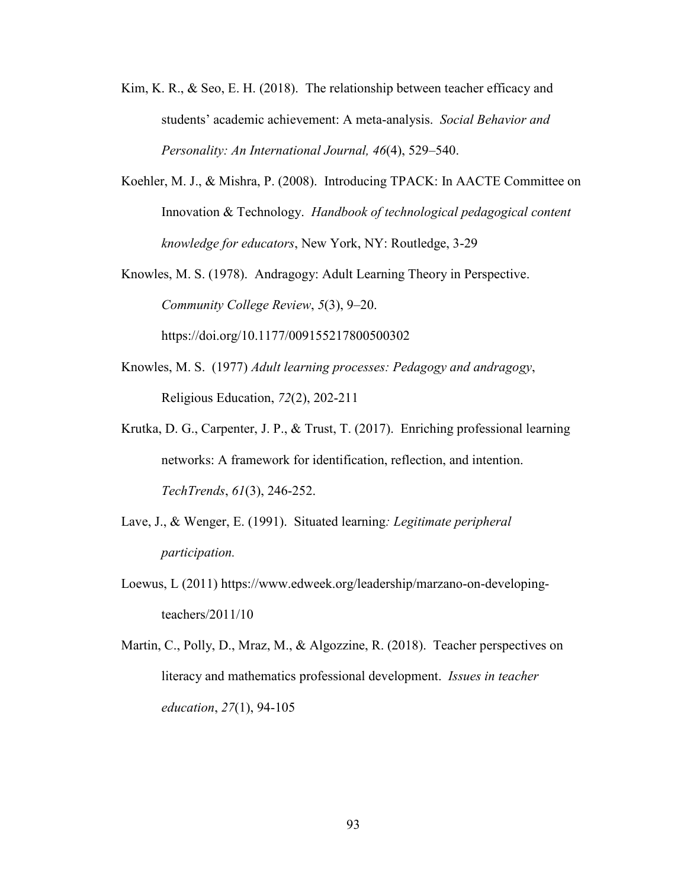Kim, K. R., & Seo, E. H. (2018). The relationship between teacher efficacy and students' academic achievement: A meta-analysis. *Social Behavior and Personality: An International Journal, 46*(4), 529–540.

Koehler, M. J., & Mishra, P. (2008). Introducing TPACK: In AACTE Committee on Innovation & Technology. *Handbook of technological pedagogical content knowledge for educators*, New York, NY: Routledge, 3-29

Knowles, M. S. (1978). Andragogy: Adult Learning Theory in Perspective. *Community College Review*, *5*(3), 9–20. https://doi.org/10.1177/009155217800500302

Knowles, M. S. (1977) *Adult learning processes: Pedagogy and andragogy*, Religious Education, *72*(2), 202-211

Krutka, D. G., Carpenter, J. P., & Trust, T. (2017). Enriching professional learning networks: A framework for identification, reflection, and intention. *TechTrends*, *61*(3), 246-252.

Lave, J., & Wenger, E. (1991). Situated learning*: Legitimate peripheral participation.*

Loewus, L (2011) https://www.edweek.org/leadership/marzano-on-developing-teachers/2011/10

Martin, C., Polly, D., Mraz, M., & Algozzine, R. (2018). Teacher perspectives on literacy and mathematics professional development. *Issues in teacher education*, *27*(1), 94-105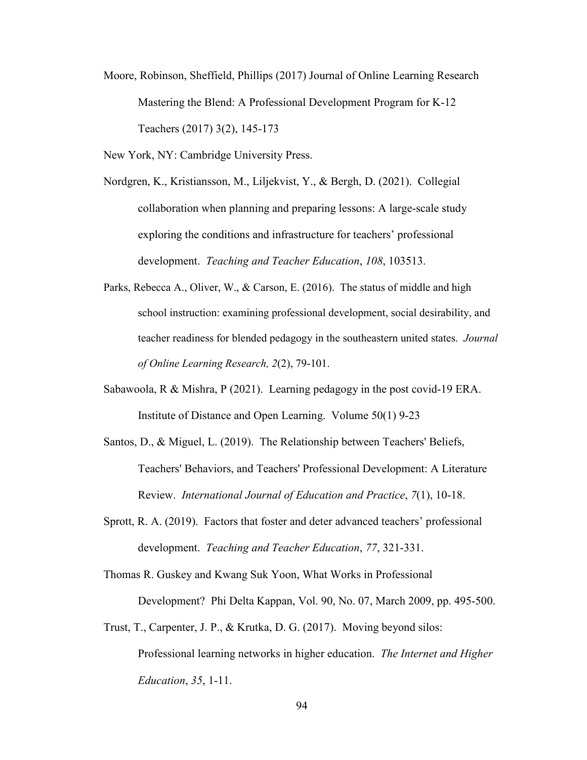Moore, Robinson, Sheffield, Phillips (2017) Journal of Online Learning Research Mastering the Blend: A Professional Development Program for K-12 Teachers (2017) 3(2), 145-173

New York, NY: Cambridge University Press.

Nordgren, K., Kristiansson, M., Liljekvist, Y., & Bergh, D. (2021). Collegial collaboration when planning and preparing lessons: A large-scale study exploring the conditions and infrastructure for teachers' professional development. *Teaching and Teacher Education*, *108*, 103513.

Parks, Rebecca A., Oliver, W., & Carson, E. (2016). The status of middle and high school instruction: examining professional development, social desirability, and teacher readiness for blended pedagogy in the southeastern united states. *Journal of Online Learning Research, 2*(2), 79-101.

Sabawoola, R & Mishra, P (2021). Learning pedagogy in the post covid-19 ERA. Institute of Distance and Open Learning. Volume 50(1) 9-23

Santos, D., & Miguel, L. (2019). The Relationship between Teachers' Beliefs, Teachers' Behaviors, and Teachers' Professional Development: A Literature Review. *International Journal of Education and Practice*, *7*(1), 10-18.

Sprott, R. A. (2019). Factors that foster and deter advanced teachers' professional development. *Teaching and Teacher Education*, *77*, 321-331.

Thomas R. Guskey and Kwang Suk Yoon, What Works in Professional Development? Phi Delta Kappan, Vol. 90, No. 07, March 2009, pp. 495-500.

Trust, T., Carpenter, J. P., & Krutka, D. G. (2017). Moving beyond silos: Professional learning networks in higher education. *The Internet and Higher Education*, *35*, 1-11.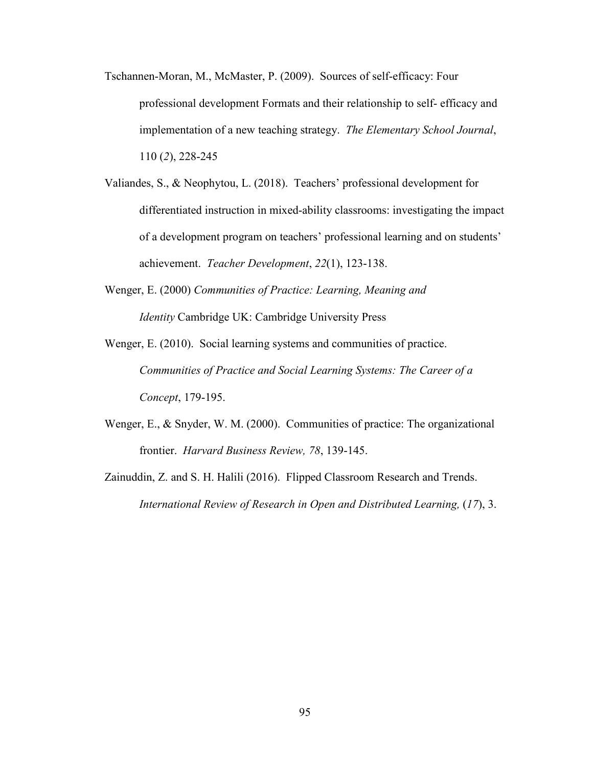Tschannen-Moran, M., McMaster, P. (2009). Sources of self-efficacy: Four professional development Formats and their relationship to self- efficacy and implementation of a new teaching strategy. *The Elementary School Journal*, 110 (*2*), 228-245

Valiandes, S., & Neophytou, L. (2018). Teachers' professional development for differentiated instruction in mixed-ability classrooms: investigating the impact of a development program on teachers' professional learning and on students' achievement. *Teacher Development*, *22*(1), 123-138.

Wenger, E. (2000) *Communities of Practice: Learning, Meaning and Identity* Cambridge UK: Cambridge University Press

Wenger, E. (2010). Social learning systems and communities of practice. *Communities of Practice and Social Learning Systems: The Career of a Concept*, 179-195.

Wenger, E., & Snyder, W. M. (2000). Communities of practice: The organizational frontier. *Harvard Business Review, 78*, 139-145.

Zainuddin, Z. and S. H. Halili (2016). Flipped Classroom Research and Trends. *International Review of Research in Open and Distributed Learning,* (*17*), 3.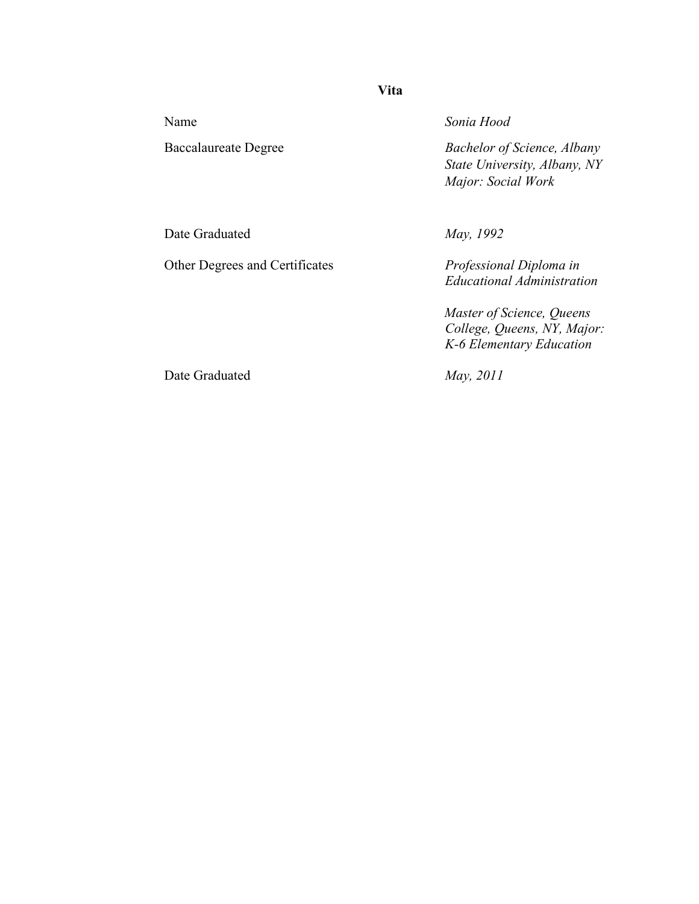## Vita

| | |
|---|---|
| Name | *Sonia Hood* |
| Baccalaureate Degree | *Bachelor of Science, Albany State University, Albany, NY Major: Social Work* |
| Date Graduated | *May, 1992* |
| Other Degrees and Certificates | *Professional Diploma in Educational Administration* |
| | *Master of Science, Queens College, Queens, NY, Major: K-6 Elementary Education* |
| Date Graduated | *May, 2011* |